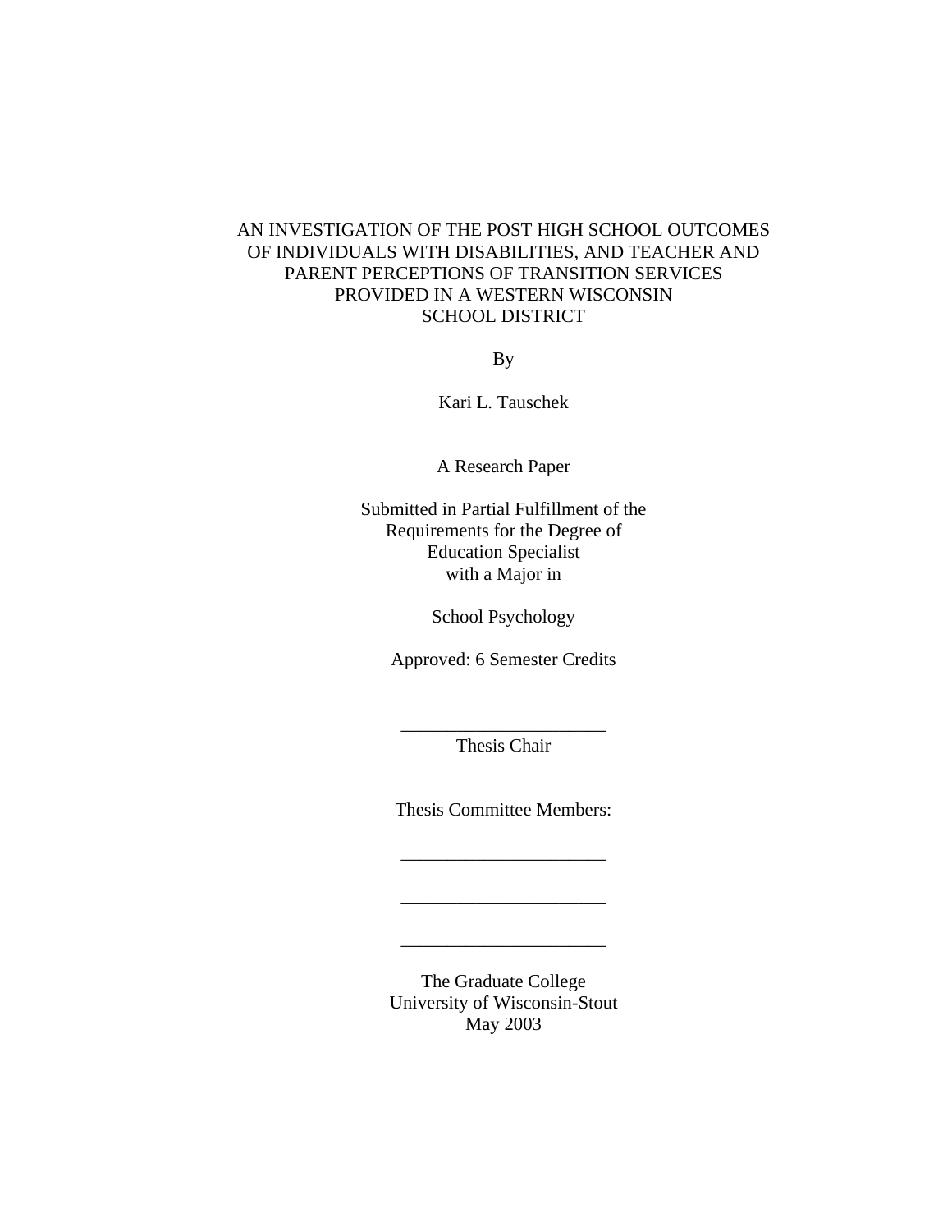# AN INVESTIGATION OF THE POST HIGH SCHOOL OUTCOMES OF INDIVIDUALS WITH DISABILITIES, AND TEACHER AND PARENT PERCEPTIONS OF TRANSITION SERVICES PROVIDED IN A WESTERN WISCONSIN SCHOOL DISTRICT

By

Kari L. Tauschek

A Research Paper

Submitted in Partial Fulfillment of the
Requirements for the Degree of
Education Specialist
with a Major in

School Psychology

Approved: 6 Semester Credits

______________________
Thesis Chair

Thesis Committee Members:

______________________

______________________

______________________

The Graduate College
University of Wisconsin-Stout
May 2003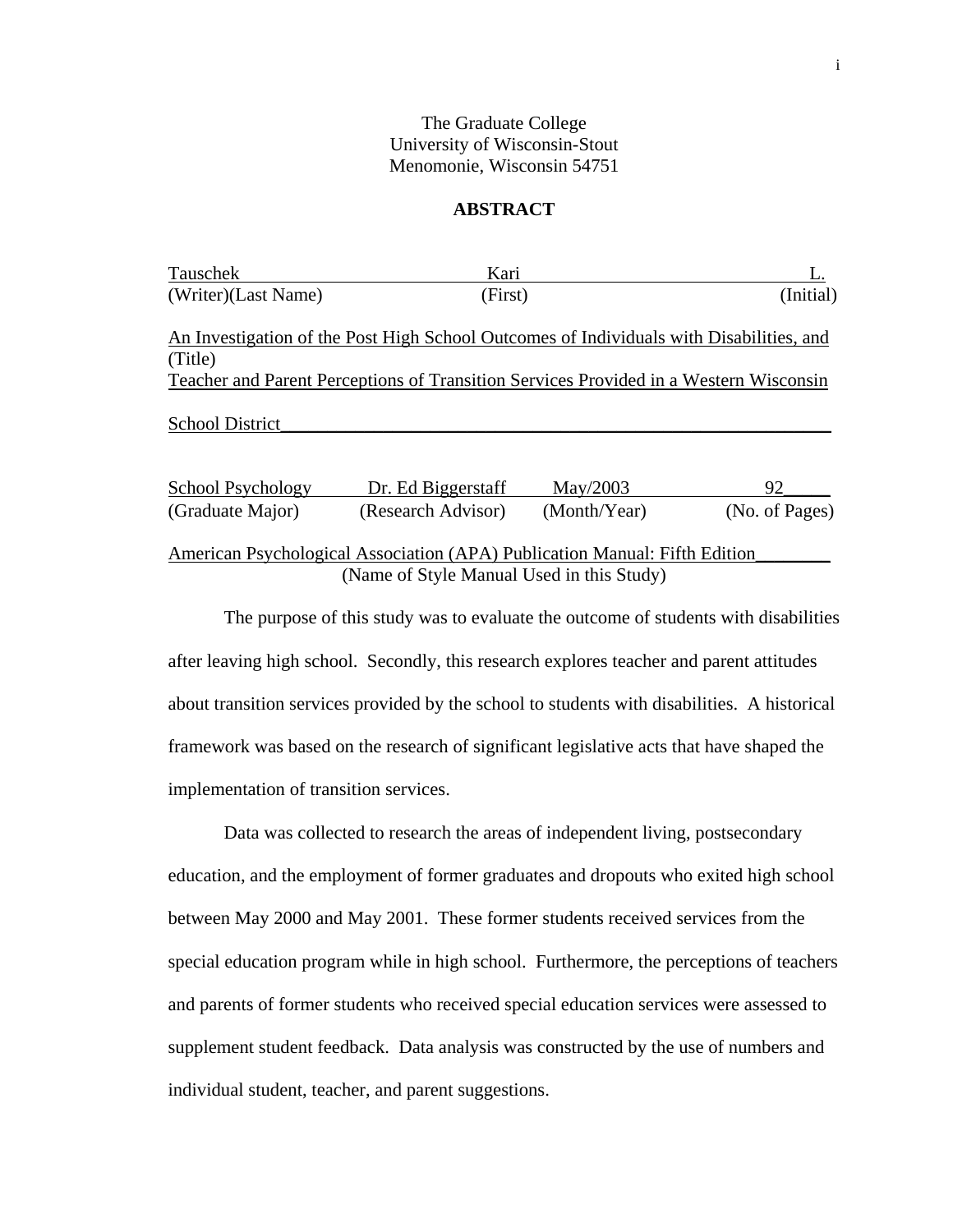The Graduate College
University of Wisconsin-Stout
Menomonie, Wisconsin 54751

## ABSTRACT

| Tauschek | Kari | L. |
|---|---|---|
| (Writer)(Last Name) | (First) | (Initial) |

An Investigation of the Post High School Outcomes of Individuals with Disabilities, and Teacher and Parent Perceptions of Transition Services Provided in a Western Wisconsin School District
(Title)

| School Psychology | Dr. Ed Biggerstaff | May/2003 | 92 |
|---|---|---|---|
| (Graduate Major) | (Research Advisor) | (Month/Year) | (No. of Pages) |

American Psychological Association (APA) Publication Manual: Fifth Edition
(Name of Style Manual Used in this Study)

The purpose of this study was to evaluate the outcome of students with disabilities after leaving high school. Secondly, this research explores teacher and parent attitudes about transition services provided by the school to students with disabilities. A historical framework was based on the research of significant legislative acts that have shaped the implementation of transition services.

Data was collected to research the areas of independent living, postsecondary education, and the employment of former graduates and dropouts who exited high school between May 2000 and May 2001. These former students received services from the special education program while in high school. Furthermore, the perceptions of teachers and parents of former students who received special education services were assessed to supplement student feedback. Data analysis was constructed by the use of numbers and individual student, teacher, and parent suggestions.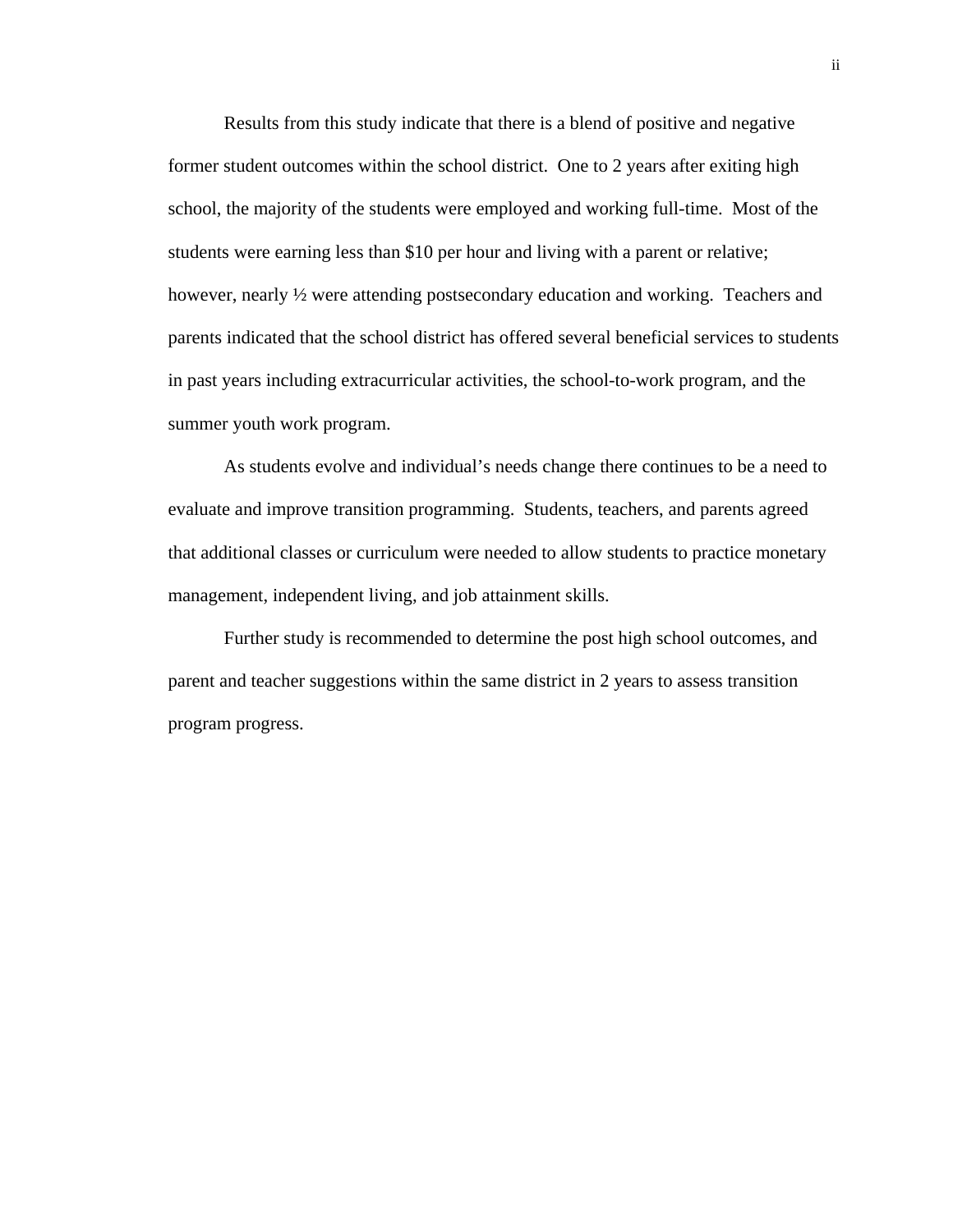Results from this study indicate that there is a blend of positive and negative former student outcomes within the school district. One to 2 years after exiting high school, the majority of the students were employed and working full-time. Most of the students were earning less than $10 per hour and living with a parent or relative; however, nearly ½ were attending postsecondary education and working. Teachers and parents indicated that the school district has offered several beneficial services to students in past years including extracurricular activities, the school-to-work program, and the summer youth work program.

As students evolve and individual's needs change there continues to be a need to evaluate and improve transition programming. Students, teachers, and parents agreed that additional classes or curriculum were needed to allow students to practice monetary management, independent living, and job attainment skills.

Further study is recommended to determine the post high school outcomes, and parent and teacher suggestions within the same district in 2 years to assess transition program progress.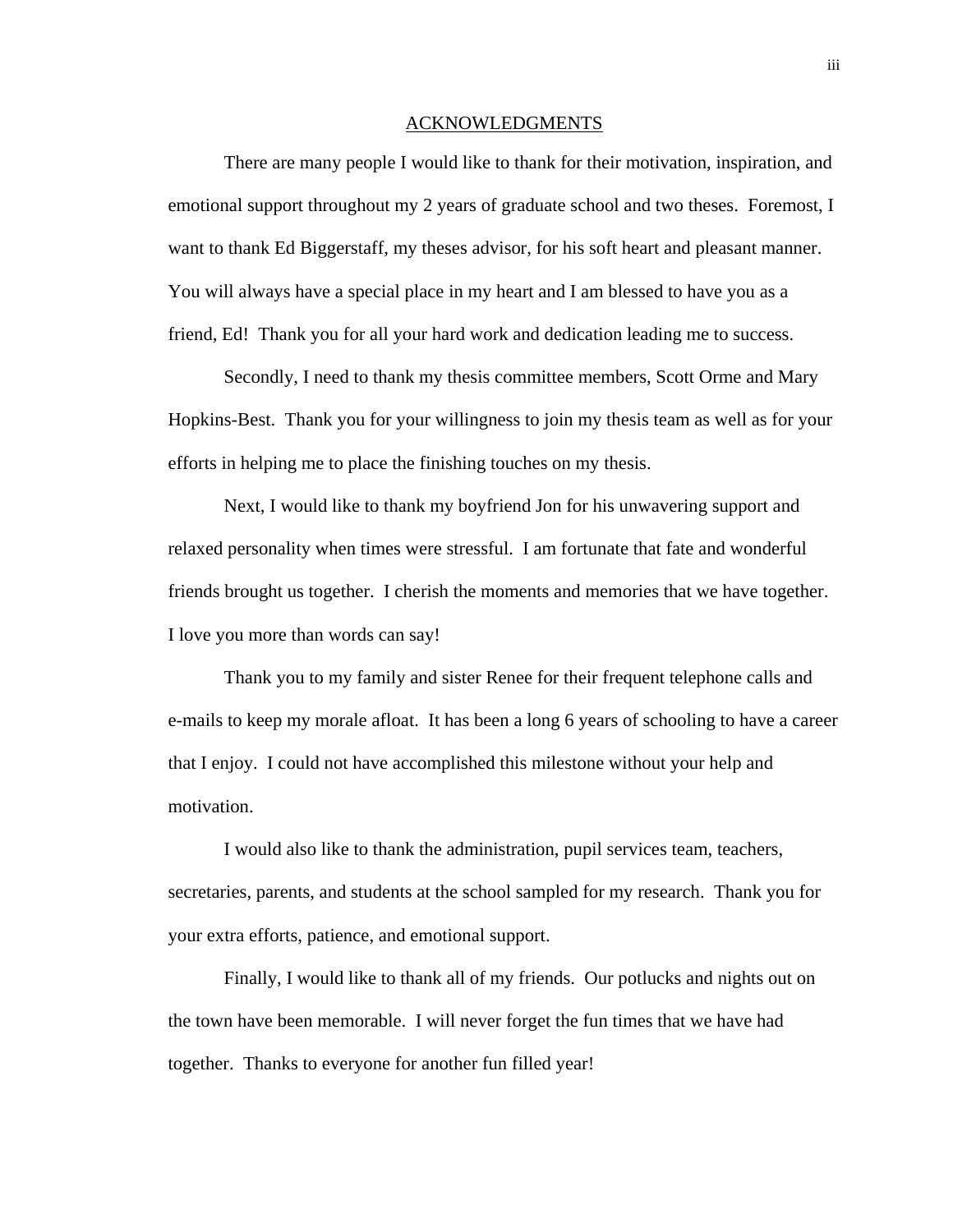## ACKNOWLEDGMENTS

There are many people I would like to thank for their motivation, inspiration, and emotional support throughout my 2 years of graduate school and two theses. Foremost, I want to thank Ed Biggerstaff, my theses advisor, for his soft heart and pleasant manner. You will always have a special place in my heart and I am blessed to have you as a friend, Ed! Thank you for all your hard work and dedication leading me to success.

Secondly, I need to thank my thesis committee members, Scott Orme and Mary Hopkins-Best. Thank you for your willingness to join my thesis team as well as for your efforts in helping me to place the finishing touches on my thesis.

Next, I would like to thank my boyfriend Jon for his unwavering support and relaxed personality when times were stressful. I am fortunate that fate and wonderful friends brought us together. I cherish the moments and memories that we have together. I love you more than words can say!

Thank you to my family and sister Renee for their frequent telephone calls and e-mails to keep my morale afloat. It has been a long 6 years of schooling to have a career that I enjoy. I could not have accomplished this milestone without your help and motivation.

I would also like to thank the administration, pupil services team, teachers, secretaries, parents, and students at the school sampled for my research. Thank you for your extra efforts, patience, and emotional support.

Finally, I would like to thank all of my friends. Our potlucks and nights out on the town have been memorable. I will never forget the fun times that we have had together. Thanks to everyone for another fun filled year!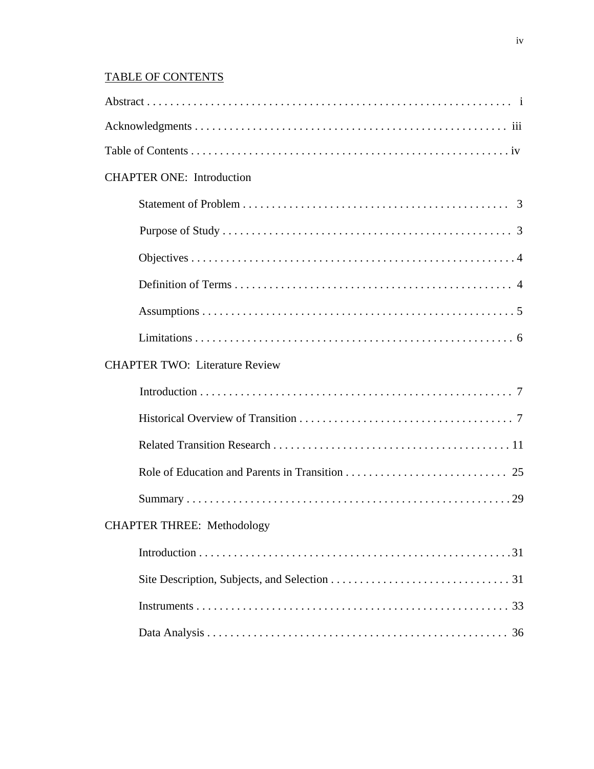TABLE OF CONTENTS

Abstract . . . . . . . . . . . . . . . . . . . . . . . . . . . . . . . . . . . . . . . . . . . . . . . . . . . . . . . . . . . . . . . i

Acknowledgments . . . . . . . . . . . . . . . . . . . . . . . . . . . . . . . . . . . . . . . . . . . . . . . . . . . . . . iii

Table of Contents . . . . . . . . . . . . . . . . . . . . . . . . . . . . . . . . . . . . . . . . . . . . . . . . . . . . . . . iv

CHAPTER ONE: Introduction

- Statement of Problem . . . . . . . . . . . . . . . . . . . . . . . . . . . . . . . . . . . . . . . . . . . . . . 3
- Purpose of Study . . . . . . . . . . . . . . . . . . . . . . . . . . . . . . . . . . . . . . . . . . . . . . . . . . 3
- Objectives . . . . . . . . . . . . . . . . . . . . . . . . . . . . . . . . . . . . . . . . . . . . . . . . . . . . . . . . . 4
- Definition of Terms . . . . . . . . . . . . . . . . . . . . . . . . . . . . . . . . . . . . . . . . . . . . . . . . . 4
- Assumptions . . . . . . . . . . . . . . . . . . . . . . . . . . . . . . . . . . . . . . . . . . . . . . . . . . . . . . . 5
- Limitations . . . . . . . . . . . . . . . . . . . . . . . . . . . . . . . . . . . . . . . . . . . . . . . . . . . . . . . . 6

CHAPTER TWO: Literature Review

- Introduction . . . . . . . . . . . . . . . . . . . . . . . . . . . . . . . . . . . . . . . . . . . . . . . . . . . . . . . 7
- Historical Overview of Transition . . . . . . . . . . . . . . . . . . . . . . . . . . . . . . . . . . . . . 7
- Related Transition Research . . . . . . . . . . . . . . . . . . . . . . . . . . . . . . . . . . . . . . . . . 11
- Role of Education and Parents in Transition . . . . . . . . . . . . . . . . . . . . . . . . . . . . 25
- Summary . . . . . . . . . . . . . . . . . . . . . . . . . . . . . . . . . . . . . . . . . . . . . . . . . . . . . . . . . 29

CHAPTER THREE: Methodology

- Introduction . . . . . . . . . . . . . . . . . . . . . . . . . . . . . . . . . . . . . . . . . . . . . . . . . . . . . . . 31
- Site Description, Subjects, and Selection . . . . . . . . . . . . . . . . . . . . . . . . . . . . . . . 31
- Instruments . . . . . . . . . . . . . . . . . . . . . . . . . . . . . . . . . . . . . . . . . . . . . . . . . . . . . . . 33
- Data Analysis . . . . . . . . . . . . . . . . . . . . . . . . . . . . . . . . . . . . . . . . . . . . . . . . . . . . . 36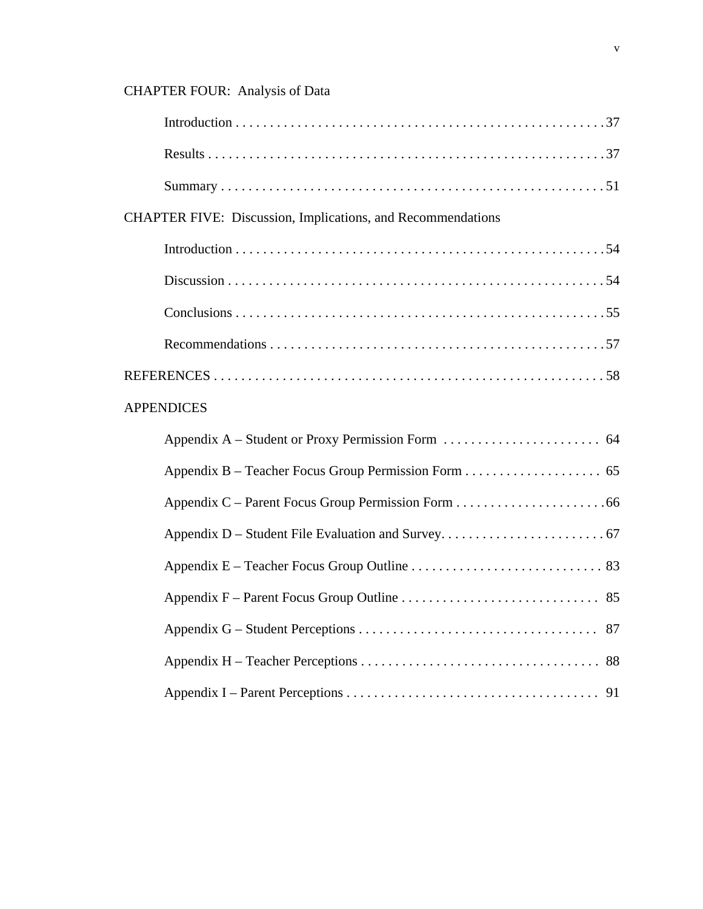CHAPTER FOUR: Analysis of Data

- Introduction . . . . . . . . . . . . . . . . . . . . . . . . . . . . . . . . . . . . . . . . . . . . . . . . . . . . . 37
- Results . . . . . . . . . . . . . . . . . . . . . . . . . . . . . . . . . . . . . . . . . . . . . . . . . . . . . . . . . 37
- Summary . . . . . . . . . . . . . . . . . . . . . . . . . . . . . . . . . . . . . . . . . . . . . . . . . . . . . . . 51

CHAPTER FIVE: Discussion, Implications, and Recommendations

- Introduction . . . . . . . . . . . . . . . . . . . . . . . . . . . . . . . . . . . . . . . . . . . . . . . . . . . . . . 54
- Discussion . . . . . . . . . . . . . . . . . . . . . . . . . . . . . . . . . . . . . . . . . . . . . . . . . . . . . . . 54
- Conclusions . . . . . . . . . . . . . . . . . . . . . . . . . . . . . . . . . . . . . . . . . . . . . . . . . . . . . . 55
- Recommendations . . . . . . . . . . . . . . . . . . . . . . . . . . . . . . . . . . . . . . . . . . . . . . . . . 57

REFERENCES . . . . . . . . . . . . . . . . . . . . . . . . . . . . . . . . . . . . . . . . . . . . . . . . . . . . . . . . . 58

APPENDICES

- Appendix A – Student or Proxy Permission Form . . . . . . . . . . . . . . . . . . . . . . . 64
- Appendix B – Teacher Focus Group Permission Form . . . . . . . . . . . . . . . . . . . . 65
- Appendix C – Parent Focus Group Permission Form . . . . . . . . . . . . . . . . . . . . . . 66
- Appendix D – Student File Evaluation and Survey. . . . . . . . . . . . . . . . . . . . . . . . 67
- Appendix E – Teacher Focus Group Outline . . . . . . . . . . . . . . . . . . . . . . . . . . . . 83
- Appendix F – Parent Focus Group Outline . . . . . . . . . . . . . . . . . . . . . . . . . . . . . 85
- Appendix G – Student Perceptions . . . . . . . . . . . . . . . . . . . . . . . . . . . . . . . . . . . 87
- Appendix H – Teacher Perceptions . . . . . . . . . . . . . . . . . . . . . . . . . . . . . . . . . . . 88
- Appendix I – Parent Perceptions . . . . . . . . . . . . . . . . . . . . . . . . . . . . . . . . . . . . . 91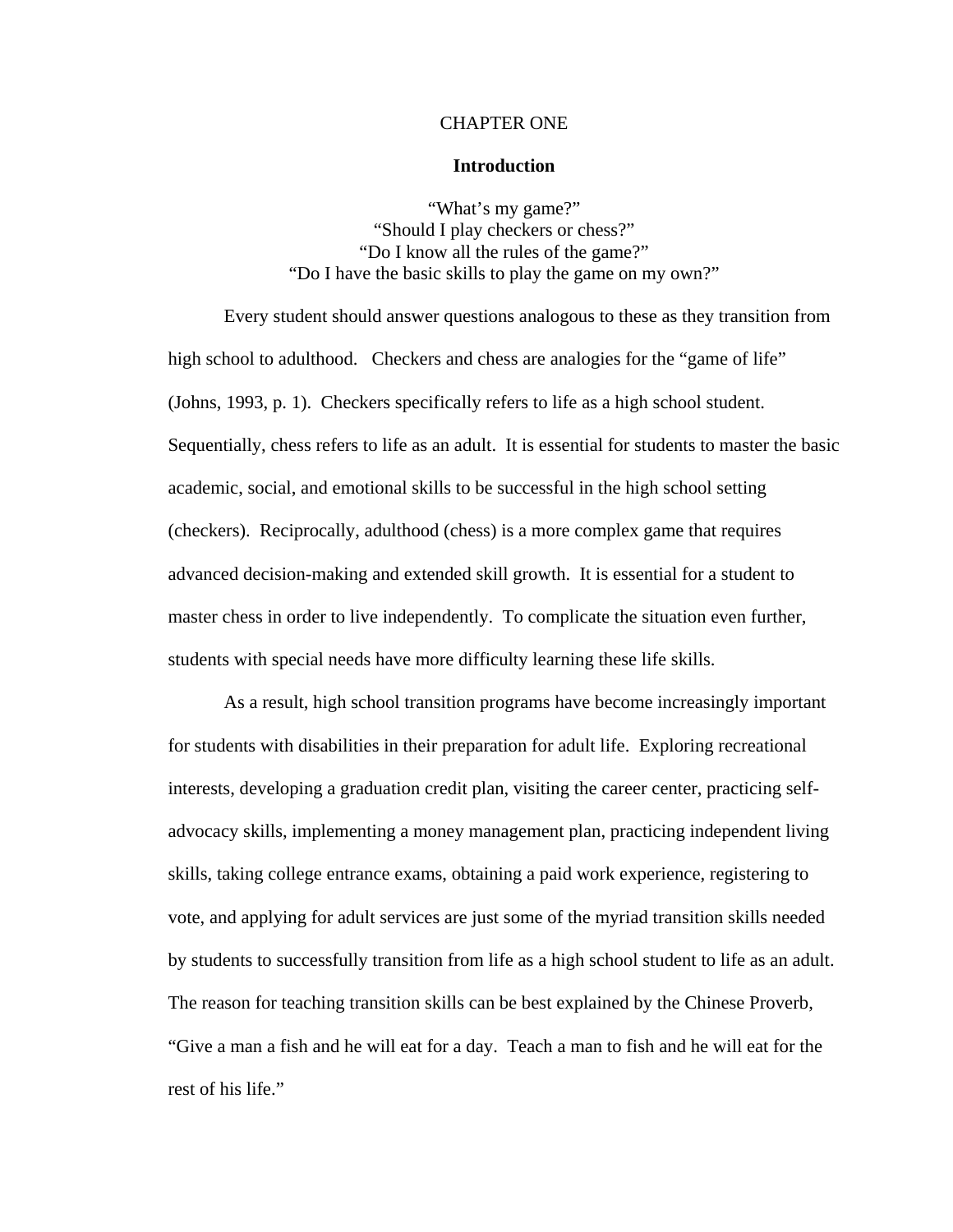# CHAPTER ONE

## Introduction

"What's my game?"
"Should I play checkers or chess?"
"Do I know all the rules of the game?"
"Do I have the basic skills to play the game on my own?"

Every student should answer questions analogous to these as they transition from high school to adulthood. Checkers and chess are analogies for the "game of life" (Johns, 1993, p. 1). Checkers specifically refers to life as a high school student. Sequentially, chess refers to life as an adult. It is essential for students to master the basic academic, social, and emotional skills to be successful in the high school setting (checkers). Reciprocally, adulthood (chess) is a more complex game that requires advanced decision-making and extended skill growth. It is essential for a student to master chess in order to live independently. To complicate the situation even further, students with special needs have more difficulty learning these life skills.

As a result, high school transition programs have become increasingly important for students with disabilities in their preparation for adult life. Exploring recreational interests, developing a graduation credit plan, visiting the career center, practicing self-advocacy skills, implementing a money management plan, practicing independent living skills, taking college entrance exams, obtaining a paid work experience, registering to vote, and applying for adult services are just some of the myriad transition skills needed by students to successfully transition from life as a high school student to life as an adult. The reason for teaching transition skills can be best explained by the Chinese Proverb, "Give a man a fish and he will eat for a day. Teach a man to fish and he will eat for the rest of his life."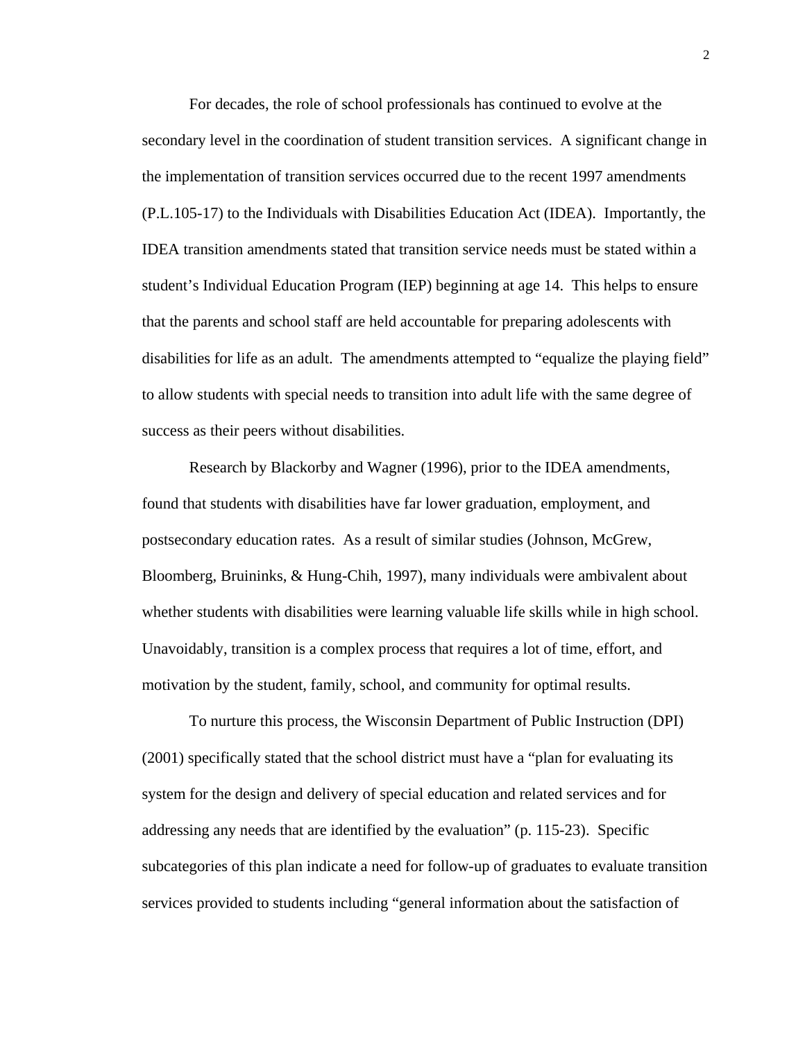For decades, the role of school professionals has continued to evolve at the secondary level in the coordination of student transition services. A significant change in the implementation of transition services occurred due to the recent 1997 amendments (P.L.105-17) to the Individuals with Disabilities Education Act (IDEA). Importantly, the IDEA transition amendments stated that transition service needs must be stated within a student's Individual Education Program (IEP) beginning at age 14. This helps to ensure that the parents and school staff are held accountable for preparing adolescents with disabilities for life as an adult. The amendments attempted to "equalize the playing field" to allow students with special needs to transition into adult life with the same degree of success as their peers without disabilities.

Research by Blackorby and Wagner (1996), prior to the IDEA amendments, found that students with disabilities have far lower graduation, employment, and postsecondary education rates. As a result of similar studies (Johnson, McGrew, Bloomberg, Bruininks, & Hung-Chih, 1997), many individuals were ambivalent about whether students with disabilities were learning valuable life skills while in high school. Unavoidably, transition is a complex process that requires a lot of time, effort, and motivation by the student, family, school, and community for optimal results.

To nurture this process, the Wisconsin Department of Public Instruction (DPI) (2001) specifically stated that the school district must have a "plan for evaluating its system for the design and delivery of special education and related services and for addressing any needs that are identified by the evaluation" (p. 115-23). Specific subcategories of this plan indicate a need for follow-up of graduates to evaluate transition services provided to students including "general information about the satisfaction of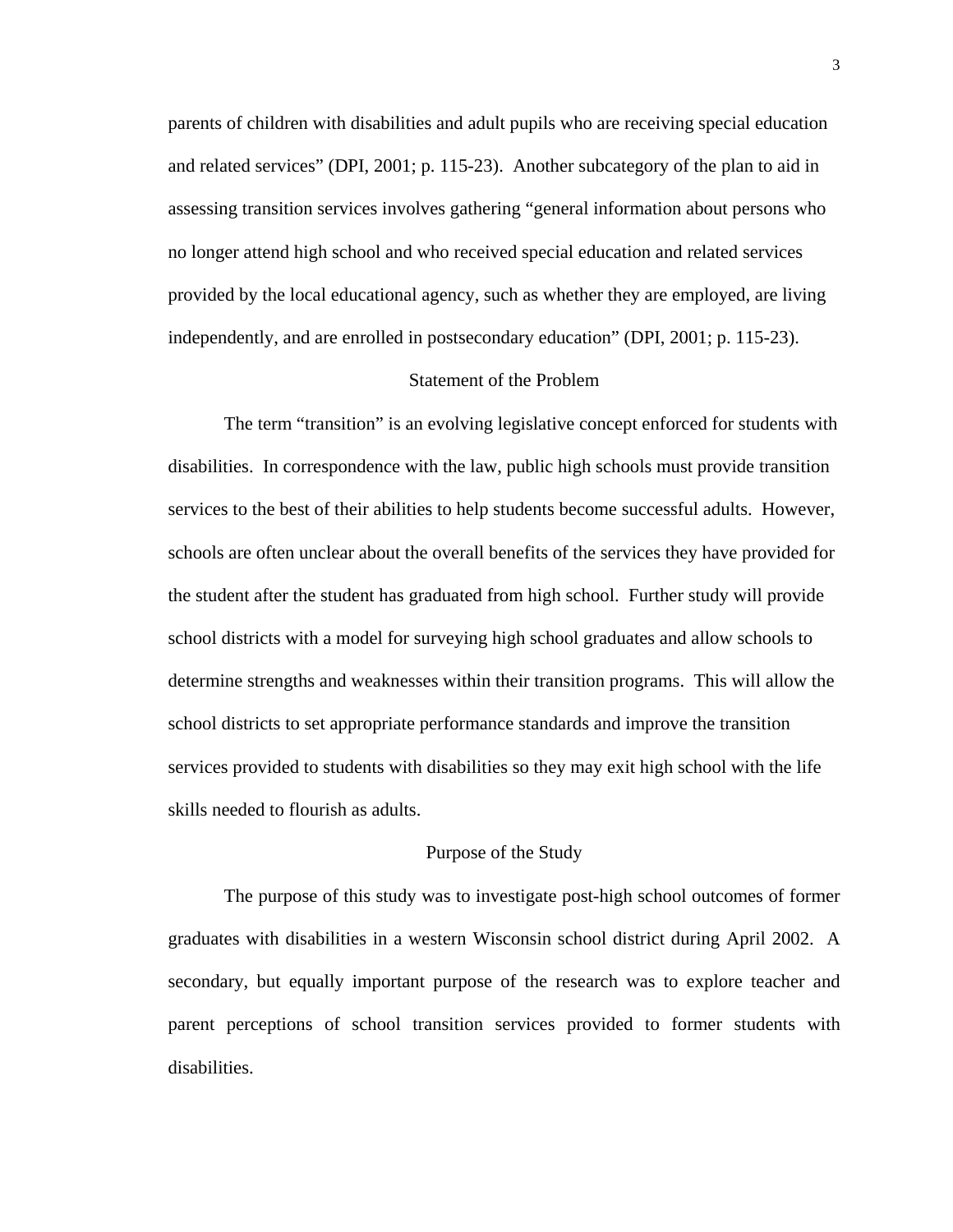parents of children with disabilities and adult pupils who are receiving special education and related services" (DPI, 2001; p. 115-23). Another subcategory of the plan to aid in assessing transition services involves gathering "general information about persons who no longer attend high school and who received special education and related services provided by the local educational agency, such as whether they are employed, are living independently, and are enrolled in postsecondary education" (DPI, 2001; p. 115-23).

## Statement of the Problem

The term "transition" is an evolving legislative concept enforced for students with disabilities. In correspondence with the law, public high schools must provide transition services to the best of their abilities to help students become successful adults. However, schools are often unclear about the overall benefits of the services they have provided for the student after the student has graduated from high school. Further study will provide school districts with a model for surveying high school graduates and allow schools to determine strengths and weaknesses within their transition programs. This will allow the school districts to set appropriate performance standards and improve the transition services provided to students with disabilities so they may exit high school with the life skills needed to flourish as adults.

## Purpose of the Study

The purpose of this study was to investigate post-high school outcomes of former graduates with disabilities in a western Wisconsin school district during April 2002. A secondary, but equally important purpose of the research was to explore teacher and parent perceptions of school transition services provided to former students with disabilities.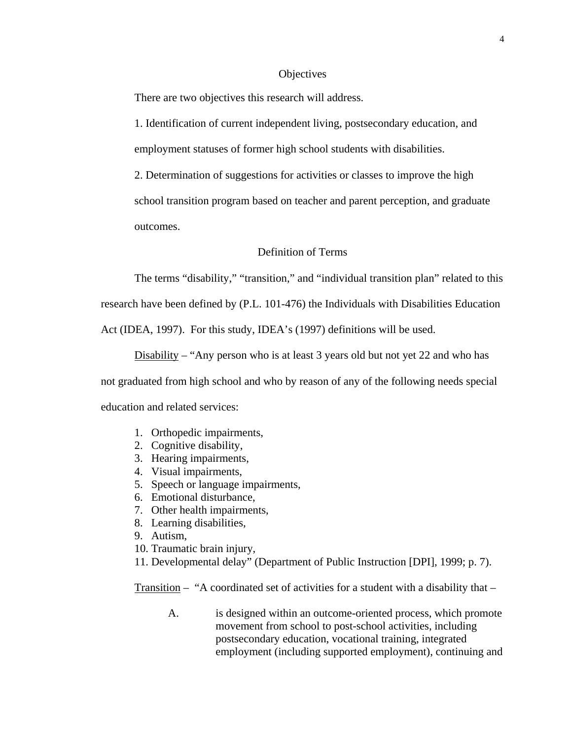## Objectives

There are two objectives this research will address.

1. Identification of current independent living, postsecondary education, and employment statuses of former high school students with disabilities.

2. Determination of suggestions for activities or classes to improve the high school transition program based on teacher and parent perception, and graduate outcomes.

## Definition of Terms

The terms “disability,” “transition,” and “individual transition plan” related to this research have been defined by (P.L. 101-476) the Individuals with Disabilities Education Act (IDEA, 1997). For this study, IDEA’s (1997) definitions will be used.

Disability – “Any person who is at least 3 years old but not yet 22 and who has not graduated from high school and who by reason of any of the following needs special education and related services:

1. Orthopedic impairments,
2. Cognitive disability,
3. Hearing impairments,
4. Visual impairments,
5. Speech or language impairments,
6. Emotional disturbance,
7. Other health impairments,
8. Learning disabilities,
9. Autism,
10. Traumatic brain injury,
11. Developmental delay” (Department of Public Instruction [DPI], 1999; p. 7).

Transition – “A coordinated set of activities for a student with a disability that –

A. is designed within an outcome-oriented process, which promote movement from school to post-school activities, including postsecondary education, vocational training, integrated employment (including supported employment), continuing and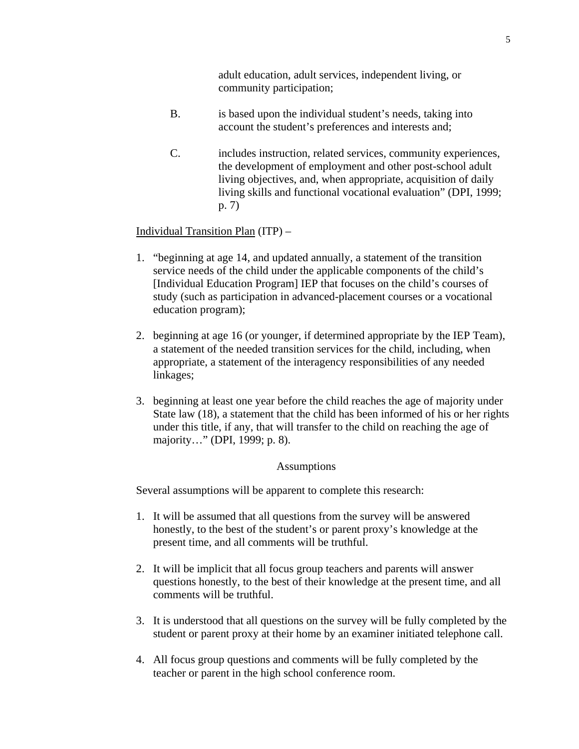adult education, adult services, independent living, or community participation;

B. is based upon the individual student's needs, taking into account the student's preferences and interests and;

C. includes instruction, related services, community experiences, the development of employment and other post-school adult living objectives, and, when appropriate, acquisition of daily living skills and functional vocational evaluation" (DPI, 1999; p. 7)

<u>Individual Transition Plan</u> (ITP) –

1. "beginning at age 14, and updated annually, a statement of the transition service needs of the child under the applicable components of the child's [Individual Education Program] IEP that focuses on the child's courses of study (such as participation in advanced-placement courses or a vocational education program);

2. beginning at age 16 (or younger, if determined appropriate by the IEP Team), a statement of the needed transition services for the child, including, when appropriate, a statement of the interagency responsibilities of any needed linkages;

3. beginning at least one year before the child reaches the age of majority under State law (18), a statement that the child has been informed of his or her rights under this title, if any, that will transfer to the child on reaching the age of majority…" (DPI, 1999; p. 8).

## Assumptions

Several assumptions will be apparent to complete this research:

1. It will be assumed that all questions from the survey will be answered honestly, to the best of the student's or parent proxy's knowledge at the present time, and all comments will be truthful.

2. It will be implicit that all focus group teachers and parents will answer questions honestly, to the best of their knowledge at the present time, and all comments will be truthful.

3. It is understood that all questions on the survey will be fully completed by the student or parent proxy at their home by an examiner initiated telephone call.

4. All focus group questions and comments will be fully completed by the teacher or parent in the high school conference room.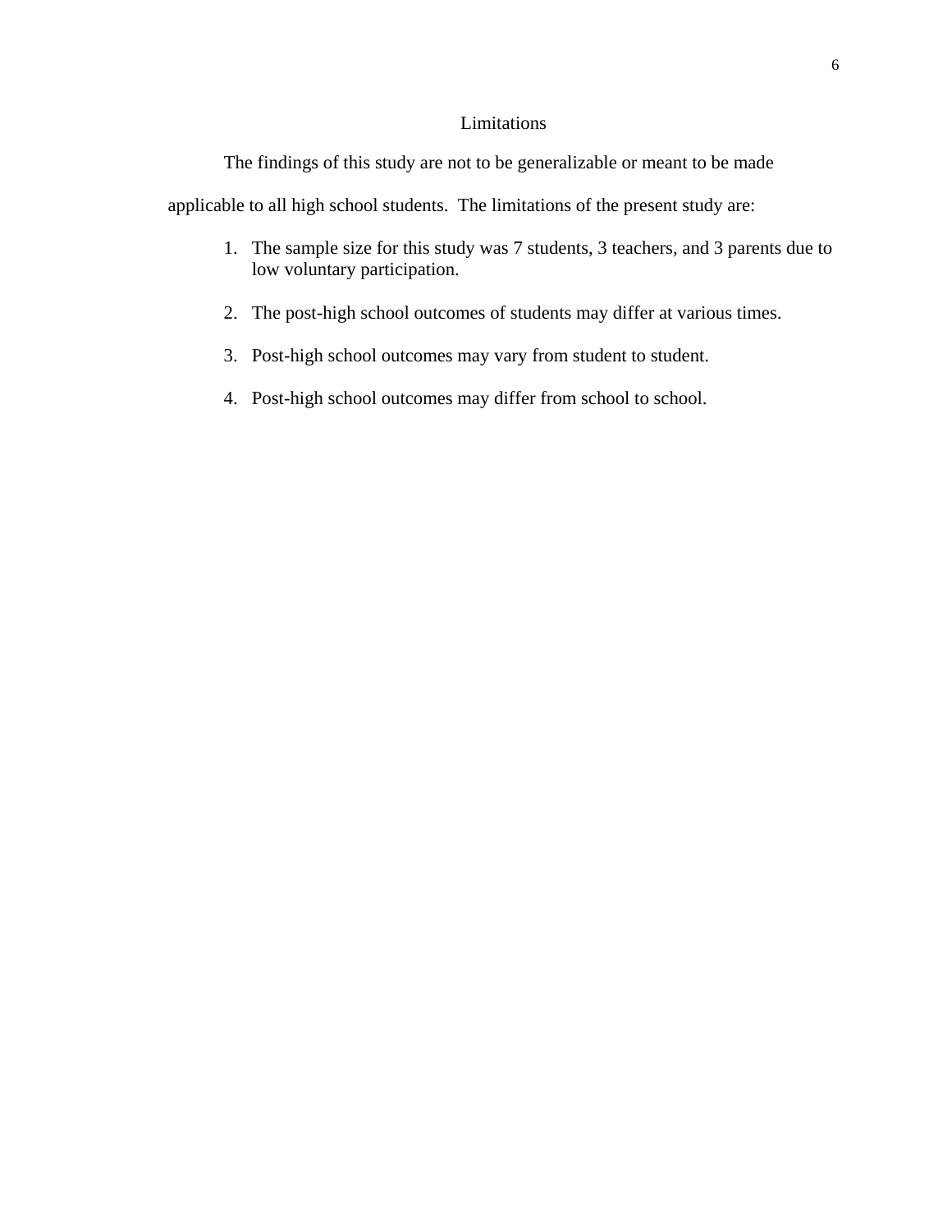## Limitations

The findings of this study are not to be generalizable or meant to be made applicable to all high school students. The limitations of the present study are:

1. The sample size for this study was 7 students, 3 teachers, and 3 parents due to low voluntary participation.

2. The post-high school outcomes of students may differ at various times.

3. Post-high school outcomes may vary from student to student.

4. Post-high school outcomes may differ from school to school.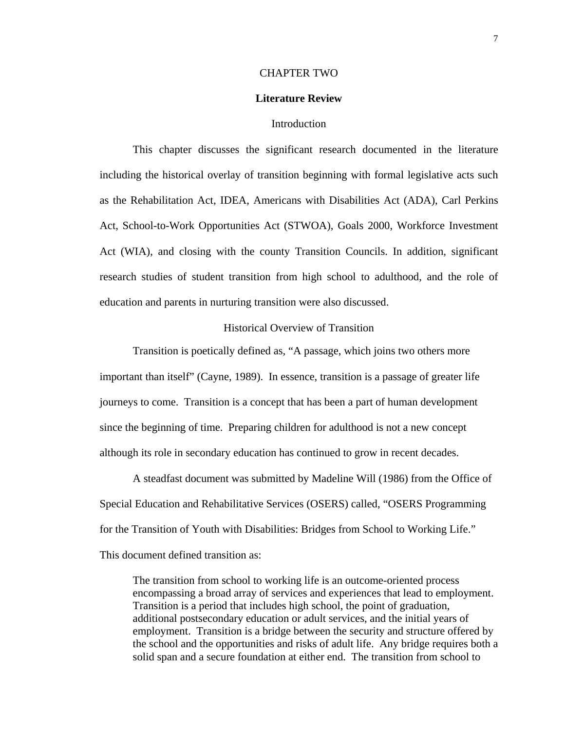# CHAPTER TWO

## Literature Review

### Introduction

This chapter discusses the significant research documented in the literature including the historical overlay of transition beginning with formal legislative acts such as the Rehabilitation Act, IDEA, Americans with Disabilities Act (ADA), Carl Perkins Act, School-to-Work Opportunities Act (STWOA), Goals 2000, Workforce Investment Act (WIA), and closing with the county Transition Councils. In addition, significant research studies of student transition from high school to adulthood, and the role of education and parents in nurturing transition were also discussed.

### Historical Overview of Transition

Transition is poetically defined as, "A passage, which joins two others more important than itself" (Cayne, 1989). In essence, transition is a passage of greater life journeys to come. Transition is a concept that has been a part of human development since the beginning of time. Preparing children for adulthood is not a new concept although its role in secondary education has continued to grow in recent decades.

A steadfast document was submitted by Madeline Will (1986) from the Office of Special Education and Rehabilitative Services (OSERS) called, "OSERS Programming for the Transition of Youth with Disabilities: Bridges from School to Working Life." This document defined transition as:

> The transition from school to working life is an outcome-oriented process encompassing a broad array of services and experiences that lead to employment. Transition is a period that includes high school, the point of graduation, additional postsecondary education or adult services, and the initial years of employment. Transition is a bridge between the security and structure offered by the school and the opportunities and risks of adult life. Any bridge requires both a solid span and a secure foundation at either end. The transition from school to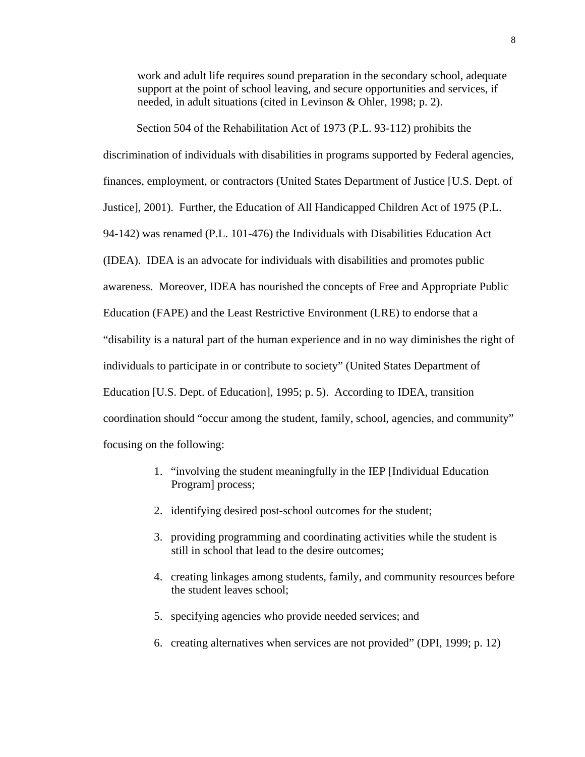> work and adult life requires sound preparation in the secondary school, adequate support at the point of school leaving, and secure opportunities and services, if needed, in adult situations (cited in Levinson & Ohler, 1998; p. 2).

Section 504 of the Rehabilitation Act of 1973 (P.L. 93-112) prohibits the discrimination of individuals with disabilities in programs supported by Federal agencies, finances, employment, or contractors (United States Department of Justice [U.S. Dept. of Justice], 2001). Further, the Education of All Handicapped Children Act of 1975 (P.L. 94-142) was renamed (P.L. 101-476) the Individuals with Disabilities Education Act (IDEA). IDEA is an advocate for individuals with disabilities and promotes public awareness. Moreover, IDEA has nourished the concepts of Free and Appropriate Public Education (FAPE) and the Least Restrictive Environment (LRE) to endorse that a "disability is a natural part of the human experience and in no way diminishes the right of individuals to participate in or contribute to society" (United States Department of Education [U.S. Dept. of Education], 1995; p. 5). According to IDEA, transition coordination should "occur among the student, family, school, agencies, and community" focusing on the following:

> 1. "involving the student meaningfully in the IEP [Individual Education Program] process;
> 2. identifying desired post-school outcomes for the student;
> 3. providing programming and coordinating activities while the student is still in school that lead to the desire outcomes;
> 4. creating linkages among students, family, and community resources before the student leaves school;
> 5. specifying agencies who provide needed services; and
> 6. creating alternatives when services are not provided" (DPI, 1999; p. 12)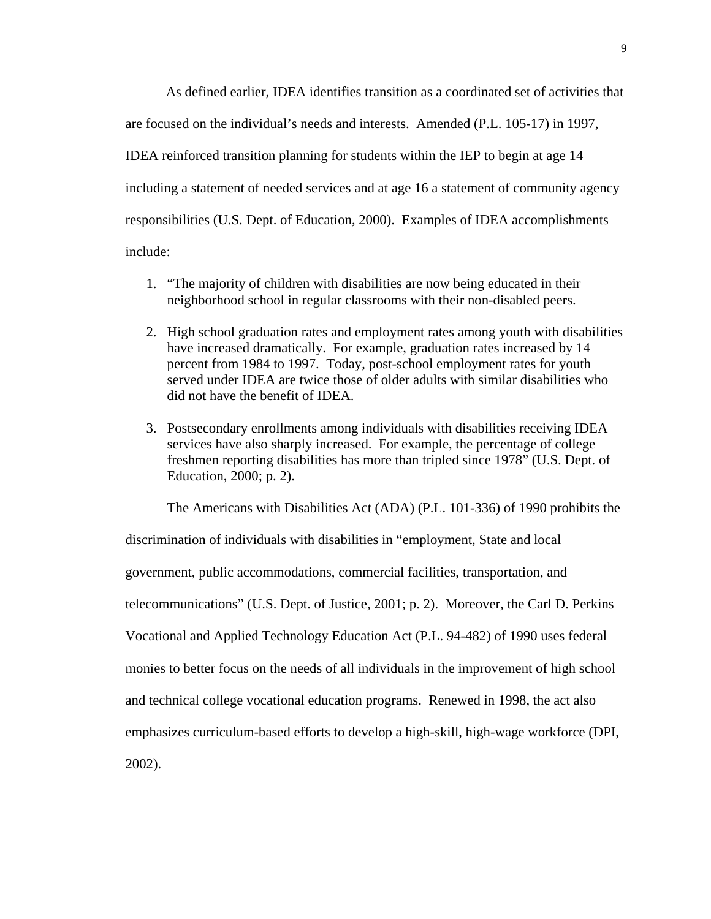As defined earlier, IDEA identifies transition as a coordinated set of activities that are focused on the individual's needs and interests. Amended (P.L. 105-17) in 1997, IDEA reinforced transition planning for students within the IEP to begin at age 14 including a statement of needed services and at age 16 a statement of community agency responsibilities (U.S. Dept. of Education, 2000). Examples of IDEA accomplishments include:

1. "The majority of children with disabilities are now being educated in their neighborhood school in regular classrooms with their non-disabled peers.
2. High school graduation rates and employment rates among youth with disabilities have increased dramatically. For example, graduation rates increased by 14 percent from 1984 to 1997. Today, post-school employment rates for youth served under IDEA are twice those of older adults with similar disabilities who did not have the benefit of IDEA.
3. Postsecondary enrollments among individuals with disabilities receiving IDEA services have also sharply increased. For example, the percentage of college freshmen reporting disabilities has more than tripled since 1978" (U.S. Dept. of Education, 2000; p. 2).

The Americans with Disabilities Act (ADA) (P.L. 101-336) of 1990 prohibits the discrimination of individuals with disabilities in "employment, State and local government, public accommodations, commercial facilities, transportation, and telecommunications" (U.S. Dept. of Justice, 2001; p. 2). Moreover, the Carl D. Perkins Vocational and Applied Technology Education Act (P.L. 94-482) of 1990 uses federal monies to better focus on the needs of all individuals in the improvement of high school and technical college vocational education programs. Renewed in 1998, the act also emphasizes curriculum-based efforts to develop a high-skill, high-wage workforce (DPI, 2002).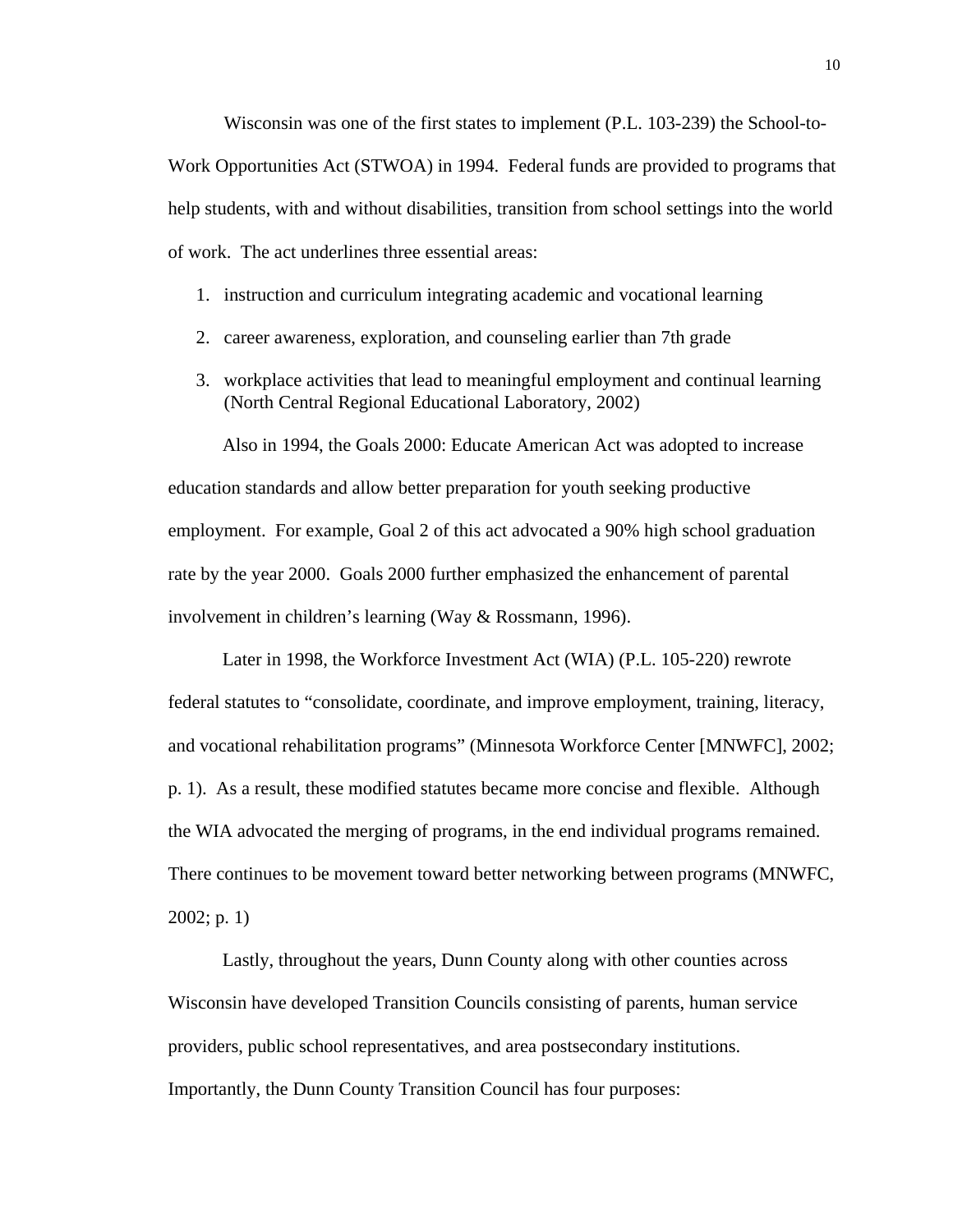Wisconsin was one of the first states to implement (P.L. 103-239) the School-to-Work Opportunities Act (STWOA) in 1994. Federal funds are provided to programs that help students, with and without disabilities, transition from school settings into the world of work. The act underlines three essential areas:

1. instruction and curriculum integrating academic and vocational learning
2. career awareness, exploration, and counseling earlier than 7th grade
3. workplace activities that lead to meaningful employment and continual learning (North Central Regional Educational Laboratory, 2002)

Also in 1994, the Goals 2000: Educate American Act was adopted to increase education standards and allow better preparation for youth seeking productive employment. For example, Goal 2 of this act advocated a 90% high school graduation rate by the year 2000. Goals 2000 further emphasized the enhancement of parental involvement in children's learning (Way & Rossmann, 1996).

Later in 1998, the Workforce Investment Act (WIA) (P.L. 105-220) rewrote federal statutes to "consolidate, coordinate, and improve employment, training, literacy, and vocational rehabilitation programs" (Minnesota Workforce Center [MNWFC], 2002; p. 1). As a result, these modified statutes became more concise and flexible. Although the WIA advocated the merging of programs, in the end individual programs remained. There continues to be movement toward better networking between programs (MNWFC, 2002; p. 1)

Lastly, throughout the years, Dunn County along with other counties across Wisconsin have developed Transition Councils consisting of parents, human service providers, public school representatives, and area postsecondary institutions. Importantly, the Dunn County Transition Council has four purposes: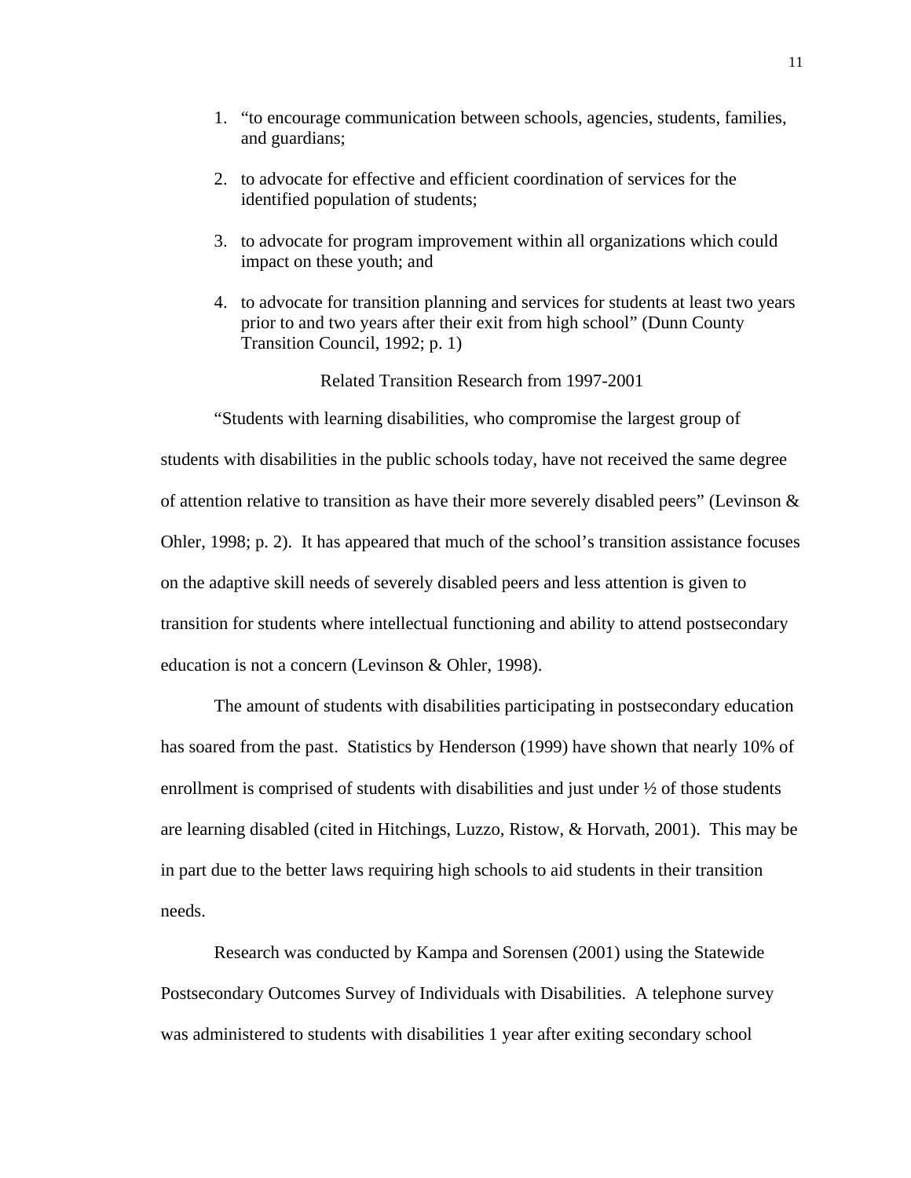1. "to encourage communication between schools, agencies, students, families, and guardians;

2. to advocate for effective and efficient coordination of services for the identified population of students;

3. to advocate for program improvement within all organizations which could impact on these youth; and

4. to advocate for transition planning and services for students at least two years prior to and two years after their exit from high school" (Dunn County Transition Council, 1992; p. 1)

## Related Transition Research from 1997-2001

"Students with learning disabilities, who compromise the largest group of students with disabilities in the public schools today, have not received the same degree of attention relative to transition as have their more severely disabled peers" (Levinson & Ohler, 1998; p. 2). It has appeared that much of the school's transition assistance focuses on the adaptive skill needs of severely disabled peers and less attention is given to transition for students where intellectual functioning and ability to attend postsecondary education is not a concern (Levinson & Ohler, 1998).

The amount of students with disabilities participating in postsecondary education has soared from the past. Statistics by Henderson (1999) have shown that nearly 10% of enrollment is comprised of students with disabilities and just under ½ of those students are learning disabled (cited in Hitchings, Luzzo, Ristow, & Horvath, 2001). This may be in part due to the better laws requiring high schools to aid students in their transition needs.

Research was conducted by Kampa and Sorensen (2001) using the Statewide Postsecondary Outcomes Survey of Individuals with Disabilities. A telephone survey was administered to students with disabilities 1 year after exiting secondary school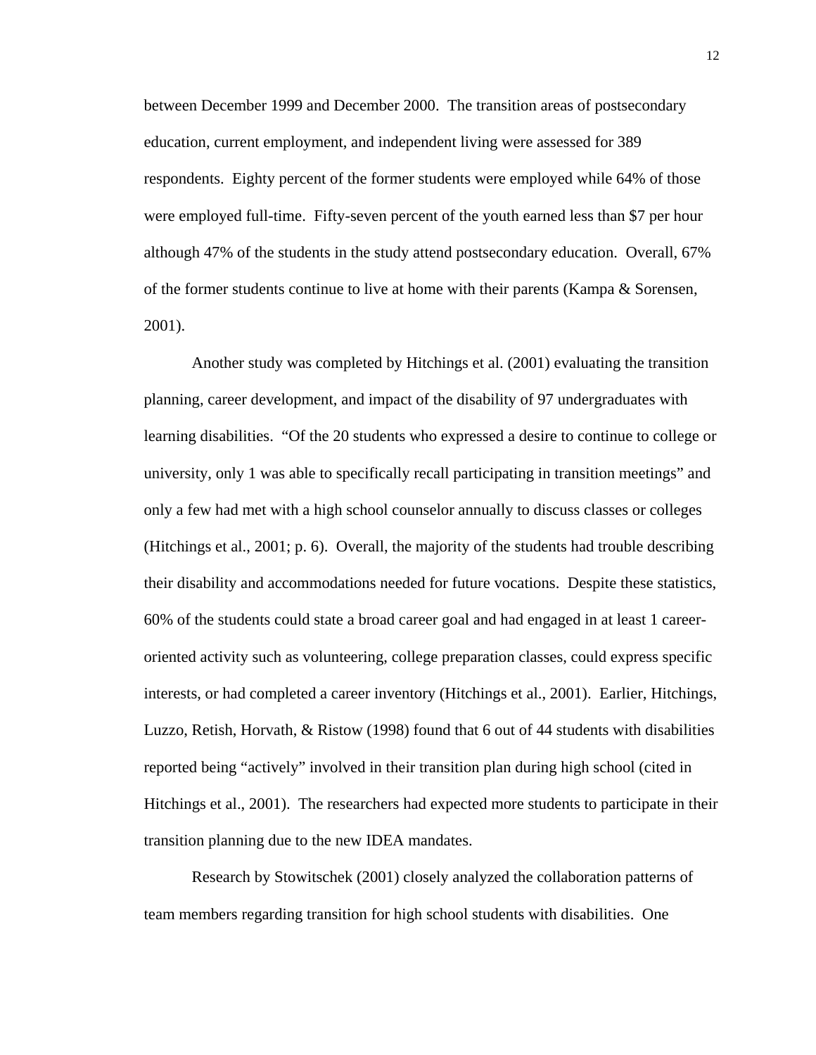between December 1999 and December 2000. The transition areas of postsecondary education, current employment, and independent living were assessed for 389 respondents. Eighty percent of the former students were employed while 64% of those were employed full-time. Fifty-seven percent of the youth earned less than $7 per hour although 47% of the students in the study attend postsecondary education. Overall, 67% of the former students continue to live at home with their parents (Kampa & Sorensen, 2001).

Another study was completed by Hitchings et al. (2001) evaluating the transition planning, career development, and impact of the disability of 97 undergraduates with learning disabilities. "Of the 20 students who expressed a desire to continue to college or university, only 1 was able to specifically recall participating in transition meetings" and only a few had met with a high school counselor annually to discuss classes or colleges (Hitchings et al., 2001; p. 6). Overall, the majority of the students had trouble describing their disability and accommodations needed for future vocations. Despite these statistics, 60% of the students could state a broad career goal and had engaged in at least 1 career-oriented activity such as volunteering, college preparation classes, could express specific interests, or had completed a career inventory (Hitchings et al., 2001). Earlier, Hitchings, Luzzo, Retish, Horvath, & Ristow (1998) found that 6 out of 44 students with disabilities reported being "actively" involved in their transition plan during high school (cited in Hitchings et al., 2001). The researchers had expected more students to participate in their transition planning due to the new IDEA mandates.

Research by Stowitschek (2001) closely analyzed the collaboration patterns of team members regarding transition for high school students with disabilities. One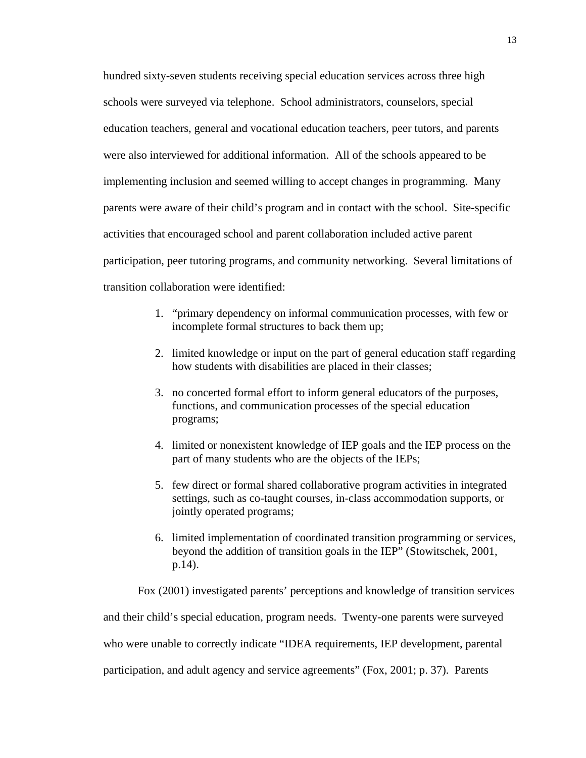hundred sixty-seven students receiving special education services across three high schools were surveyed via telephone.  School administrators, counselors, special education teachers, general and vocational education teachers, peer tutors, and parents were also interviewed for additional information.  All of the schools appeared to be implementing inclusion and seemed willing to accept changes in programming.  Many parents were aware of their child's program and in contact with the school.  Site-specific activities that encouraged school and parent collaboration included active parent participation, peer tutoring programs, and community networking.  Several limitations of transition collaboration were identified:

1. "primary dependency on informal communication processes, with few or incomplete formal structures to back them up;
2. limited knowledge or input on the part of general education staff regarding how students with disabilities are placed in their classes;
3. no concerted formal effort to inform general educators of the purposes, functions, and communication processes of the special education programs;
4. limited or nonexistent knowledge of IEP goals and the IEP process on the part of many students who are the objects of the IEPs;
5. few direct or formal shared collaborative program activities in integrated settings, such as co-taught courses, in-class accommodation supports, or jointly operated programs;
6. limited implementation of coordinated transition programming or services, beyond the addition of transition goals in the IEP" (Stowitschek, 2001, p.14).

Fox (2001) investigated parents' perceptions and knowledge of transition services and their child's special education, program needs.  Twenty-one parents were surveyed who were unable to correctly indicate "IDEA requirements, IEP development, parental participation, and adult agency and service agreements" (Fox, 2001; p. 37).  Parents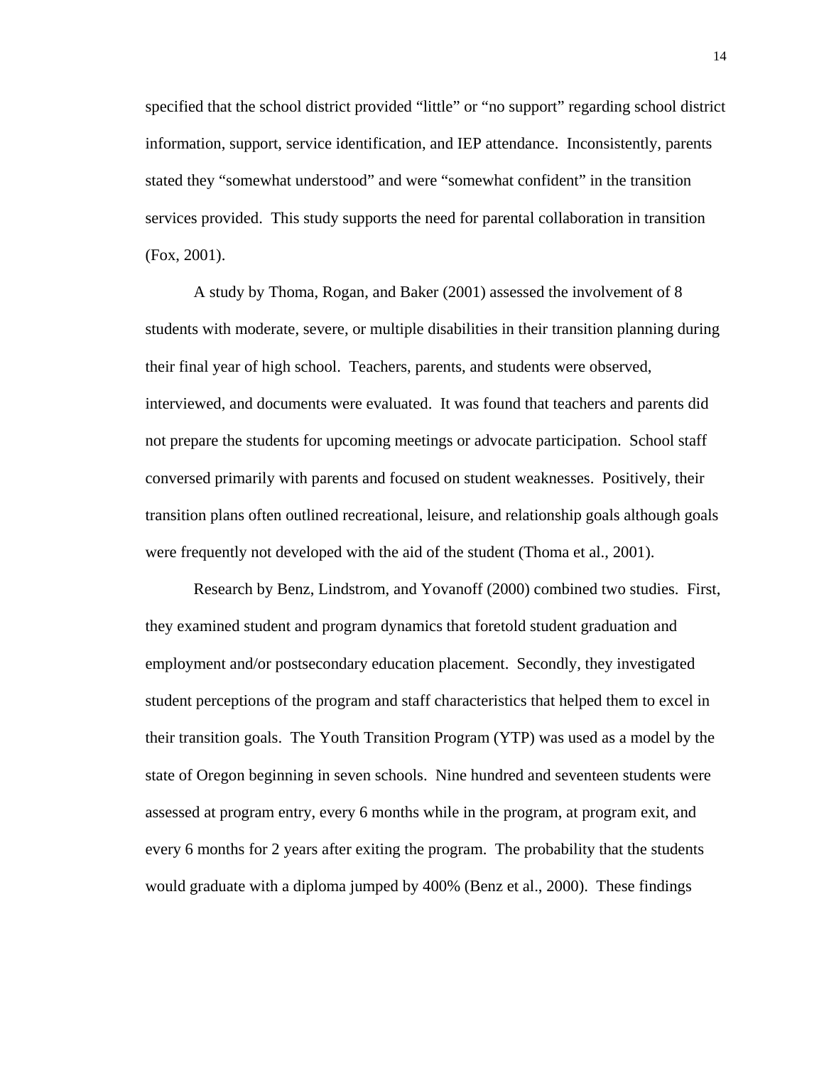specified that the school district provided “little” or “no support” regarding school district information, support, service identification, and IEP attendance. Inconsistently, parents stated they “somewhat understood” and were “somewhat confident” in the transition services provided. This study supports the need for parental collaboration in transition (Fox, 2001).

A study by Thoma, Rogan, and Baker (2001) assessed the involvement of 8 students with moderate, severe, or multiple disabilities in their transition planning during their final year of high school. Teachers, parents, and students were observed, interviewed, and documents were evaluated. It was found that teachers and parents did not prepare the students for upcoming meetings or advocate participation. School staff conversed primarily with parents and focused on student weaknesses. Positively, their transition plans often outlined recreational, leisure, and relationship goals although goals were frequently not developed with the aid of the student (Thoma et al., 2001).

Research by Benz, Lindstrom, and Yovanoff (2000) combined two studies. First, they examined student and program dynamics that foretold student graduation and employment and/or postsecondary education placement. Secondly, they investigated student perceptions of the program and staff characteristics that helped them to excel in their transition goals. The Youth Transition Program (YTP) was used as a model by the state of Oregon beginning in seven schools. Nine hundred and seventeen students were assessed at program entry, every 6 months while in the program, at program exit, and every 6 months for 2 years after exiting the program. The probability that the students would graduate with a diploma jumped by 400% (Benz et al., 2000). These findings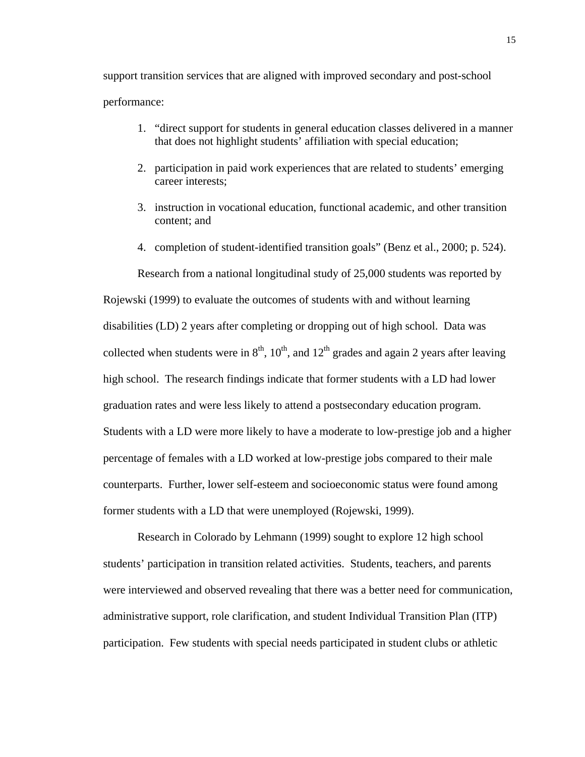support transition services that are aligned with improved secondary and post-school performance:

1. "direct support for students in general education classes delivered in a manner that does not highlight students' affiliation with special education;
2. participation in paid work experiences that are related to students' emerging career interests;
3. instruction in vocational education, functional academic, and other transition content; and
4. completion of student-identified transition goals" (Benz et al., 2000; p. 524).

Research from a national longitudinal study of 25,000 students was reported by Rojewski (1999) to evaluate the outcomes of students with and without learning disabilities (LD) 2 years after completing or dropping out of high school. Data was collected when students were in 8th, 10th, and 12th grades and again 2 years after leaving high school. The research findings indicate that former students with a LD had lower graduation rates and were less likely to attend a postsecondary education program. Students with a LD were more likely to have a moderate to low-prestige job and a higher percentage of females with a LD worked at low-prestige jobs compared to their male counterparts. Further, lower self-esteem and socioeconomic status were found among former students with a LD that were unemployed (Rojewski, 1999).

Research in Colorado by Lehmann (1999) sought to explore 12 high school students' participation in transition related activities. Students, teachers, and parents were interviewed and observed revealing that there was a better need for communication, administrative support, role clarification, and student Individual Transition Plan (ITP) participation. Few students with special needs participated in student clubs or athletic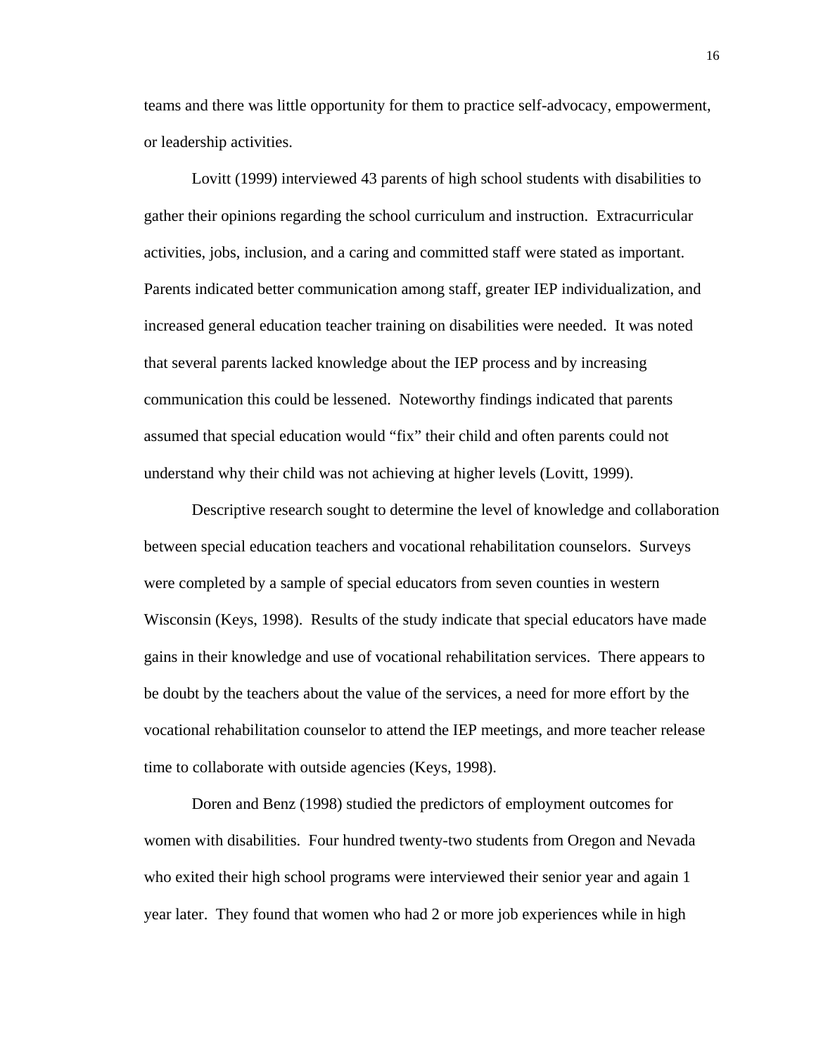teams and there was little opportunity for them to practice self-advocacy, empowerment, or leadership activities.

Lovitt (1999) interviewed 43 parents of high school students with disabilities to gather their opinions regarding the school curriculum and instruction. Extracurricular activities, jobs, inclusion, and a caring and committed staff were stated as important. Parents indicated better communication among staff, greater IEP individualization, and increased general education teacher training on disabilities were needed. It was noted that several parents lacked knowledge about the IEP process and by increasing communication this could be lessened. Noteworthy findings indicated that parents assumed that special education would "fix" their child and often parents could not understand why their child was not achieving at higher levels (Lovitt, 1999).

Descriptive research sought to determine the level of knowledge and collaboration between special education teachers and vocational rehabilitation counselors. Surveys were completed by a sample of special educators from seven counties in western Wisconsin (Keys, 1998). Results of the study indicate that special educators have made gains in their knowledge and use of vocational rehabilitation services. There appears to be doubt by the teachers about the value of the services, a need for more effort by the vocational rehabilitation counselor to attend the IEP meetings, and more teacher release time to collaborate with outside agencies (Keys, 1998).

Doren and Benz (1998) studied the predictors of employment outcomes for women with disabilities. Four hundred twenty-two students from Oregon and Nevada who exited their high school programs were interviewed their senior year and again 1 year later. They found that women who had 2 or more job experiences while in high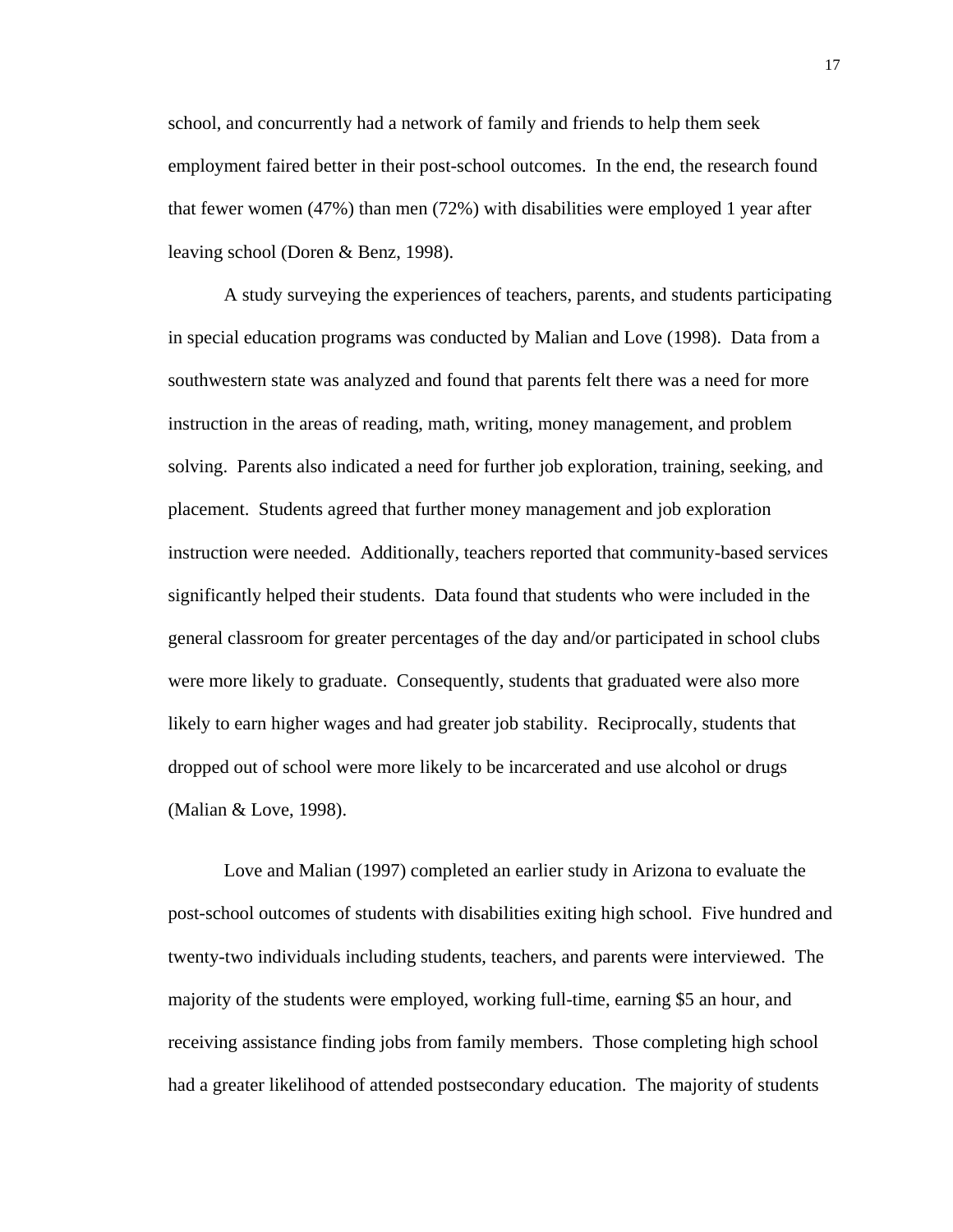school, and concurrently had a network of family and friends to help them seek employment faired better in their post-school outcomes. In the end, the research found that fewer women (47%) than men (72%) with disabilities were employed 1 year after leaving school (Doren & Benz, 1998).

A study surveying the experiences of teachers, parents, and students participating in special education programs was conducted by Malian and Love (1998). Data from a southwestern state was analyzed and found that parents felt there was a need for more instruction in the areas of reading, math, writing, money management, and problem solving. Parents also indicated a need for further job exploration, training, seeking, and placement. Students agreed that further money management and job exploration instruction were needed. Additionally, teachers reported that community-based services significantly helped their students. Data found that students who were included in the general classroom for greater percentages of the day and/or participated in school clubs were more likely to graduate. Consequently, students that graduated were also more likely to earn higher wages and had greater job stability. Reciprocally, students that dropped out of school were more likely to be incarcerated and use alcohol or drugs (Malian & Love, 1998).

Love and Malian (1997) completed an earlier study in Arizona to evaluate the post-school outcomes of students with disabilities exiting high school. Five hundred and twenty-two individuals including students, teachers, and parents were interviewed. The majority of the students were employed, working full-time, earning $5 an hour, and receiving assistance finding jobs from family members. Those completing high school had a greater likelihood of attended postsecondary education. The majority of students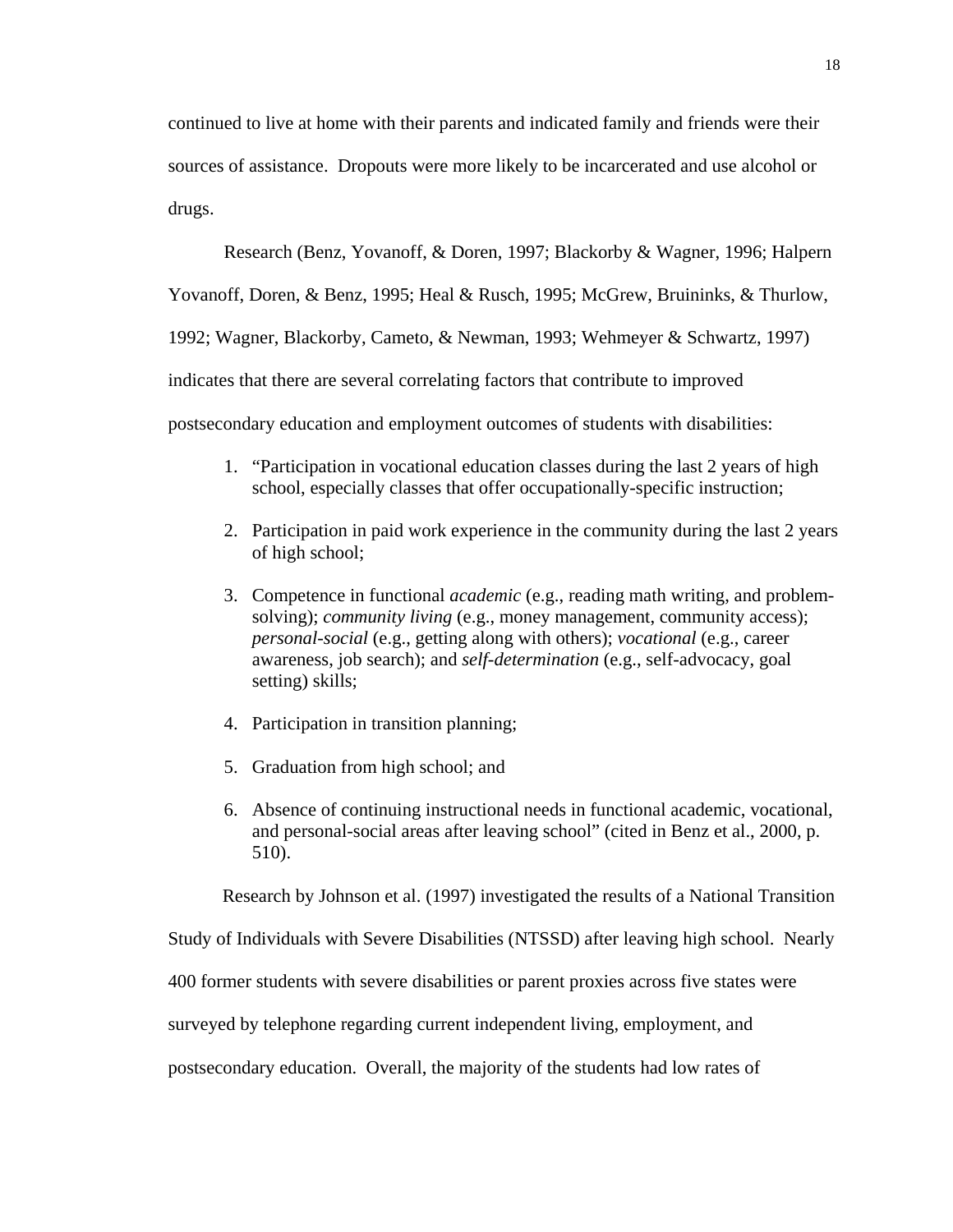continued to live at home with their parents and indicated family and friends were their sources of assistance. Dropouts were more likely to be incarcerated and use alcohol or drugs.

Research (Benz, Yovanoff, & Doren, 1997; Blackorby & Wagner, 1996; Halpern Yovanoff, Doren, & Benz, 1995; Heal & Rusch, 1995; McGrew, Bruininks, & Thurlow, 1992; Wagner, Blackorby, Cameto, & Newman, 1993; Wehmeyer & Schwartz, 1997) indicates that there are several correlating factors that contribute to improved postsecondary education and employment outcomes of students with disabilities:

1. "Participation in vocational education classes during the last 2 years of high school, especially classes that offer occupationally-specific instruction;

2. Participation in paid work experience in the community during the last 2 years of high school;

3. Competence in functional *academic* (e.g., reading math writing, and problem-solving); *community living* (e.g., money management, community access); *personal-social* (e.g., getting along with others); *vocational* (e.g., career awareness, job search); and *self-determination* (e.g., self-advocacy, goal setting) skills;

4. Participation in transition planning;

5. Graduation from high school; and

6. Absence of continuing instructional needs in functional academic, vocational, and personal-social areas after leaving school" (cited in Benz et al., 2000, p. 510).

Research by Johnson et al. (1997) investigated the results of a National Transition Study of Individuals with Severe Disabilities (NTSSD) after leaving high school. Nearly 400 former students with severe disabilities or parent proxies across five states were surveyed by telephone regarding current independent living, employment, and postsecondary education. Overall, the majority of the students had low rates of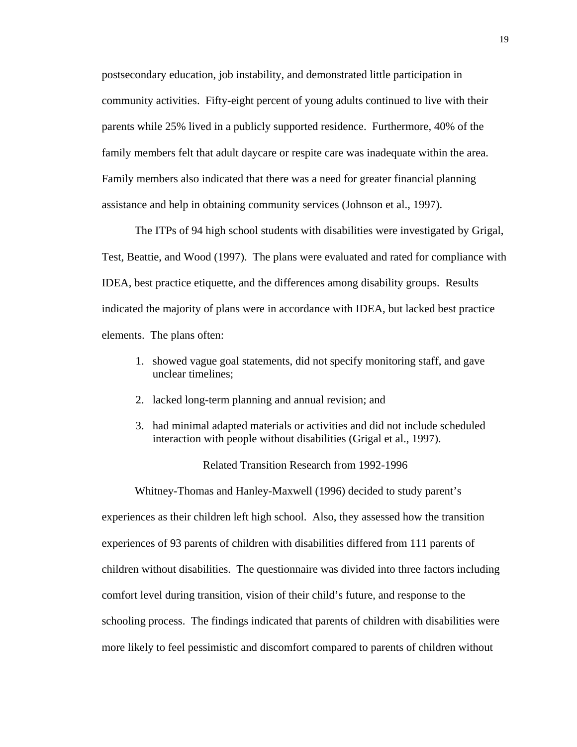postsecondary education, job instability, and demonstrated little participation in community activities. Fifty-eight percent of young adults continued to live with their parents while 25% lived in a publicly supported residence. Furthermore, 40% of the family members felt that adult daycare or respite care was inadequate within the area. Family members also indicated that there was a need for greater financial planning assistance and help in obtaining community services (Johnson et al., 1997).

The ITPs of 94 high school students with disabilities were investigated by Grigal, Test, Beattie, and Wood (1997). The plans were evaluated and rated for compliance with IDEA, best practice etiquette, and the differences among disability groups. Results indicated the majority of plans were in accordance with IDEA, but lacked best practice elements. The plans often:

1. showed vague goal statements, did not specify monitoring staff, and gave unclear timelines;
2. lacked long-term planning and annual revision; and
3. had minimal adapted materials or activities and did not include scheduled interaction with people without disabilities (Grigal et al., 1997).

## Related Transition Research from 1992-1996

Whitney-Thomas and Hanley-Maxwell (1996) decided to study parent's experiences as their children left high school. Also, they assessed how the transition experiences of 93 parents of children with disabilities differed from 111 parents of children without disabilities. The questionnaire was divided into three factors including comfort level during transition, vision of their child's future, and response to the schooling process. The findings indicated that parents of children with disabilities were more likely to feel pessimistic and discomfort compared to parents of children without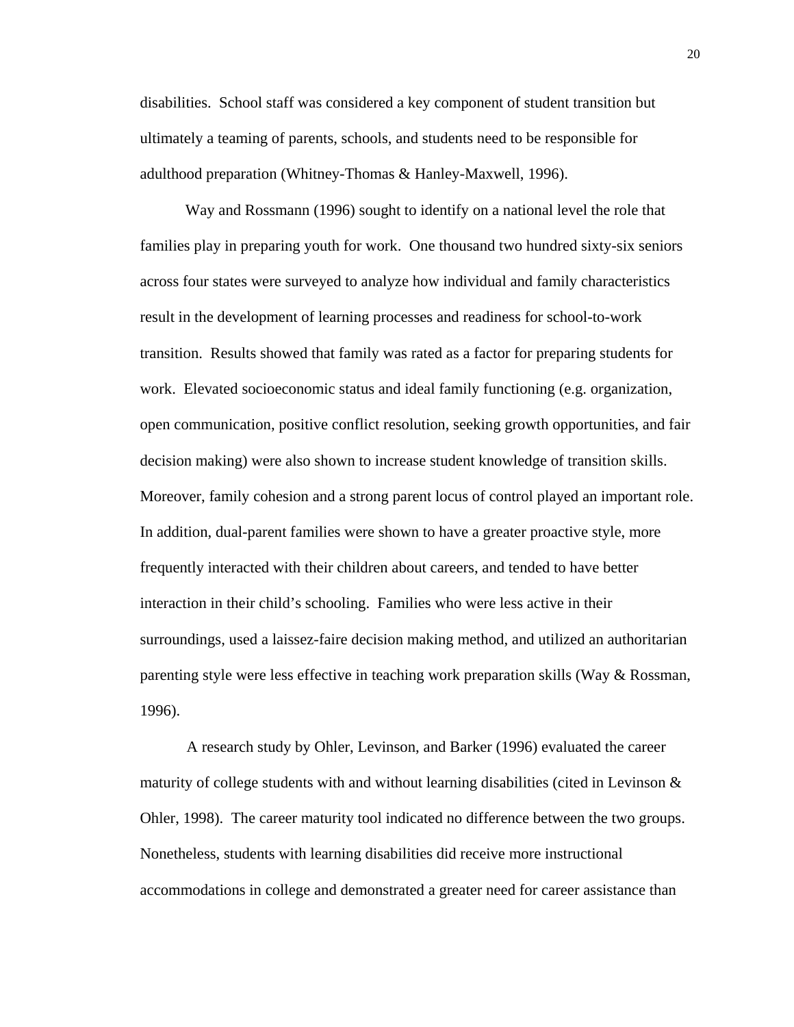disabilities. School staff was considered a key component of student transition but ultimately a teaming of parents, schools, and students need to be responsible for adulthood preparation (Whitney-Thomas & Hanley-Maxwell, 1996).

Way and Rossmann (1996) sought to identify on a national level the role that families play in preparing youth for work. One thousand two hundred sixty-six seniors across four states were surveyed to analyze how individual and family characteristics result in the development of learning processes and readiness for school-to-work transition. Results showed that family was rated as a factor for preparing students for work. Elevated socioeconomic status and ideal family functioning (e.g. organization, open communication, positive conflict resolution, seeking growth opportunities, and fair decision making) were also shown to increase student knowledge of transition skills. Moreover, family cohesion and a strong parent locus of control played an important role. In addition, dual-parent families were shown to have a greater proactive style, more frequently interacted with their children about careers, and tended to have better interaction in their child's schooling. Families who were less active in their surroundings, used a laissez-faire decision making method, and utilized an authoritarian parenting style were less effective in teaching work preparation skills (Way & Rossman, 1996).

A research study by Ohler, Levinson, and Barker (1996) evaluated the career maturity of college students with and without learning disabilities (cited in Levinson & Ohler, 1998). The career maturity tool indicated no difference between the two groups. Nonetheless, students with learning disabilities did receive more instructional accommodations in college and demonstrated a greater need for career assistance than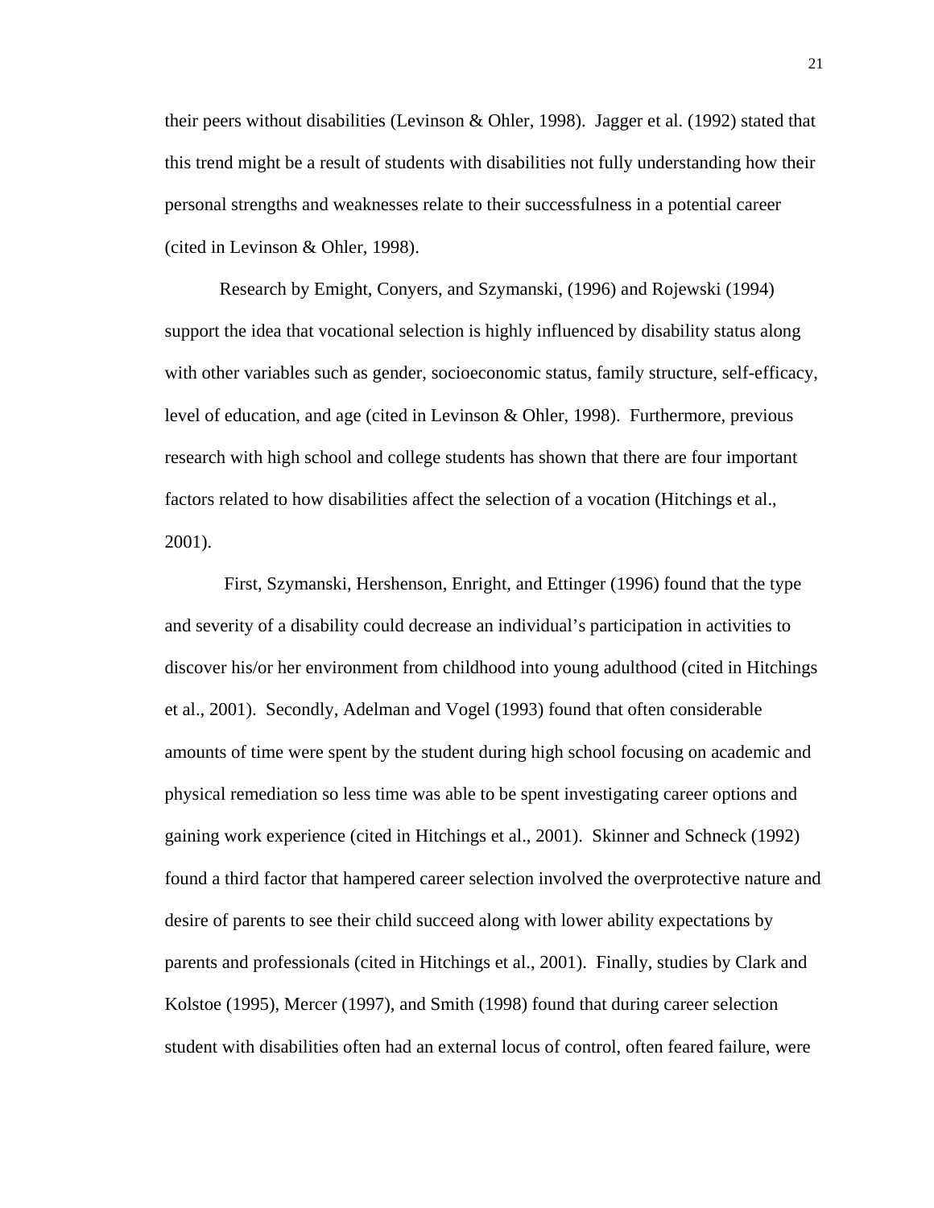their peers without disabilities (Levinson & Ohler, 1998). Jagger et al. (1992) stated that this trend might be a result of students with disabilities not fully understanding how their personal strengths and weaknesses relate to their successfulness in a potential career (cited in Levinson & Ohler, 1998).

Research by Emight, Conyers, and Szymanski, (1996) and Rojewski (1994) support the idea that vocational selection is highly influenced by disability status along with other variables such as gender, socioeconomic status, family structure, self-efficacy, level of education, and age (cited in Levinson & Ohler, 1998). Furthermore, previous research with high school and college students has shown that there are four important factors related to how disabilities affect the selection of a vocation (Hitchings et al., 2001).

First, Szymanski, Hershenson, Enright, and Ettinger (1996) found that the type and severity of a disability could decrease an individual's participation in activities to discover his/or her environment from childhood into young adulthood (cited in Hitchings et al., 2001). Secondly, Adelman and Vogel (1993) found that often considerable amounts of time were spent by the student during high school focusing on academic and physical remediation so less time was able to be spent investigating career options and gaining work experience (cited in Hitchings et al., 2001). Skinner and Schneck (1992) found a third factor that hampered career selection involved the overprotective nature and desire of parents to see their child succeed along with lower ability expectations by parents and professionals (cited in Hitchings et al., 2001). Finally, studies by Clark and Kolstoe (1995), Mercer (1997), and Smith (1998) found that during career selection student with disabilities often had an external locus of control, often feared failure, were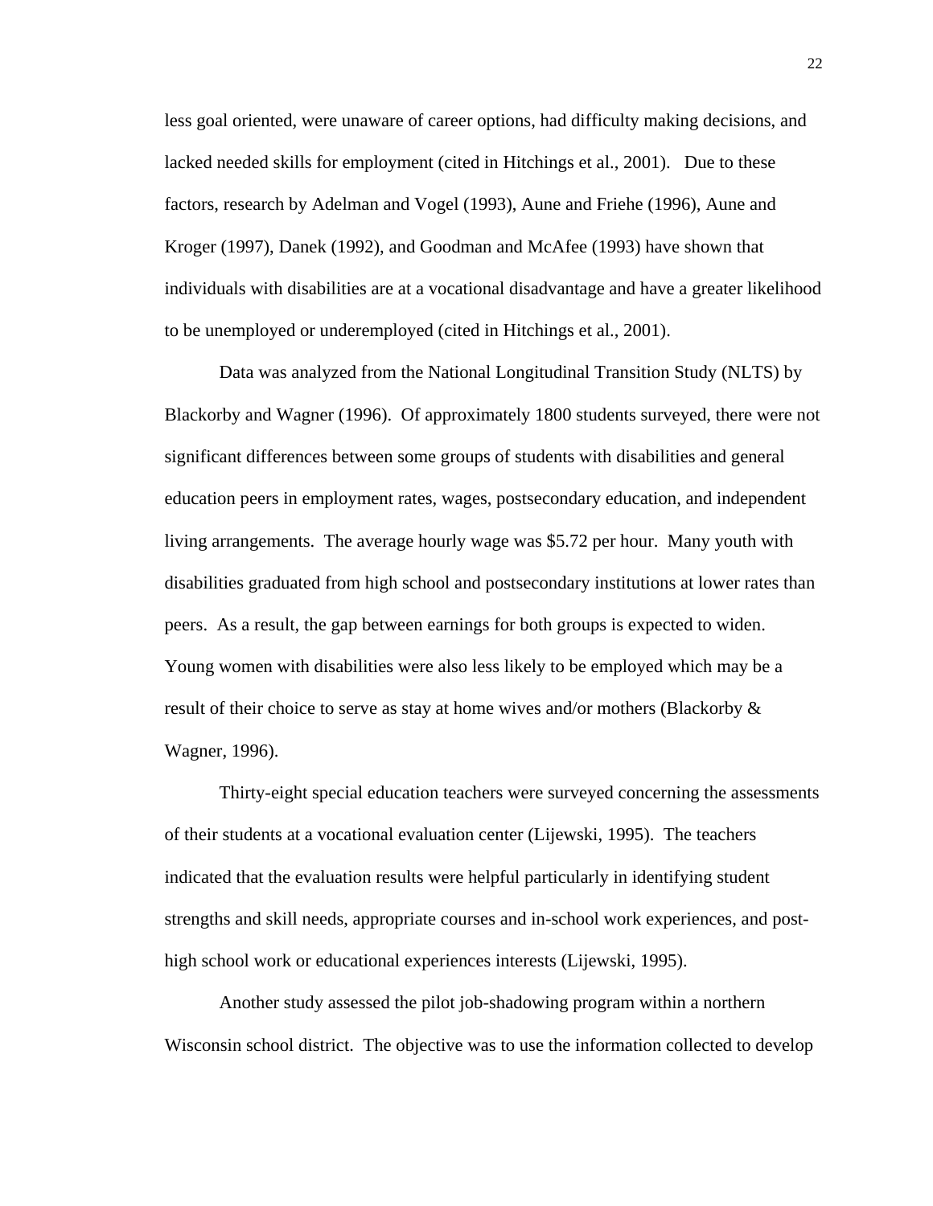less goal oriented, were unaware of career options, had difficulty making decisions, and lacked needed skills for employment (cited in Hitchings et al., 2001). Due to these factors, research by Adelman and Vogel (1993), Aune and Friehe (1996), Aune and Kroger (1997), Danek (1992), and Goodman and McAfee (1993) have shown that individuals with disabilities are at a vocational disadvantage and have a greater likelihood to be unemployed or underemployed (cited in Hitchings et al., 2001).

Data was analyzed from the National Longitudinal Transition Study (NLTS) by Blackorby and Wagner (1996). Of approximately 1800 students surveyed, there were not significant differences between some groups of students with disabilities and general education peers in employment rates, wages, postsecondary education, and independent living arrangements. The average hourly wage was $5.72 per hour. Many youth with disabilities graduated from high school and postsecondary institutions at lower rates than peers. As a result, the gap between earnings for both groups is expected to widen. Young women with disabilities were also less likely to be employed which may be a result of their choice to serve as stay at home wives and/or mothers (Blackorby & Wagner, 1996).

Thirty-eight special education teachers were surveyed concerning the assessments of their students at a vocational evaluation center (Lijewski, 1995). The teachers indicated that the evaluation results were helpful particularly in identifying student strengths and skill needs, appropriate courses and in-school work experiences, and post-high school work or educational experiences interests (Lijewski, 1995).

Another study assessed the pilot job-shadowing program within a northern Wisconsin school district. The objective was to use the information collected to develop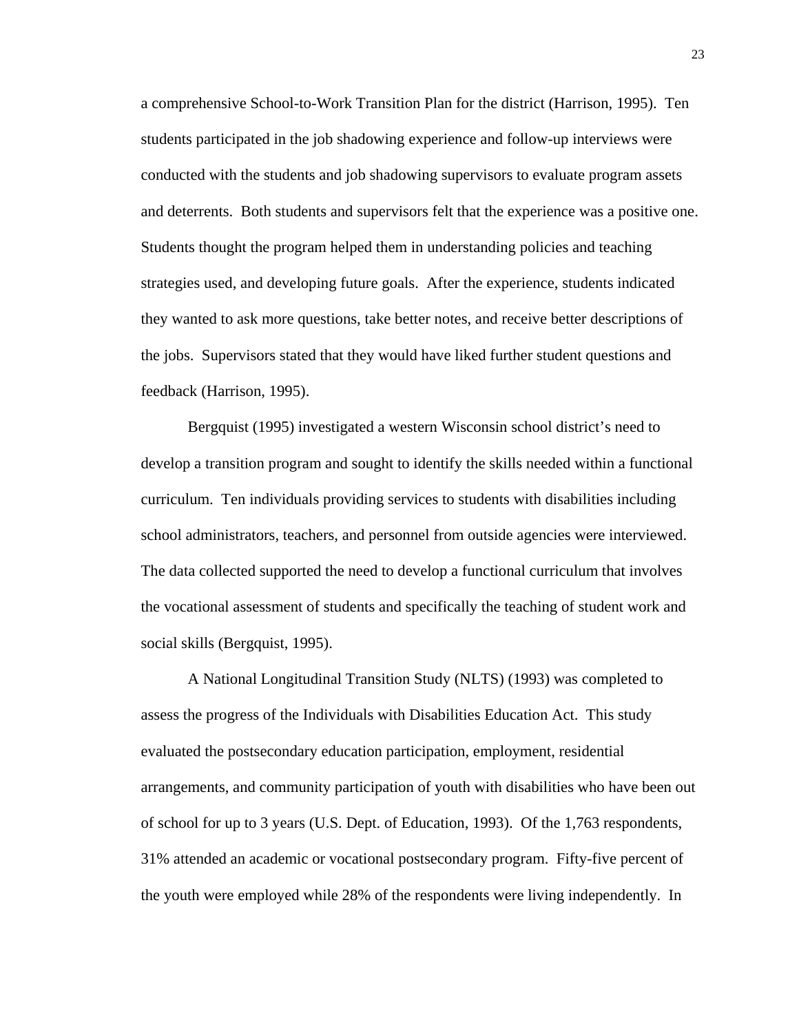a comprehensive School-to-Work Transition Plan for the district (Harrison, 1995). Ten students participated in the job shadowing experience and follow-up interviews were conducted with the students and job shadowing supervisors to evaluate program assets and deterrents. Both students and supervisors felt that the experience was a positive one. Students thought the program helped them in understanding policies and teaching strategies used, and developing future goals. After the experience, students indicated they wanted to ask more questions, take better notes, and receive better descriptions of the jobs. Supervisors stated that they would have liked further student questions and feedback (Harrison, 1995).

Bergquist (1995) investigated a western Wisconsin school district's need to develop a transition program and sought to identify the skills needed within a functional curriculum. Ten individuals providing services to students with disabilities including school administrators, teachers, and personnel from outside agencies were interviewed. The data collected supported the need to develop a functional curriculum that involves the vocational assessment of students and specifically the teaching of student work and social skills (Bergquist, 1995).

A National Longitudinal Transition Study (NLTS) (1993) was completed to assess the progress of the Individuals with Disabilities Education Act. This study evaluated the postsecondary education participation, employment, residential arrangements, and community participation of youth with disabilities who have been out of school for up to 3 years (U.S. Dept. of Education, 1993). Of the 1,763 respondents, 31% attended an academic or vocational postsecondary program. Fifty-five percent of the youth were employed while 28% of the respondents were living independently. In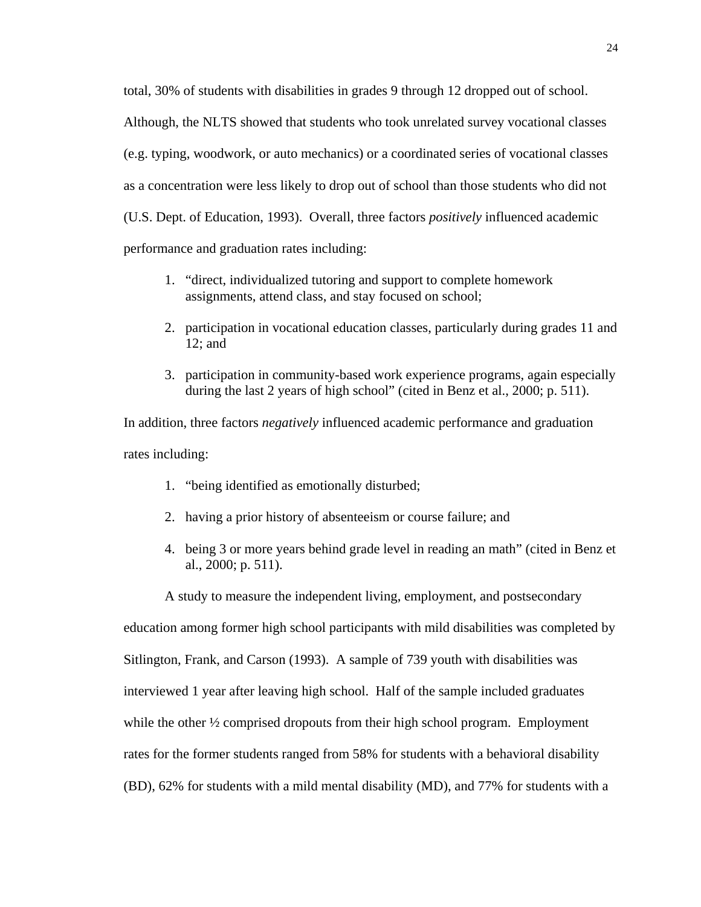total, 30% of students with disabilities in grades 9 through 12 dropped out of school. Although, the NLTS showed that students who took unrelated survey vocational classes (e.g. typing, woodwork, or auto mechanics) or a coordinated series of vocational classes as a concentration were less likely to drop out of school than those students who did not (U.S. Dept. of Education, 1993). Overall, three factors *positively* influenced academic performance and graduation rates including:

1. "direct, individualized tutoring and support to complete homework assignments, attend class, and stay focused on school;
2. participation in vocational education classes, particularly during grades 11 and 12; and
3. participation in community-based work experience programs, again especially during the last 2 years of high school" (cited in Benz et al., 2000; p. 511).

In addition, three factors *negatively* influenced academic performance and graduation rates including:

1. "being identified as emotionally disturbed;
2. having a prior history of absenteeism or course failure; and
4. being 3 or more years behind grade level in reading an math" (cited in Benz et al., 2000; p. 511).

A study to measure the independent living, employment, and postsecondary education among former high school participants with mild disabilities was completed by Sitlington, Frank, and Carson (1993). A sample of 739 youth with disabilities was interviewed 1 year after leaving high school. Half of the sample included graduates while the other ½ comprised dropouts from their high school program. Employment rates for the former students ranged from 58% for students with a behavioral disability (BD), 62% for students with a mild mental disability (MD), and 77% for students with a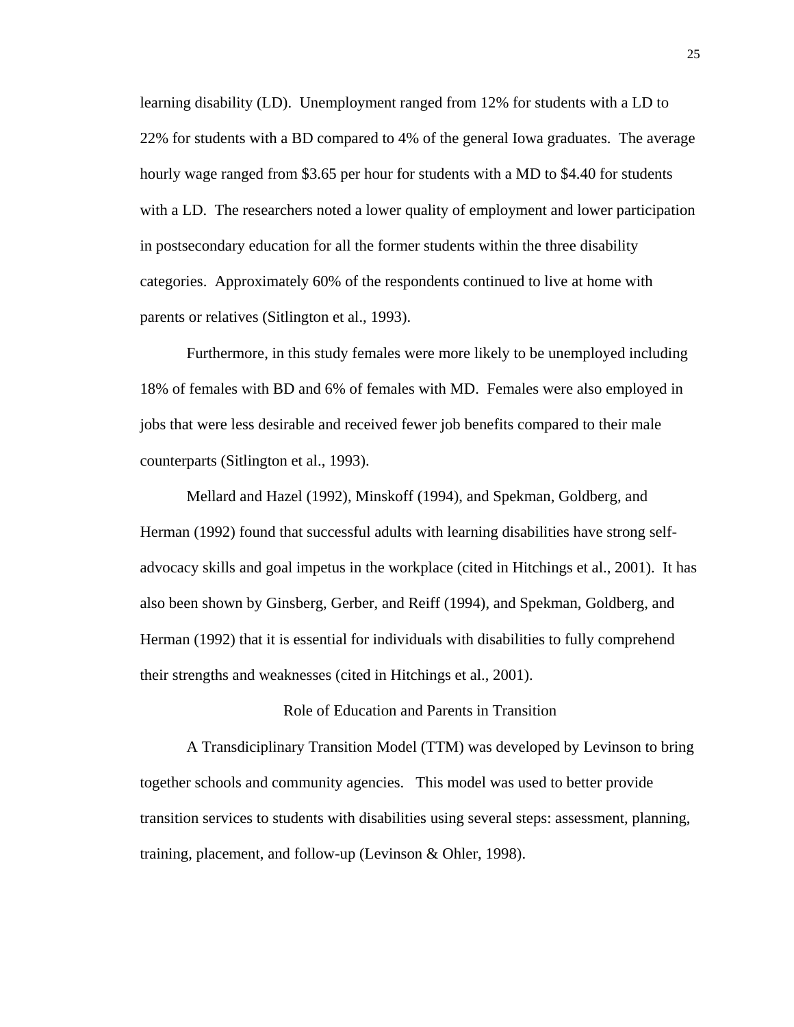learning disability (LD). Unemployment ranged from 12% for students with a LD to 22% for students with a BD compared to 4% of the general Iowa graduates. The average hourly wage ranged from $3.65 per hour for students with a MD to $4.40 for students with a LD. The researchers noted a lower quality of employment and lower participation in postsecondary education for all the former students within the three disability categories. Approximately 60% of the respondents continued to live at home with parents or relatives (Sitlington et al., 1993).

Furthermore, in this study females were more likely to be unemployed including 18% of females with BD and 6% of females with MD. Females were also employed in jobs that were less desirable and received fewer job benefits compared to their male counterparts (Sitlington et al., 1993).

Mellard and Hazel (1992), Minskoff (1994), and Spekman, Goldberg, and Herman (1992) found that successful adults with learning disabilities have strong self-advocacy skills and goal impetus in the workplace (cited in Hitchings et al., 2001). It has also been shown by Ginsberg, Gerber, and Reiff (1994), and Spekman, Goldberg, and Herman (1992) that it is essential for individuals with disabilities to fully comprehend their strengths and weaknesses (cited in Hitchings et al., 2001).

## Role of Education and Parents in Transition

A Transdiciplinary Transition Model (TTM) was developed by Levinson to bring together schools and community agencies. This model was used to better provide transition services to students with disabilities using several steps: assessment, planning, training, placement, and follow-up (Levinson & Ohler, 1998).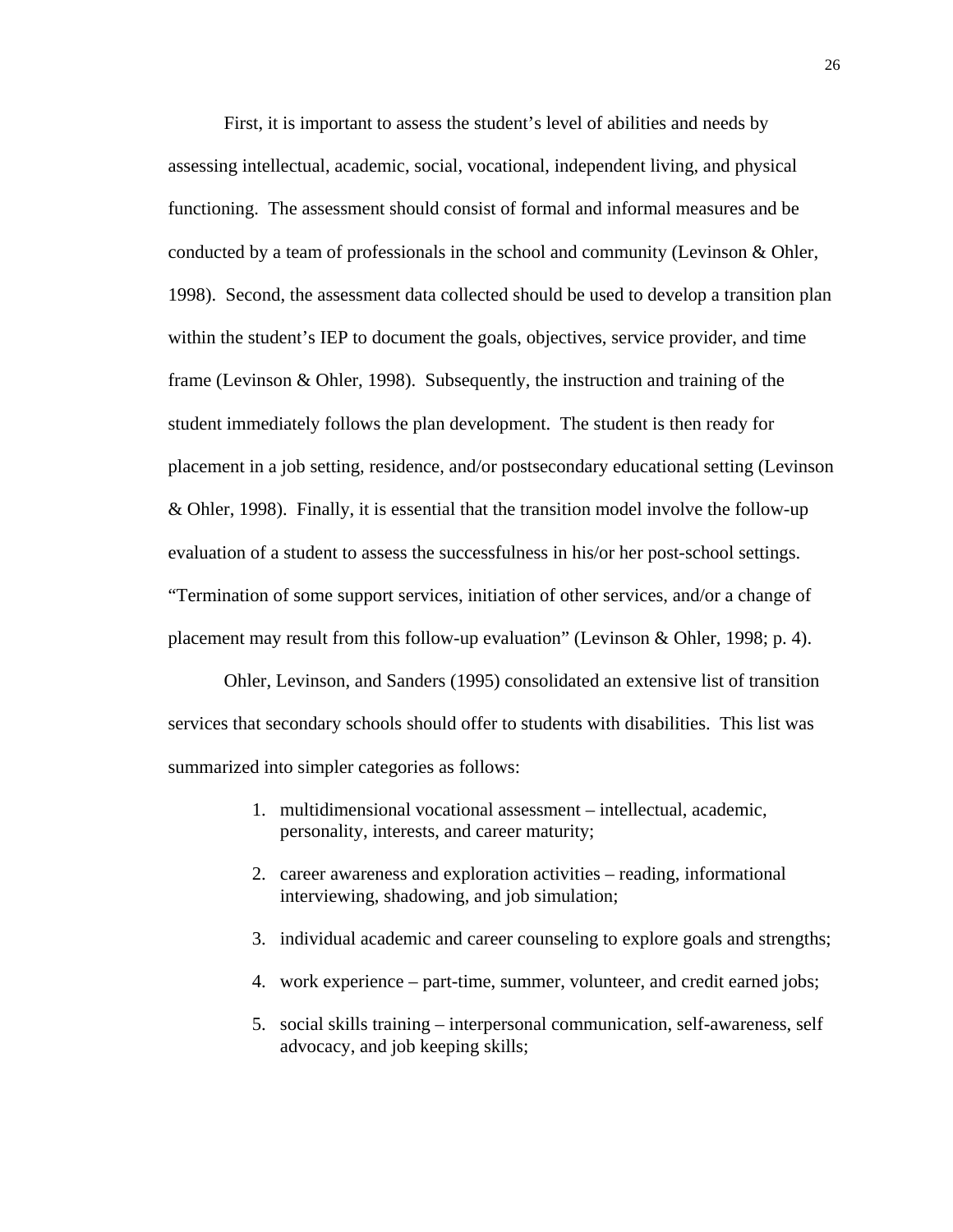First, it is important to assess the student's level of abilities and needs by assessing intellectual, academic, social, vocational, independent living, and physical functioning. The assessment should consist of formal and informal measures and be conducted by a team of professionals in the school and community (Levinson & Ohler, 1998). Second, the assessment data collected should be used to develop a transition plan within the student's IEP to document the goals, objectives, service provider, and time frame (Levinson & Ohler, 1998). Subsequently, the instruction and training of the student immediately follows the plan development. The student is then ready for placement in a job setting, residence, and/or postsecondary educational setting (Levinson & Ohler, 1998). Finally, it is essential that the transition model involve the follow-up evaluation of a student to assess the successfulness in his/or her post-school settings. "Termination of some support services, initiation of other services, and/or a change of placement may result from this follow-up evaluation" (Levinson & Ohler, 1998; p. 4).

Ohler, Levinson, and Sanders (1995) consolidated an extensive list of transition services that secondary schools should offer to students with disabilities. This list was summarized into simpler categories as follows:

1. multidimensional vocational assessment – intellectual, academic, personality, interests, and career maturity;
2. career awareness and exploration activities – reading, informational interviewing, shadowing, and job simulation;
3. individual academic and career counseling to explore goals and strengths;
4. work experience – part-time, summer, volunteer, and credit earned jobs;
5. social skills training – interpersonal communication, self-awareness, self advocacy, and job keeping skills;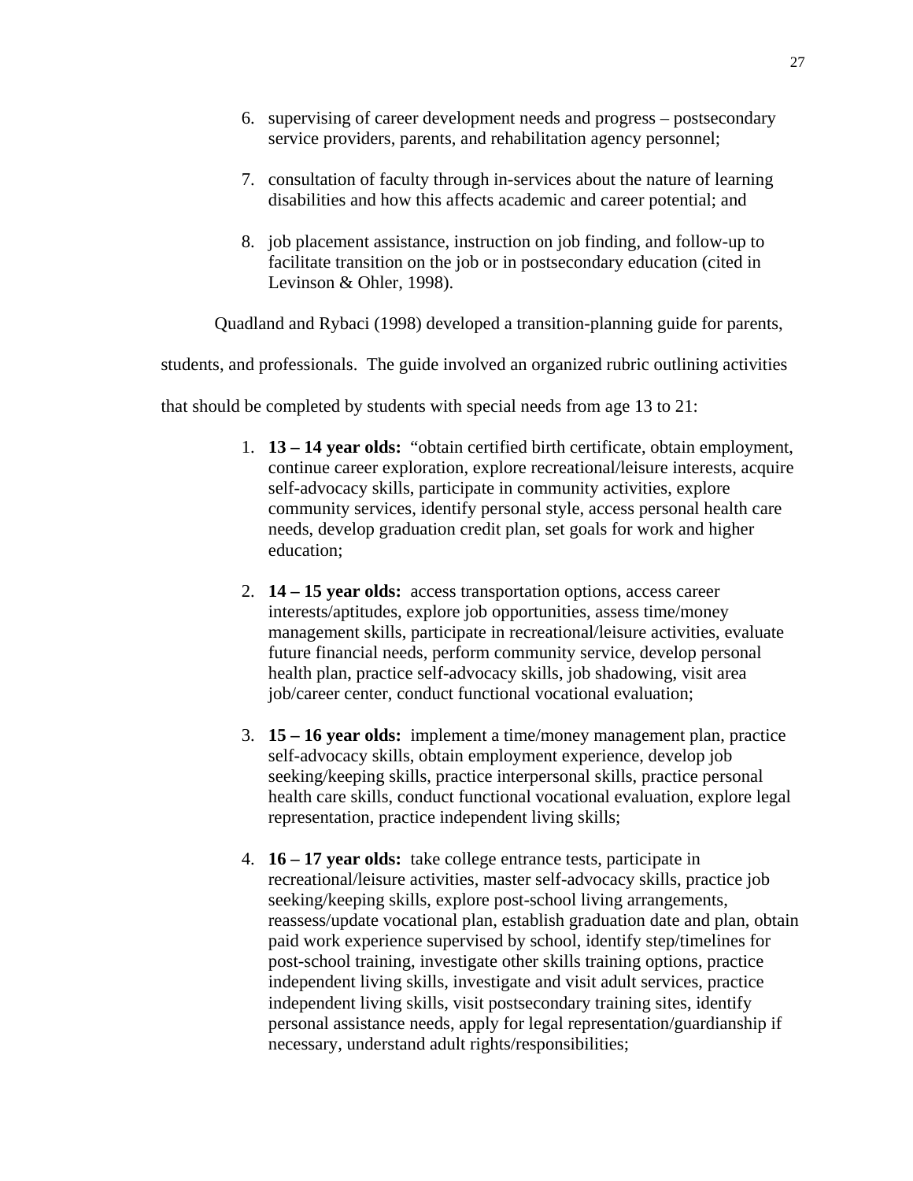6. supervising of career development needs and progress – postsecondary service providers, parents, and rehabilitation agency personnel;

7. consultation of faculty through in-services about the nature of learning disabilities and how this affects academic and career potential; and

8. job placement assistance, instruction on job finding, and follow-up to facilitate transition on the job or in postsecondary education (cited in Levinson & Ohler, 1998).

Quadland and Rybaci (1998) developed a transition-planning guide for parents, students, and professionals. The guide involved an organized rubric outlining activities that should be completed by students with special needs from age 13 to 21:

1. **13 – 14 year olds:** "obtain certified birth certificate, obtain employment, continue career exploration, explore recreational/leisure interests, acquire self-advocacy skills, participate in community activities, explore community services, identify personal style, access personal health care needs, develop graduation credit plan, set goals for work and higher education;

2. **14 – 15 year olds:** access transportation options, access career interests/aptitudes, explore job opportunities, assess time/money management skills, participate in recreational/leisure activities, evaluate future financial needs, perform community service, develop personal health plan, practice self-advocacy skills, job shadowing, visit area job/career center, conduct functional vocational evaluation;

3. **15 – 16 year olds:** implement a time/money management plan, practice self-advocacy skills, obtain employment experience, develop job seeking/keeping skills, practice interpersonal skills, practice personal health care skills, conduct functional vocational evaluation, explore legal representation, practice independent living skills;

4. **16 – 17 year olds:** take college entrance tests, participate in recreational/leisure activities, master self-advocacy skills, practice job seeking/keeping skills, explore post-school living arrangements, reassess/update vocational plan, establish graduation date and plan, obtain paid work experience supervised by school, identify step/timelines for post-school training, investigate other skills training options, practice independent living skills, investigate and visit adult services, practice independent living skills, visit postsecondary training sites, identify personal assistance needs, apply for legal representation/guardianship if necessary, understand adult rights/responsibilities;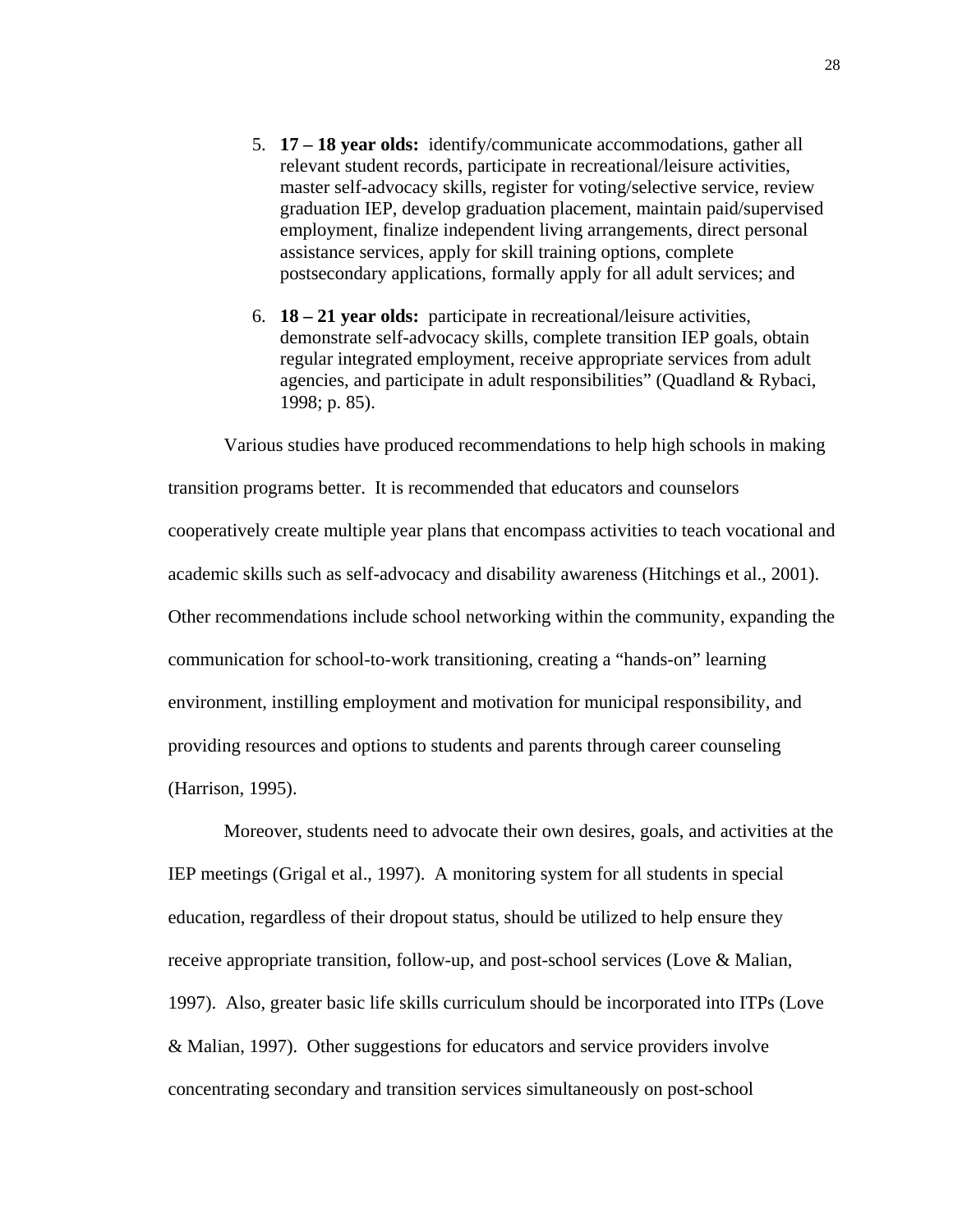5. **17 – 18 year olds:** identify/communicate accommodations, gather all relevant student records, participate in recreational/leisure activities, master self-advocacy skills, register for voting/selective service, review graduation IEP, develop graduation placement, maintain paid/supervised employment, finalize independent living arrangements, direct personal assistance services, apply for skill training options, complete postsecondary applications, formally apply for all adult services; and

6. **18 – 21 year olds:** participate in recreational/leisure activities, demonstrate self-advocacy skills, complete transition IEP goals, obtain regular integrated employment, receive appropriate services from adult agencies, and participate in adult responsibilities" (Quadland & Rybaci, 1998; p. 85).

Various studies have produced recommendations to help high schools in making transition programs better. It is recommended that educators and counselors cooperatively create multiple year plans that encompass activities to teach vocational and academic skills such as self-advocacy and disability awareness (Hitchings et al., 2001). Other recommendations include school networking within the community, expanding the communication for school-to-work transitioning, creating a "hands-on" learning environment, instilling employment and motivation for municipal responsibility, and providing resources and options to students and parents through career counseling (Harrison, 1995).

Moreover, students need to advocate their own desires, goals, and activities at the IEP meetings (Grigal et al., 1997). A monitoring system for all students in special education, regardless of their dropout status, should be utilized to help ensure they receive appropriate transition, follow-up, and post-school services (Love & Malian, 1997). Also, greater basic life skills curriculum should be incorporated into ITPs (Love & Malian, 1997). Other suggestions for educators and service providers involve concentrating secondary and transition services simultaneously on post-school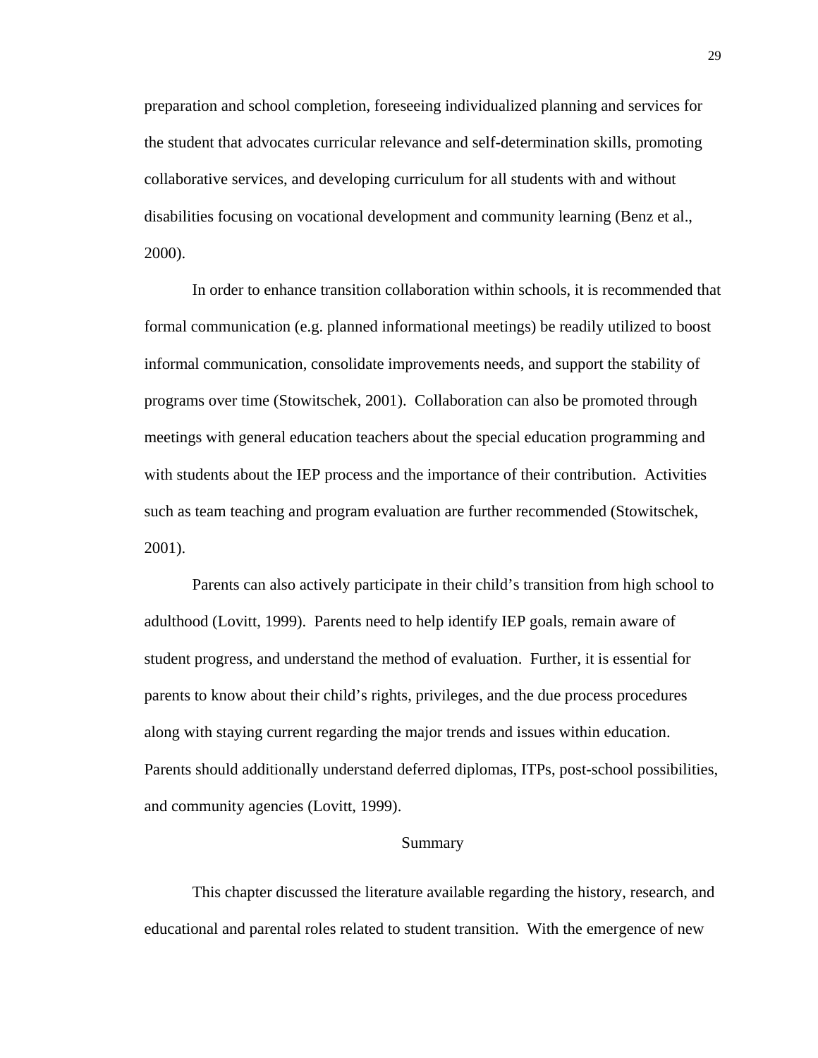preparation and school completion, foreseeing individualized planning and services for the student that advocates curricular relevance and self-determination skills, promoting collaborative services, and developing curriculum for all students with and without disabilities focusing on vocational development and community learning (Benz et al., 2000).

In order to enhance transition collaboration within schools, it is recommended that formal communication (e.g. planned informational meetings) be readily utilized to boost informal communication, consolidate improvements needs, and support the stability of programs over time (Stowitschek, 2001). Collaboration can also be promoted through meetings with general education teachers about the special education programming and with students about the IEP process and the importance of their contribution. Activities such as team teaching and program evaluation are further recommended (Stowitschek, 2001).

Parents can also actively participate in their child's transition from high school to adulthood (Lovitt, 1999). Parents need to help identify IEP goals, remain aware of student progress, and understand the method of evaluation. Further, it is essential for parents to know about their child's rights, privileges, and the due process procedures along with staying current regarding the major trends and issues within education. Parents should additionally understand deferred diplomas, ITPs, post-school possibilities, and community agencies (Lovitt, 1999).

## Summary

This chapter discussed the literature available regarding the history, research, and educational and parental roles related to student transition. With the emergence of new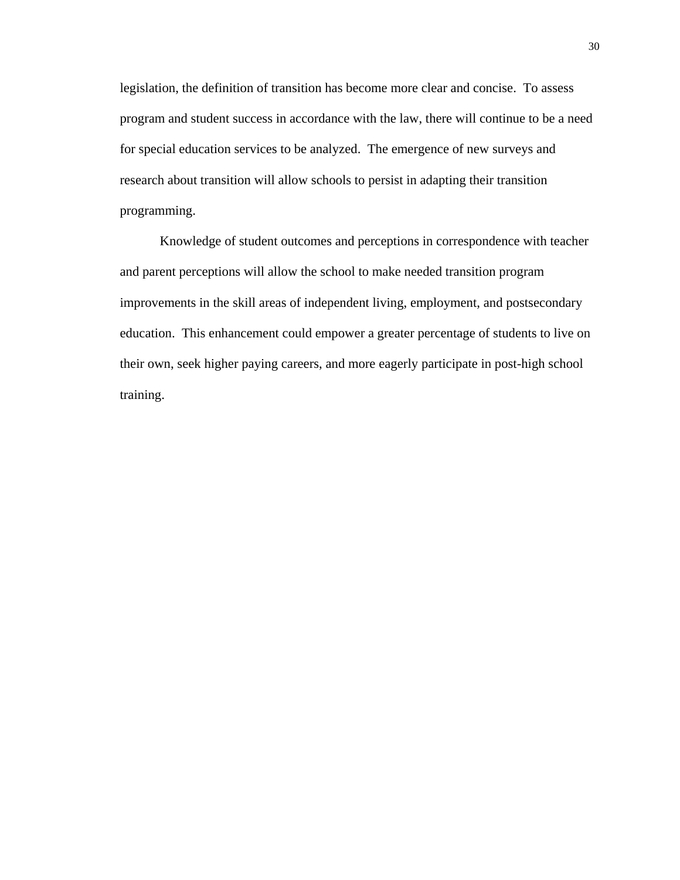legislation, the definition of transition has become more clear and concise. To assess program and student success in accordance with the law, there will continue to be a need for special education services to be analyzed. The emergence of new surveys and research about transition will allow schools to persist in adapting their transition programming.

Knowledge of student outcomes and perceptions in correspondence with teacher and parent perceptions will allow the school to make needed transition program improvements in the skill areas of independent living, employment, and postsecondary education. This enhancement could empower a greater percentage of students to live on their own, seek higher paying careers, and more eagerly participate in post-high school training.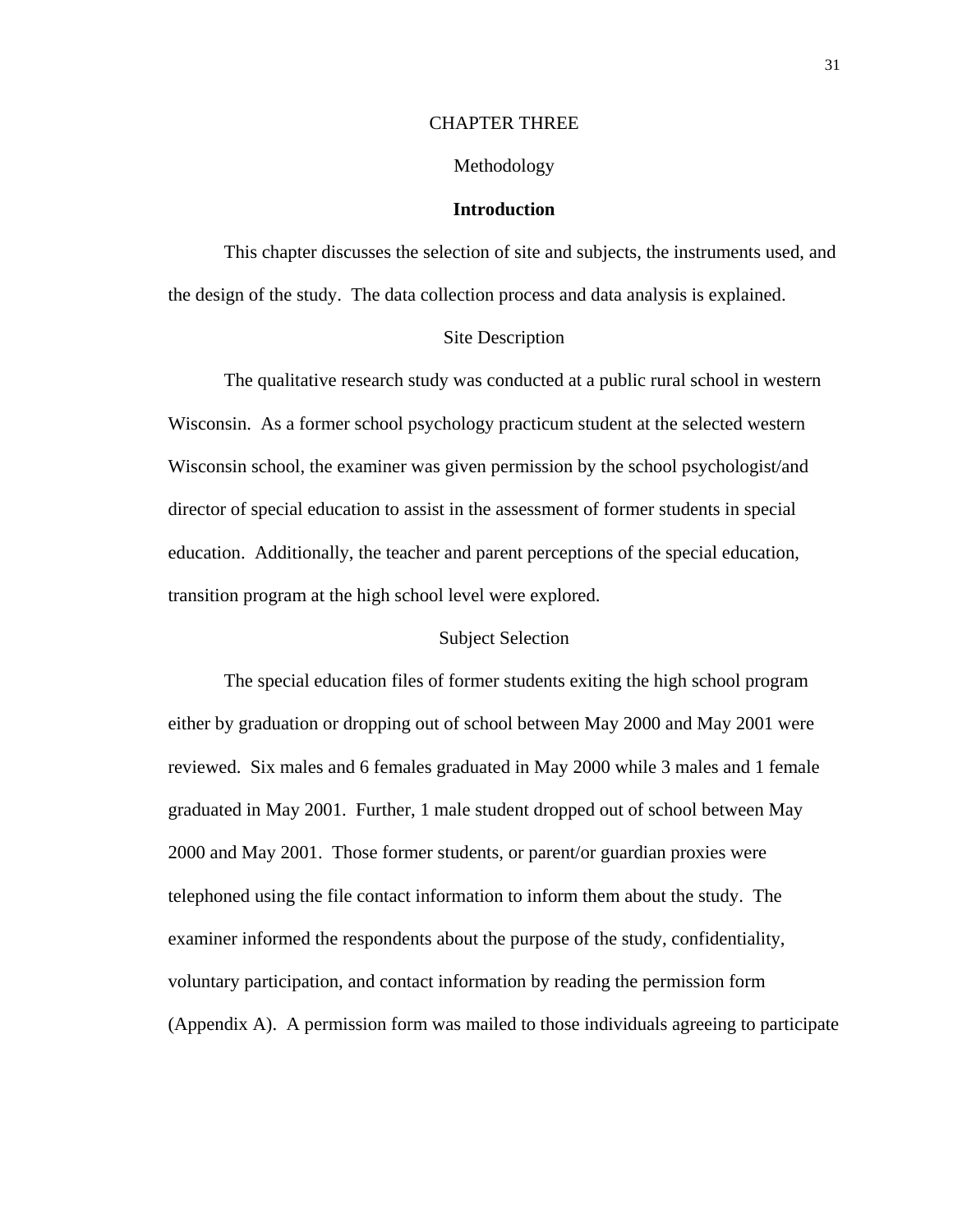# CHAPTER THREE

## Methodology

### **Introduction**

This chapter discusses the selection of site and subjects, the instruments used, and the design of the study. The data collection process and data analysis is explained.

### Site Description

The qualitative research study was conducted at a public rural school in western Wisconsin. As a former school psychology practicum student at the selected western Wisconsin school, the examiner was given permission by the school psychologist/and director of special education to assist in the assessment of former students in special education. Additionally, the teacher and parent perceptions of the special education, transition program at the high school level were explored.

### Subject Selection

The special education files of former students exiting the high school program either by graduation or dropping out of school between May 2000 and May 2001 were reviewed. Six males and 6 females graduated in May 2000 while 3 males and 1 female graduated in May 2001. Further, 1 male student dropped out of school between May 2000 and May 2001. Those former students, or parent/or guardian proxies were telephoned using the file contact information to inform them about the study. The examiner informed the respondents about the purpose of the study, confidentiality, voluntary participation, and contact information by reading the permission form (Appendix A). A permission form was mailed to those individuals agreeing to participate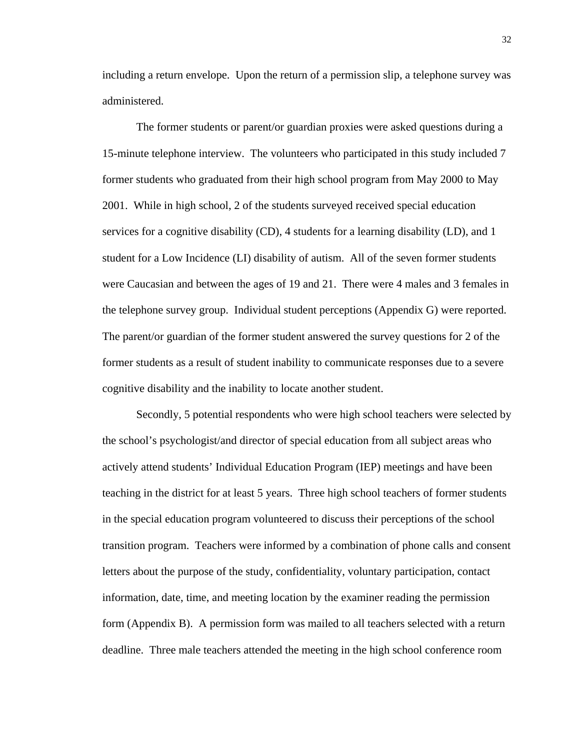including a return envelope. Upon the return of a permission slip, a telephone survey was administered.

The former students or parent/or guardian proxies were asked questions during a 15-minute telephone interview. The volunteers who participated in this study included 7 former students who graduated from their high school program from May 2000 to May 2001. While in high school, 2 of the students surveyed received special education services for a cognitive disability (CD), 4 students for a learning disability (LD), and 1 student for a Low Incidence (LI) disability of autism. All of the seven former students were Caucasian and between the ages of 19 and 21. There were 4 males and 3 females in the telephone survey group. Individual student perceptions (Appendix G) were reported. The parent/or guardian of the former student answered the survey questions for 2 of the former students as a result of student inability to communicate responses due to a severe cognitive disability and the inability to locate another student.

Secondly, 5 potential respondents who were high school teachers were selected by the school's psychologist/and director of special education from all subject areas who actively attend students' Individual Education Program (IEP) meetings and have been teaching in the district for at least 5 years. Three high school teachers of former students in the special education program volunteered to discuss their perceptions of the school transition program. Teachers were informed by a combination of phone calls and consent letters about the purpose of the study, confidentiality, voluntary participation, contact information, date, time, and meeting location by the examiner reading the permission form (Appendix B). A permission form was mailed to all teachers selected with a return deadline. Three male teachers attended the meeting in the high school conference room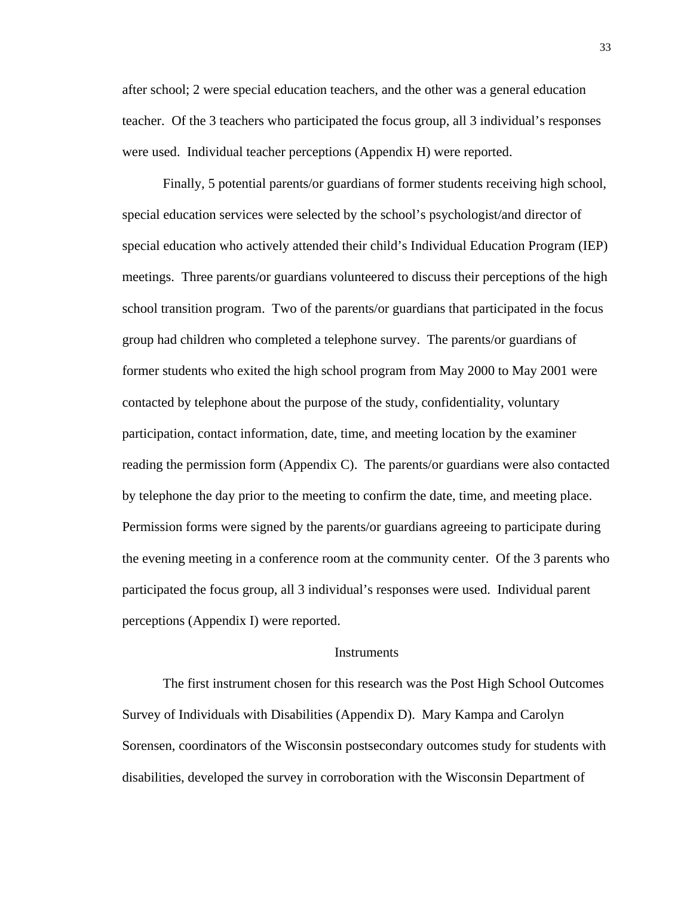after school; 2 were special education teachers, and the other was a general education teacher. Of the 3 teachers who participated the focus group, all 3 individual's responses were used. Individual teacher perceptions (Appendix H) were reported.

Finally, 5 potential parents/or guardians of former students receiving high school, special education services were selected by the school's psychologist/and director of special education who actively attended their child's Individual Education Program (IEP) meetings. Three parents/or guardians volunteered to discuss their perceptions of the high school transition program. Two of the parents/or guardians that participated in the focus group had children who completed a telephone survey. The parents/or guardians of former students who exited the high school program from May 2000 to May 2001 were contacted by telephone about the purpose of the study, confidentiality, voluntary participation, contact information, date, time, and meeting location by the examiner reading the permission form (Appendix C). The parents/or guardians were also contacted by telephone the day prior to the meeting to confirm the date, time, and meeting place. Permission forms were signed by the parents/or guardians agreeing to participate during the evening meeting in a conference room at the community center. Of the 3 parents who participated the focus group, all 3 individual's responses were used. Individual parent perceptions (Appendix I) were reported.

## Instruments

The first instrument chosen for this research was the Post High School Outcomes Survey of Individuals with Disabilities (Appendix D). Mary Kampa and Carolyn Sorensen, coordinators of the Wisconsin postsecondary outcomes study for students with disabilities, developed the survey in corroboration with the Wisconsin Department of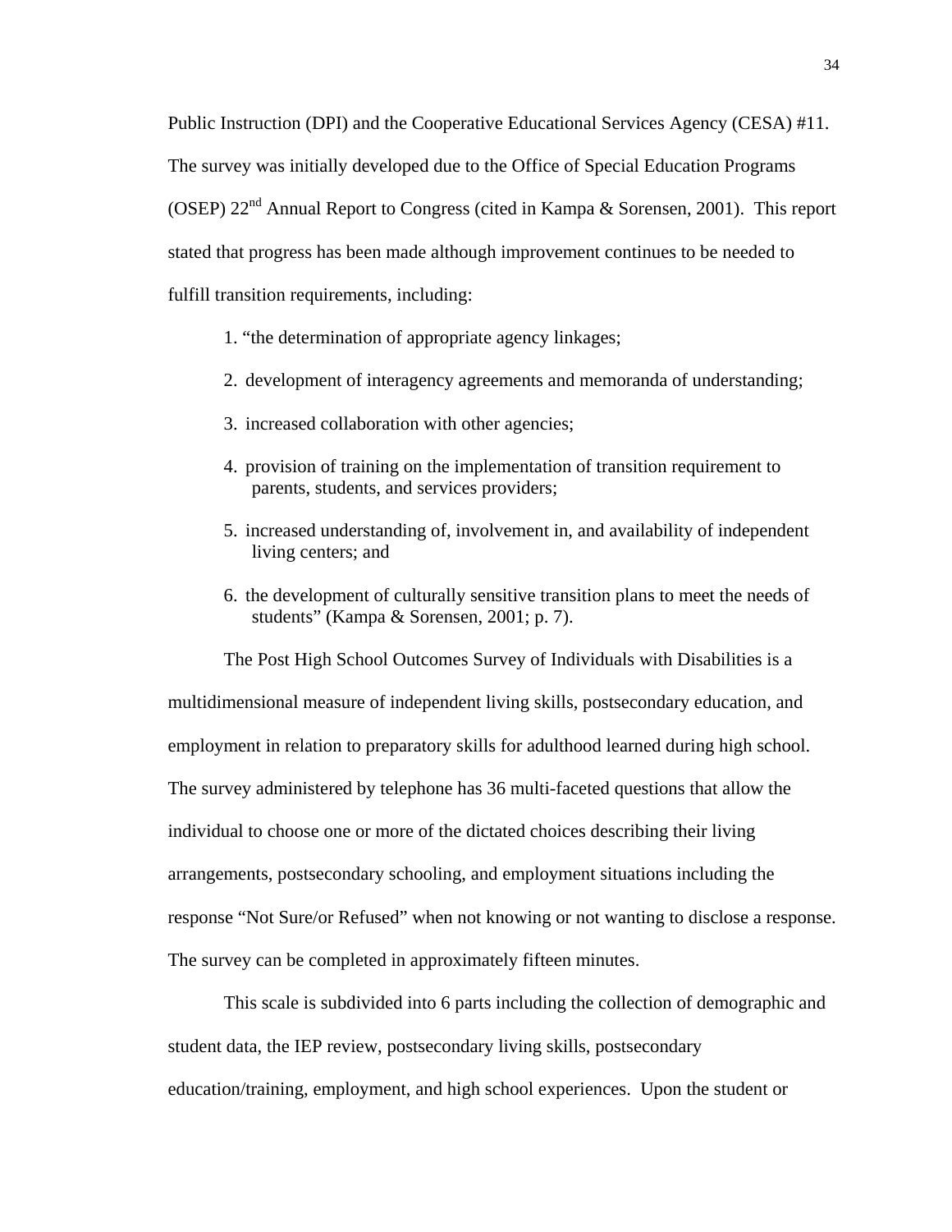Public Instruction (DPI) and the Cooperative Educational Services Agency (CESA) #11. The survey was initially developed due to the Office of Special Education Programs (OSEP) 22nd Annual Report to Congress (cited in Kampa & Sorensen, 2001). This report stated that progress has been made although improvement continues to be needed to fulfill transition requirements, including:

1. "the determination of appropriate agency linkages;
2. development of interagency agreements and memoranda of understanding;
3. increased collaboration with other agencies;
4. provision of training on the implementation of transition requirement to parents, students, and services providers;
5. increased understanding of, involvement in, and availability of independent living centers; and
6. the development of culturally sensitive transition plans to meet the needs of students" (Kampa & Sorensen, 2001; p. 7).

The Post High School Outcomes Survey of Individuals with Disabilities is a multidimensional measure of independent living skills, postsecondary education, and employment in relation to preparatory skills for adulthood learned during high school. The survey administered by telephone has 36 multi-faceted questions that allow the individual to choose one or more of the dictated choices describing their living arrangements, postsecondary schooling, and employment situations including the response "Not Sure/or Refused" when not knowing or not wanting to disclose a response. The survey can be completed in approximately fifteen minutes.

This scale is subdivided into 6 parts including the collection of demographic and student data, the IEP review, postsecondary living skills, postsecondary education/training, employment, and high school experiences. Upon the student or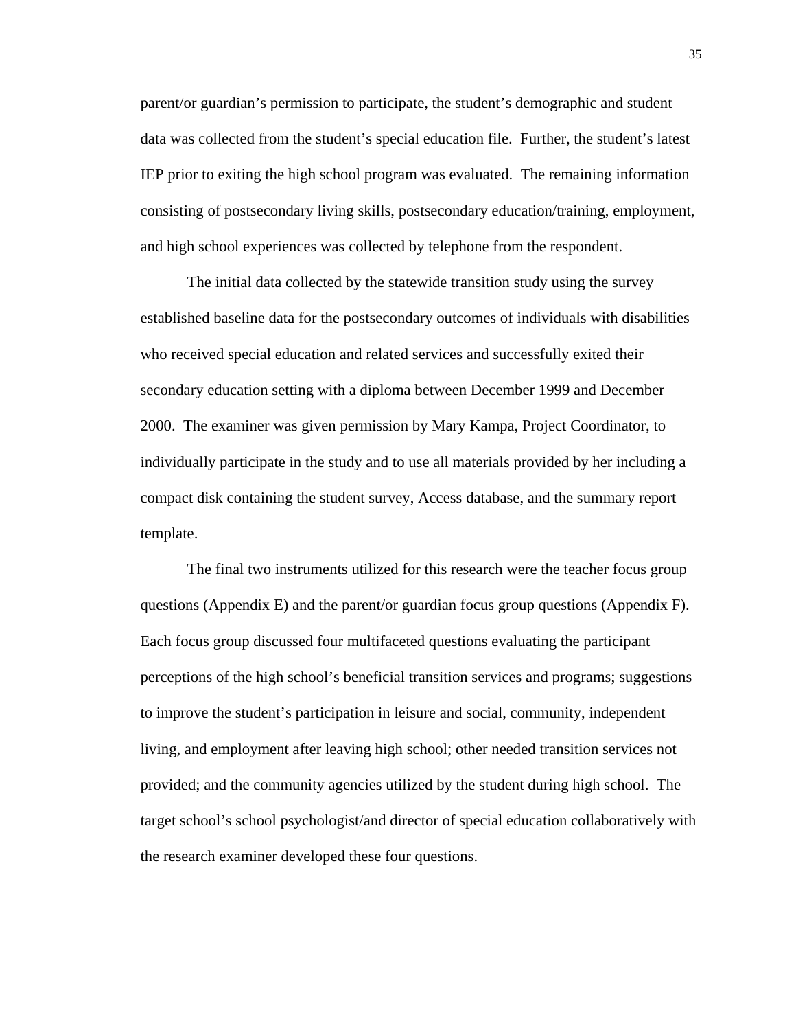parent/or guardian's permission to participate, the student's demographic and student data was collected from the student's special education file. Further, the student's latest IEP prior to exiting the high school program was evaluated. The remaining information consisting of postsecondary living skills, postsecondary education/training, employment, and high school experiences was collected by telephone from the respondent.

The initial data collected by the statewide transition study using the survey established baseline data for the postsecondary outcomes of individuals with disabilities who received special education and related services and successfully exited their secondary education setting with a diploma between December 1999 and December 2000. The examiner was given permission by Mary Kampa, Project Coordinator, to individually participate in the study and to use all materials provided by her including a compact disk containing the student survey, Access database, and the summary report template.

The final two instruments utilized for this research were the teacher focus group questions (Appendix E) and the parent/or guardian focus group questions (Appendix F). Each focus group discussed four multifaceted questions evaluating the participant perceptions of the high school's beneficial transition services and programs; suggestions to improve the student's participation in leisure and social, community, independent living, and employment after leaving high school; other needed transition services not provided; and the community agencies utilized by the student during high school. The target school's school psychologist/and director of special education collaboratively with the research examiner developed these four questions.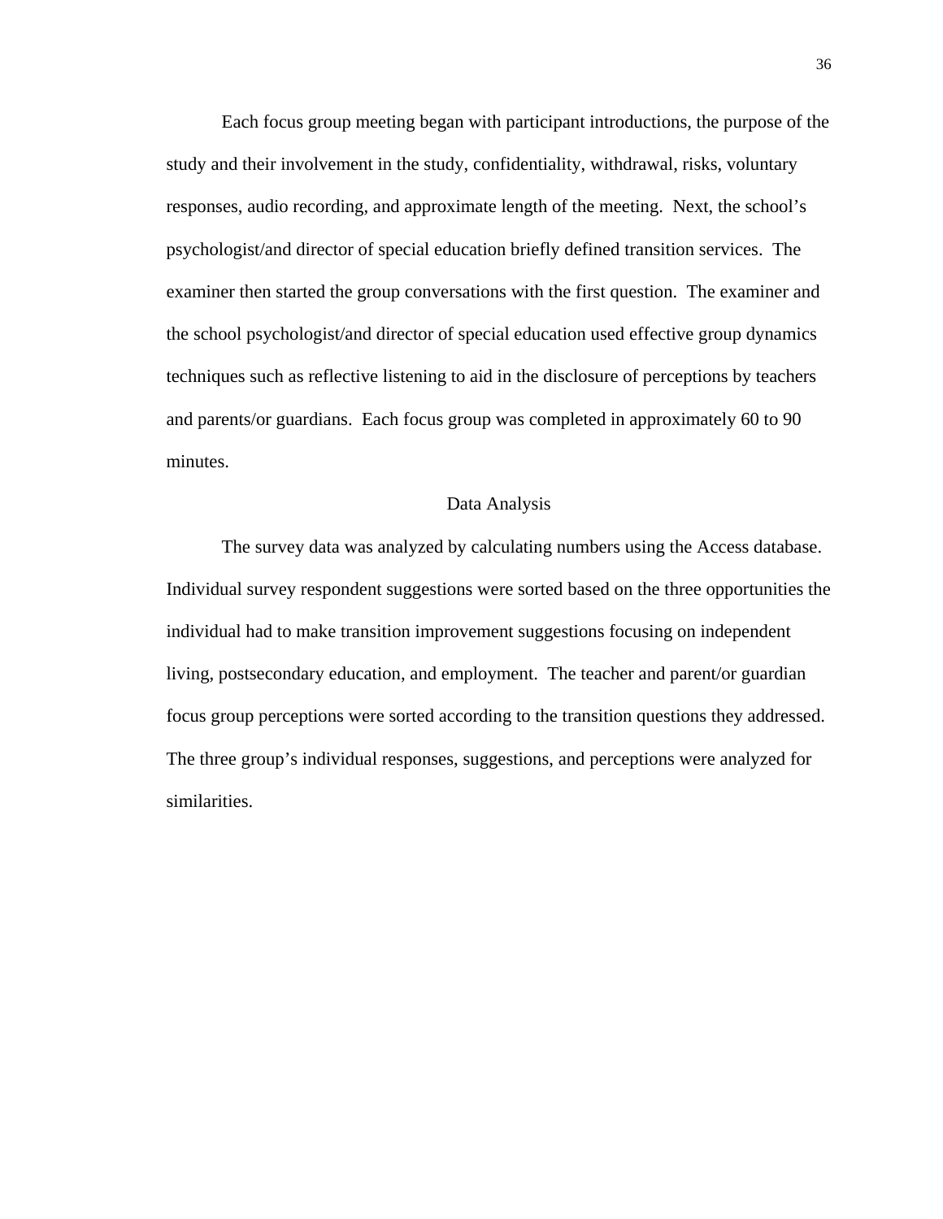Each focus group meeting began with participant introductions, the purpose of the study and their involvement in the study, confidentiality, withdrawal, risks, voluntary responses, audio recording, and approximate length of the meeting. Next, the school's psychologist/and director of special education briefly defined transition services. The examiner then started the group conversations with the first question. The examiner and the school psychologist/and director of special education used effective group dynamics techniques such as reflective listening to aid in the disclosure of perceptions by teachers and parents/or guardians. Each focus group was completed in approximately 60 to 90 minutes.

## Data Analysis

The survey data was analyzed by calculating numbers using the Access database. Individual survey respondent suggestions were sorted based on the three opportunities the individual had to make transition improvement suggestions focusing on independent living, postsecondary education, and employment. The teacher and parent/or guardian focus group perceptions were sorted according to the transition questions they addressed. The three group's individual responses, suggestions, and perceptions were analyzed for similarities.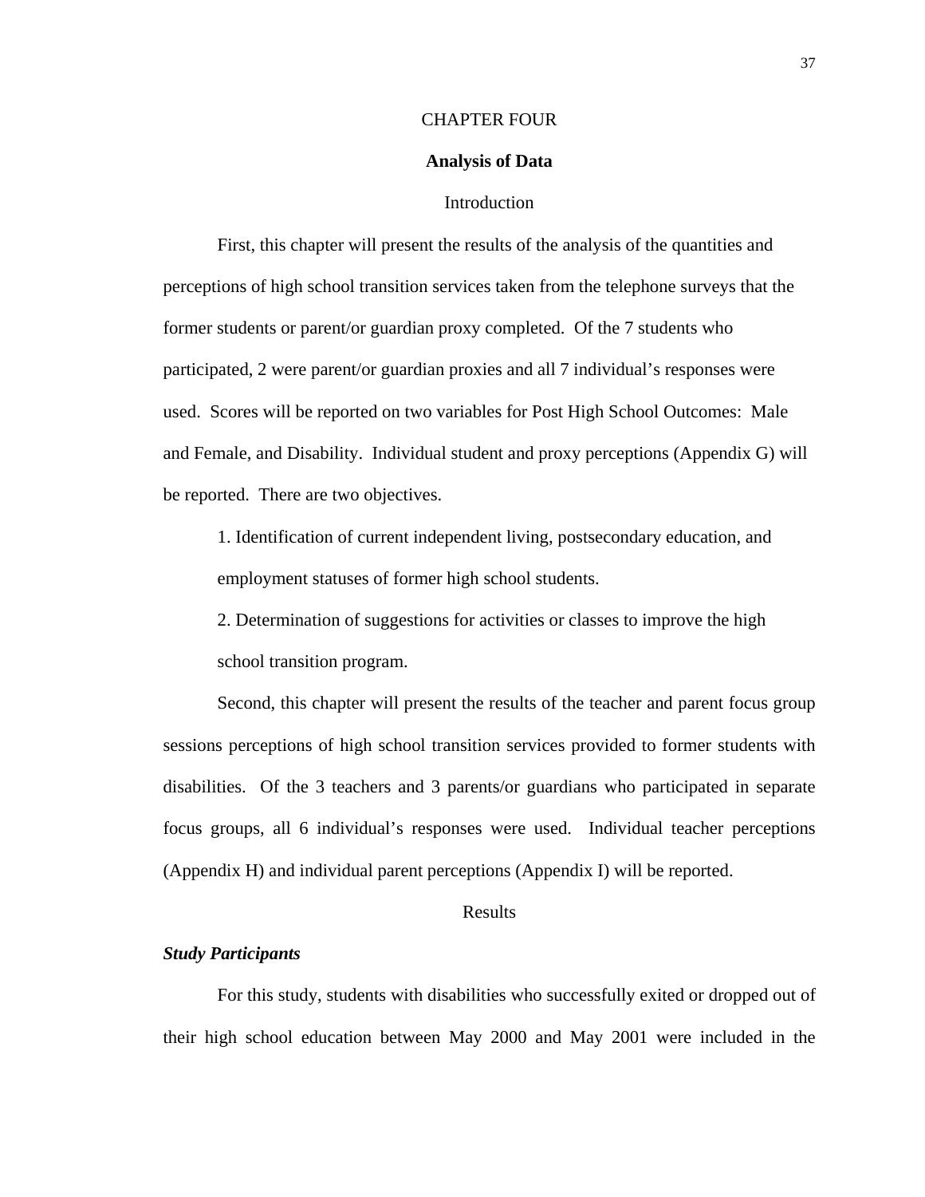# CHAPTER FOUR

## Analysis of Data

### Introduction

First, this chapter will present the results of the analysis of the quantities and perceptions of high school transition services taken from the telephone surveys that the former students or parent/or guardian proxy completed. Of the 7 students who participated, 2 were parent/or guardian proxies and all 7 individual's responses were used. Scores will be reported on two variables for Post High School Outcomes: Male and Female, and Disability. Individual student and proxy perceptions (Appendix G) will be reported. There are two objectives.

1. Identification of current independent living, postsecondary education, and employment statuses of former high school students.
2. Determination of suggestions for activities or classes to improve the high school transition program.

Second, this chapter will present the results of the teacher and parent focus group sessions perceptions of high school transition services provided to former students with disabilities. Of the 3 teachers and 3 parents/or guardians who participated in separate focus groups, all 6 individual's responses were used. Individual teacher perceptions (Appendix H) and individual parent perceptions (Appendix I) will be reported.

### Results

***Study Participants***

For this study, students with disabilities who successfully exited or dropped out of their high school education between May 2000 and May 2001 were included in the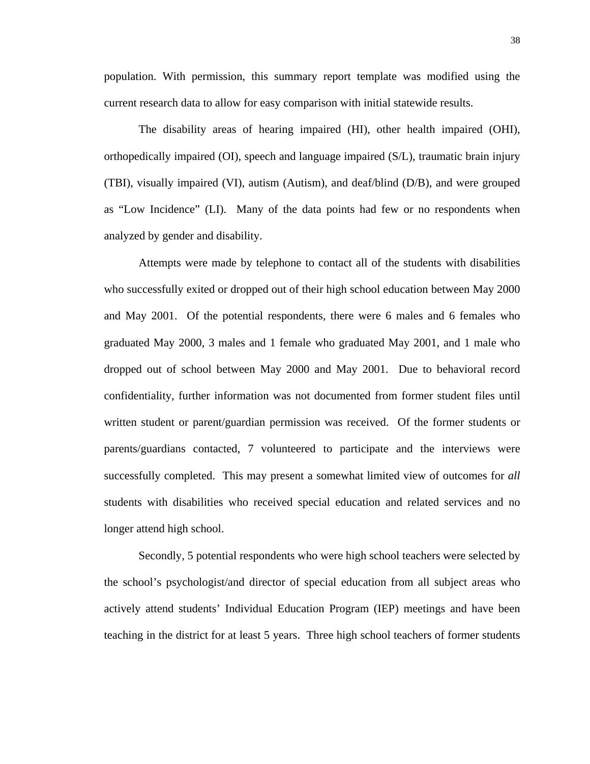population. With permission, this summary report template was modified using the current research data to allow for easy comparison with initial statewide results.

The disability areas of hearing impaired (HI), other health impaired (OHI), orthopedically impaired (OI), speech and language impaired (S/L), traumatic brain injury (TBI), visually impaired (VI), autism (Autism), and deaf/blind (D/B), and were grouped as "Low Incidence" (LI). Many of the data points had few or no respondents when analyzed by gender and disability.

Attempts were made by telephone to contact all of the students with disabilities who successfully exited or dropped out of their high school education between May 2000 and May 2001. Of the potential respondents, there were 6 males and 6 females who graduated May 2000, 3 males and 1 female who graduated May 2001, and 1 male who dropped out of school between May 2000 and May 2001. Due to behavioral record confidentiality, further information was not documented from former student files until written student or parent/guardian permission was received. Of the former students or parents/guardians contacted, 7 volunteered to participate and the interviews were successfully completed. This may present a somewhat limited view of outcomes for *all* students with disabilities who received special education and related services and no longer attend high school.

Secondly, 5 potential respondents who were high school teachers were selected by the school's psychologist/and director of special education from all subject areas who actively attend students' Individual Education Program (IEP) meetings and have been teaching in the district for at least 5 years. Three high school teachers of former students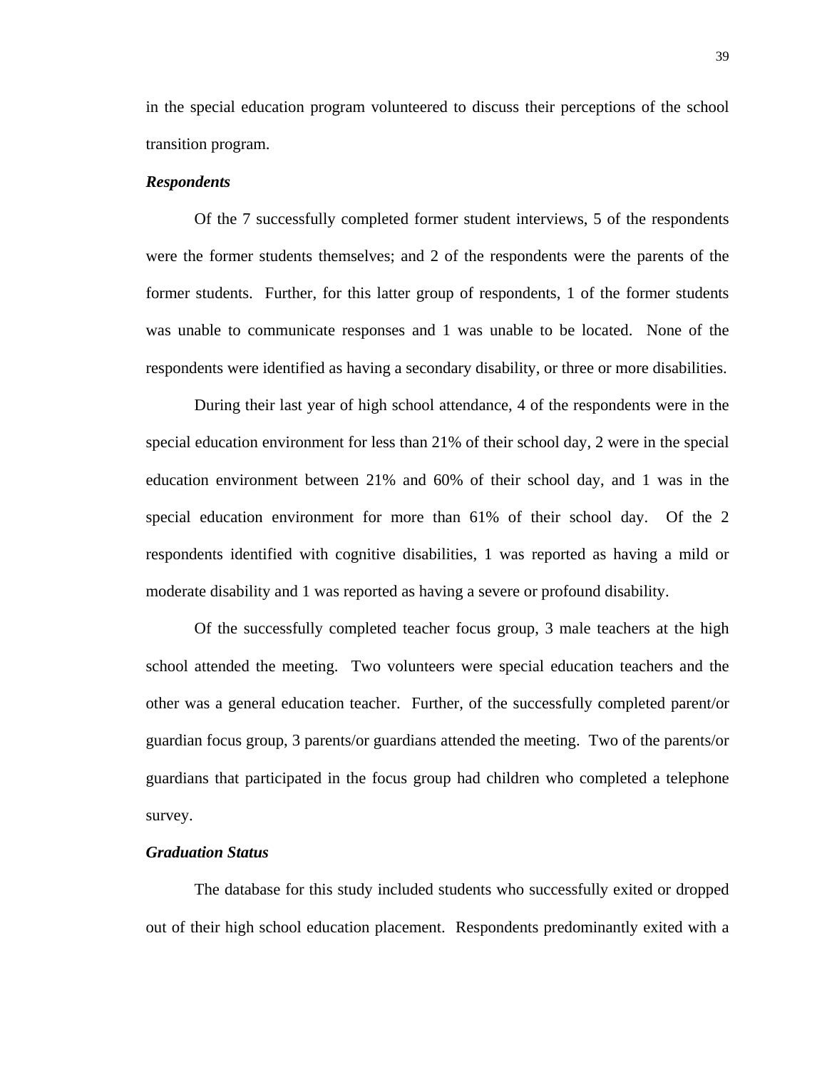in the special education program volunteered to discuss their perceptions of the school transition program.

### ***Respondents***

Of the 7 successfully completed former student interviews, 5 of the respondents were the former students themselves; and 2 of the respondents were the parents of the former students. Further, for this latter group of respondents, 1 of the former students was unable to communicate responses and 1 was unable to be located. None of the respondents were identified as having a secondary disability, or three or more disabilities.

During their last year of high school attendance, 4 of the respondents were in the special education environment for less than 21% of their school day, 2 were in the special education environment between 21% and 60% of their school day, and 1 was in the special education environment for more than 61% of their school day. Of the 2 respondents identified with cognitive disabilities, 1 was reported as having a mild or moderate disability and 1 was reported as having a severe or profound disability.

Of the successfully completed teacher focus group, 3 male teachers at the high school attended the meeting. Two volunteers were special education teachers and the other was a general education teacher. Further, of the successfully completed parent/or guardian focus group, 3 parents/or guardians attended the meeting. Two of the parents/or guardians that participated in the focus group had children who completed a telephone survey.

### ***Graduation Status***

The database for this study included students who successfully exited or dropped out of their high school education placement. Respondents predominantly exited with a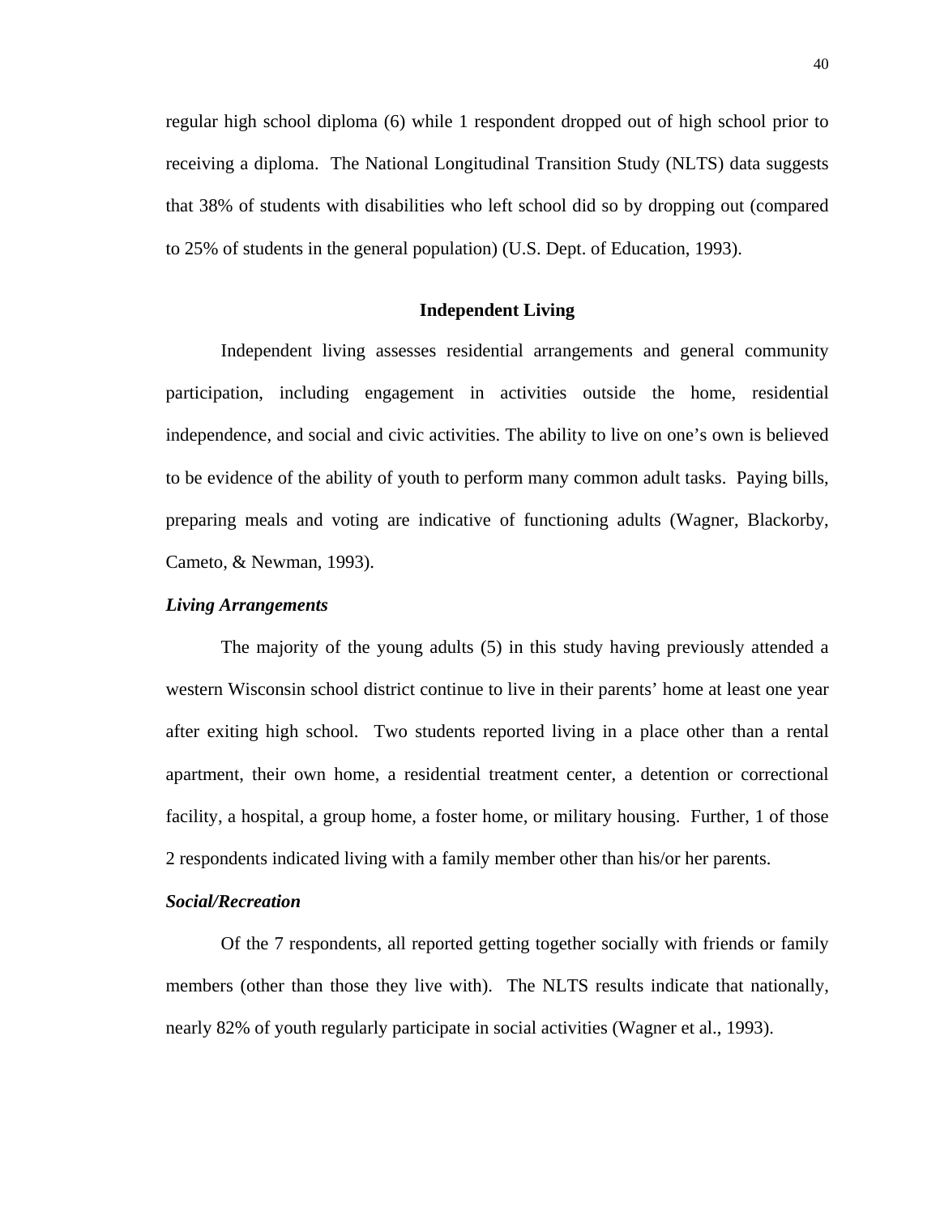regular high school diploma (6) while 1 respondent dropped out of high school prior to receiving a diploma. The National Longitudinal Transition Study (NLTS) data suggests that 38% of students with disabilities who left school did so by dropping out (compared to 25% of students in the general population) (U.S. Dept. of Education, 1993).

## Independent Living

Independent living assesses residential arrangements and general community participation, including engagement in activities outside the home, residential independence, and social and civic activities. The ability to live on one's own is believed to be evidence of the ability of youth to perform many common adult tasks. Paying bills, preparing meals and voting are indicative of functioning adults (Wagner, Blackorby, Cameto, & Newman, 1993).

### *Living Arrangements*

The majority of the young adults (5) in this study having previously attended a western Wisconsin school district continue to live in their parents' home at least one year after exiting high school. Two students reported living in a place other than a rental apartment, their own home, a residential treatment center, a detention or correctional facility, a hospital, a group home, a foster home, or military housing. Further, 1 of those 2 respondents indicated living with a family member other than his/or her parents.

### *Social/Recreation*

Of the 7 respondents, all reported getting together socially with friends or family members (other than those they live with). The NLTS results indicate that nationally, nearly 82% of youth regularly participate in social activities (Wagner et al., 1993).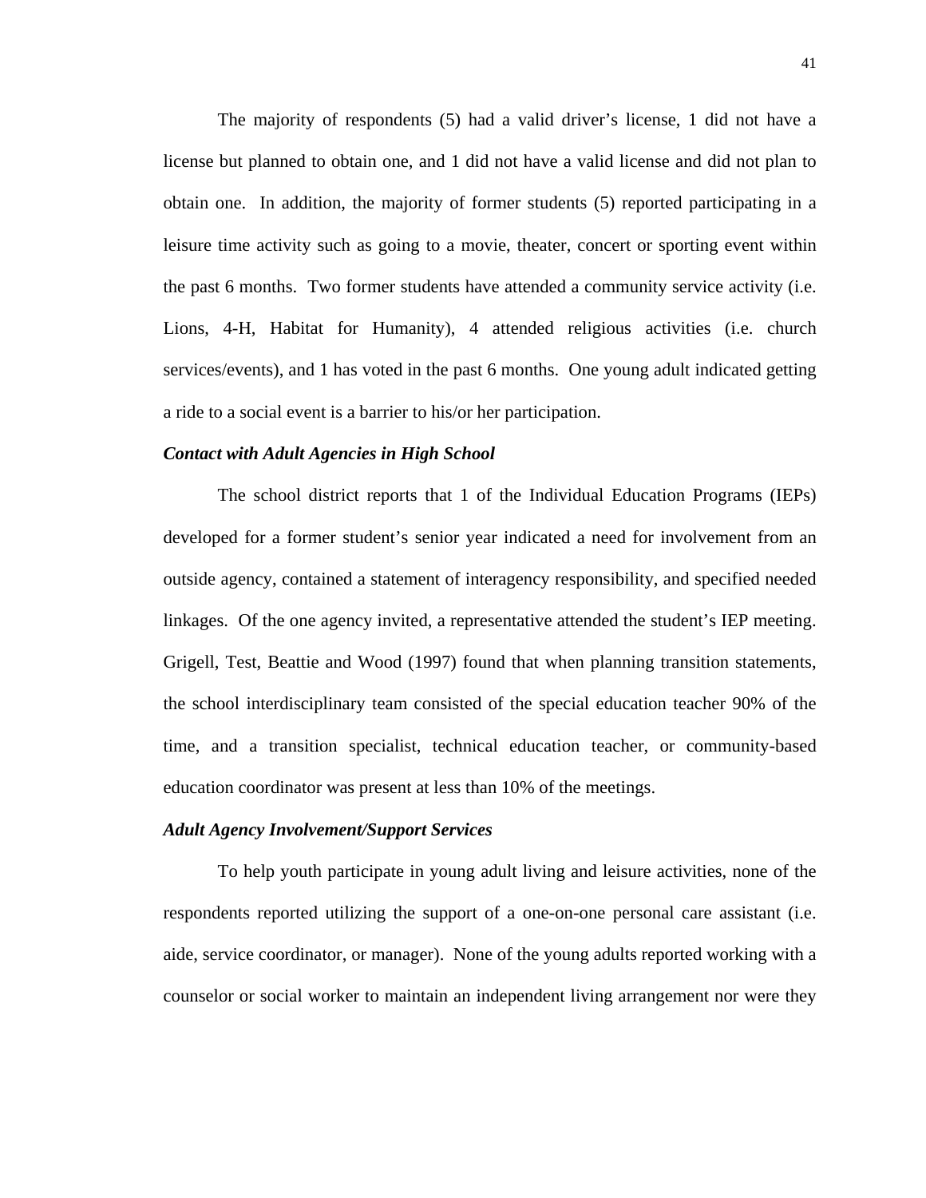The majority of respondents (5) had a valid driver's license, 1 did not have a license but planned to obtain one, and 1 did not have a valid license and did not plan to obtain one. In addition, the majority of former students (5) reported participating in a leisure time activity such as going to a movie, theater, concert or sporting event within the past 6 months. Two former students have attended a community service activity (i.e. Lions, 4-H, Habitat for Humanity), 4 attended religious activities (i.e. church services/events), and 1 has voted in the past 6 months. One young adult indicated getting a ride to a social event is a barrier to his/or her participation.

***Contact with Adult Agencies in High School***

The school district reports that 1 of the Individual Education Programs (IEPs) developed for a former student's senior year indicated a need for involvement from an outside agency, contained a statement of interagency responsibility, and specified needed linkages. Of the one agency invited, a representative attended the student's IEP meeting. Grigell, Test, Beattie and Wood (1997) found that when planning transition statements, the school interdisciplinary team consisted of the special education teacher 90% of the time, and a transition specialist, technical education teacher, or community-based education coordinator was present at less than 10% of the meetings.

***Adult Agency Involvement/Support Services***

To help youth participate in young adult living and leisure activities, none of the respondents reported utilizing the support of a one-on-one personal care assistant (i.e. aide, service coordinator, or manager). None of the young adults reported working with a counselor or social worker to maintain an independent living arrangement nor were they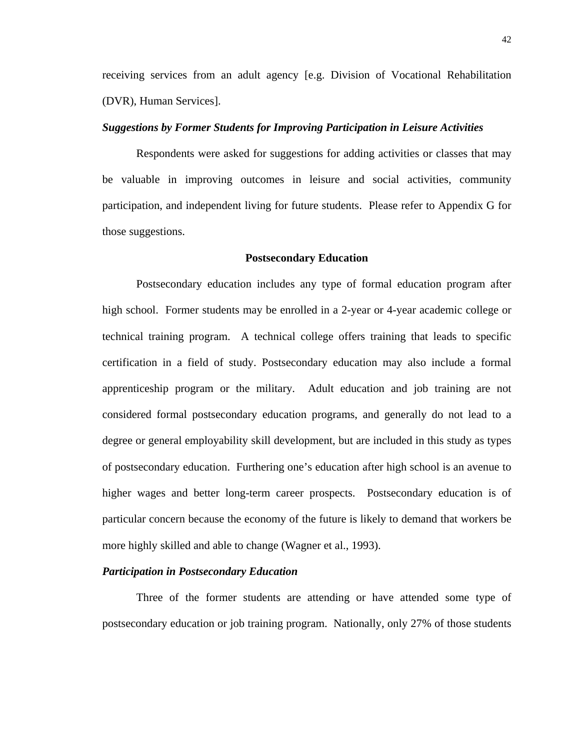receiving services from an adult agency [e.g. Division of Vocational Rehabilitation (DVR), Human Services].

***Suggestions by Former Students for Improving Participation in Leisure Activities***

Respondents were asked for suggestions for adding activities or classes that may be valuable in improving outcomes in leisure and social activities, community participation, and independent living for future students. Please refer to Appendix G for those suggestions.

## Postsecondary Education

Postsecondary education includes any type of formal education program after high school. Former students may be enrolled in a 2-year or 4-year academic college or technical training program. A technical college offers training that leads to specific certification in a field of study. Postsecondary education may also include a formal apprenticeship program or the military. Adult education and job training are not considered formal postsecondary education programs, and generally do not lead to a degree or general employability skill development, but are included in this study as types of postsecondary education. Furthering one's education after high school is an avenue to higher wages and better long-term career prospects. Postsecondary education is of particular concern because the economy of the future is likely to demand that workers be more highly skilled and able to change (Wagner et al., 1993).

***Participation in Postsecondary Education***

Three of the former students are attending or have attended some type of postsecondary education or job training program. Nationally, only 27% of those students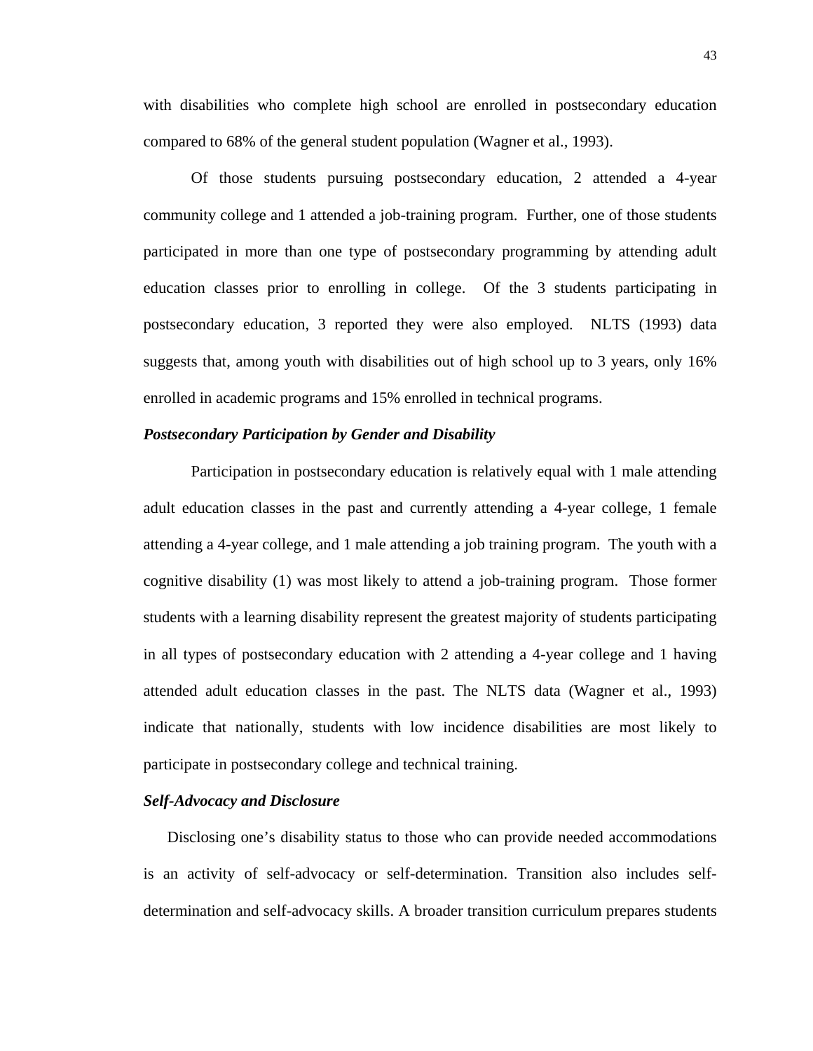with disabilities who complete high school are enrolled in postsecondary education compared to 68% of the general student population (Wagner et al., 1993).

Of those students pursuing postsecondary education, 2 attended a 4-year community college and 1 attended a job-training program. Further, one of those students participated in more than one type of postsecondary programming by attending adult education classes prior to enrolling in college. Of the 3 students participating in postsecondary education, 3 reported they were also employed. NLTS (1993) data suggests that, among youth with disabilities out of high school up to 3 years, only 16% enrolled in academic programs and 15% enrolled in technical programs.

### *Postsecondary Participation by Gender and Disability*

Participation in postsecondary education is relatively equal with 1 male attending adult education classes in the past and currently attending a 4-year college, 1 female attending a 4-year college, and 1 male attending a job training program. The youth with a cognitive disability (1) was most likely to attend a job-training program. Those former students with a learning disability represent the greatest majority of students participating in all types of postsecondary education with 2 attending a 4-year college and 1 having attended adult education classes in the past. The NLTS data (Wagner et al., 1993) indicate that nationally, students with low incidence disabilities are most likely to participate in postsecondary college and technical training.

### *Self-Advocacy and Disclosure*

Disclosing one's disability status to those who can provide needed accommodations is an activity of self-advocacy or self-determination. Transition also includes self-determination and self-advocacy skills. A broader transition curriculum prepares students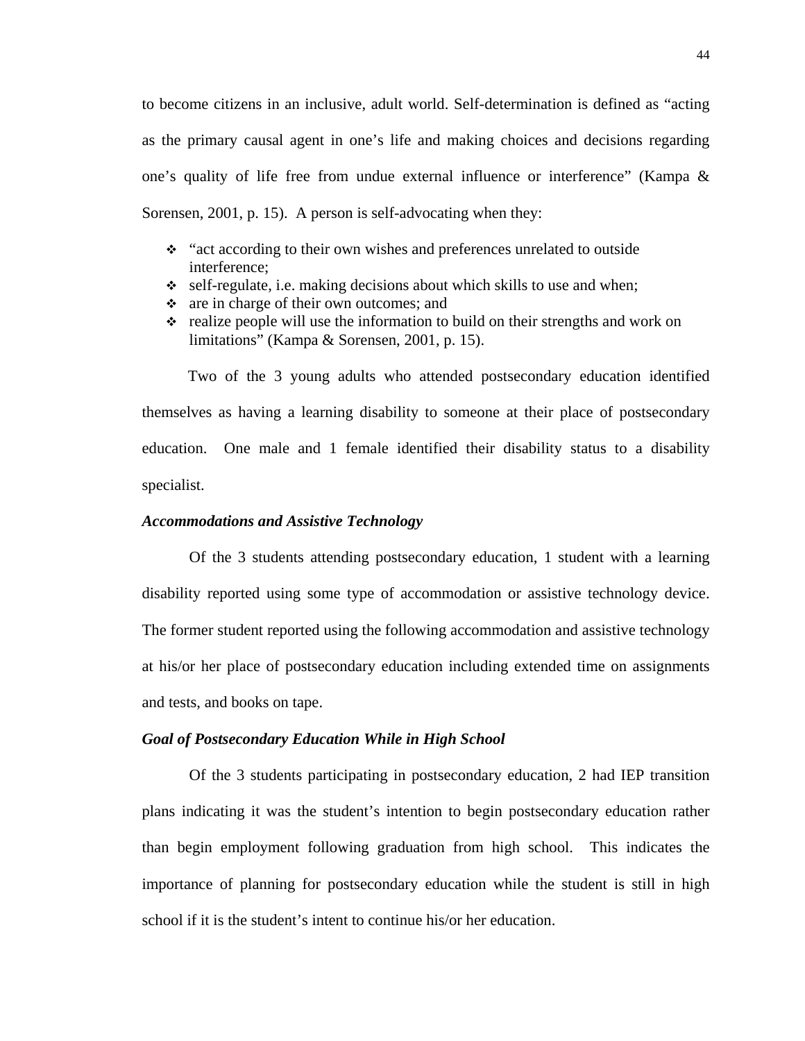to become citizens in an inclusive, adult world. Self-determination is defined as "acting as the primary causal agent in one's life and making choices and decisions regarding one's quality of life free from undue external influence or interference" (Kampa & Sorensen, 2001, p. 15). A person is self-advocating when they:

- "act according to their own wishes and preferences unrelated to outside interference;
- self-regulate, i.e. making decisions about which skills to use and when;
- are in charge of their own outcomes; and
- realize people will use the information to build on their strengths and work on limitations" (Kampa & Sorensen, 2001, p. 15).

Two of the 3 young adults who attended postsecondary education identified themselves as having a learning disability to someone at their place of postsecondary education. One male and 1 female identified their disability status to a disability specialist.

### *Accommodations and Assistive Technology*

Of the 3 students attending postsecondary education, 1 student with a learning disability reported using some type of accommodation or assistive technology device. The former student reported using the following accommodation and assistive technology at his/or her place of postsecondary education including extended time on assignments and tests, and books on tape.

### *Goal of Postsecondary Education While in High School*

Of the 3 students participating in postsecondary education, 2 had IEP transition plans indicating it was the student's intention to begin postsecondary education rather than begin employment following graduation from high school. This indicates the importance of planning for postsecondary education while the student is still in high school if it is the student's intent to continue his/or her education.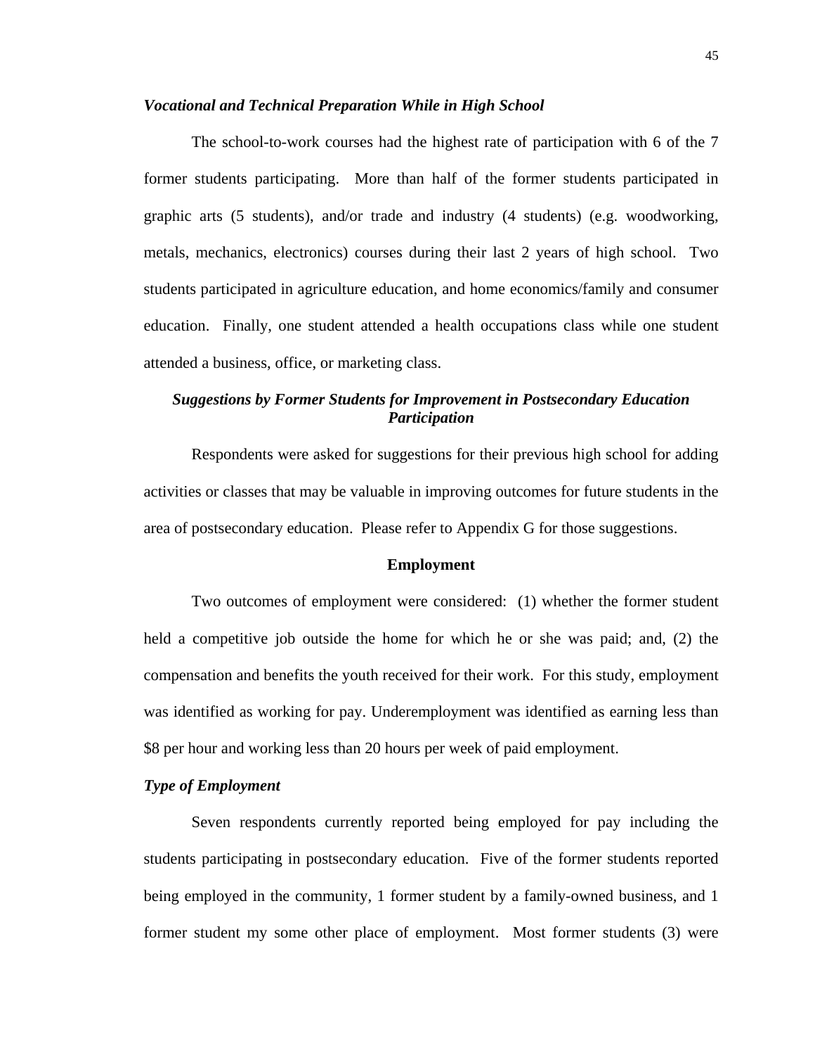### *Vocational and Technical Preparation While in High School*

The school-to-work courses had the highest rate of participation with 6 of the 7 former students participating. More than half of the former students participated in graphic arts (5 students), and/or trade and industry (4 students) (e.g. woodworking, metals, mechanics, electronics) courses during their last 2 years of high school. Two students participated in agriculture education, and home economics/family and consumer education. Finally, one student attended a health occupations class while one student attended a business, office, or marketing class.

### *Suggestions by Former Students for Improvement in Postsecondary Education Participation*

Respondents were asked for suggestions for their previous high school for adding activities or classes that may be valuable in improving outcomes for future students in the area of postsecondary education. Please refer to Appendix G for those suggestions.

## Employment

Two outcomes of employment were considered: (1) whether the former student held a competitive job outside the home for which he or she was paid; and, (2) the compensation and benefits the youth received for their work. For this study, employment was identified as working for pay. Underemployment was identified as earning less than $8 per hour and working less than 20 hours per week of paid employment.

### *Type of Employment*

Seven respondents currently reported being employed for pay including the students participating in postsecondary education. Five of the former students reported being employed in the community, 1 former student by a family-owned business, and 1 former student my some other place of employment. Most former students (3) were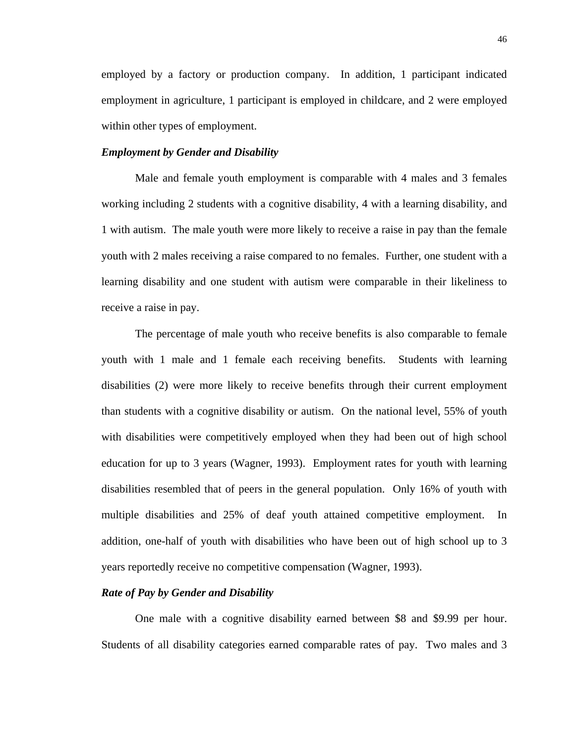employed by a factory or production company. In addition, 1 participant indicated employment in agriculture, 1 participant is employed in childcare, and 2 were employed within other types of employment.

***Employment by Gender and Disability***

Male and female youth employment is comparable with 4 males and 3 females working including 2 students with a cognitive disability, 4 with a learning disability, and 1 with autism. The male youth were more likely to receive a raise in pay than the female youth with 2 males receiving a raise compared to no females. Further, one student with a learning disability and one student with autism were comparable in their likeliness to receive a raise in pay.

The percentage of male youth who receive benefits is also comparable to female youth with 1 male and 1 female each receiving benefits. Students with learning disabilities (2) were more likely to receive benefits through their current employment than students with a cognitive disability or autism. On the national level, 55% of youth with disabilities were competitively employed when they had been out of high school education for up to 3 years (Wagner, 1993). Employment rates for youth with learning disabilities resembled that of peers in the general population. Only 16% of youth with multiple disabilities and 25% of deaf youth attained competitive employment. In addition, one-half of youth with disabilities who have been out of high school up to 3 years reportedly receive no competitive compensation (Wagner, 1993).

***Rate of Pay by Gender and Disability***

One male with a cognitive disability earned between $8 and $9.99 per hour. Students of all disability categories earned comparable rates of pay. Two males and 3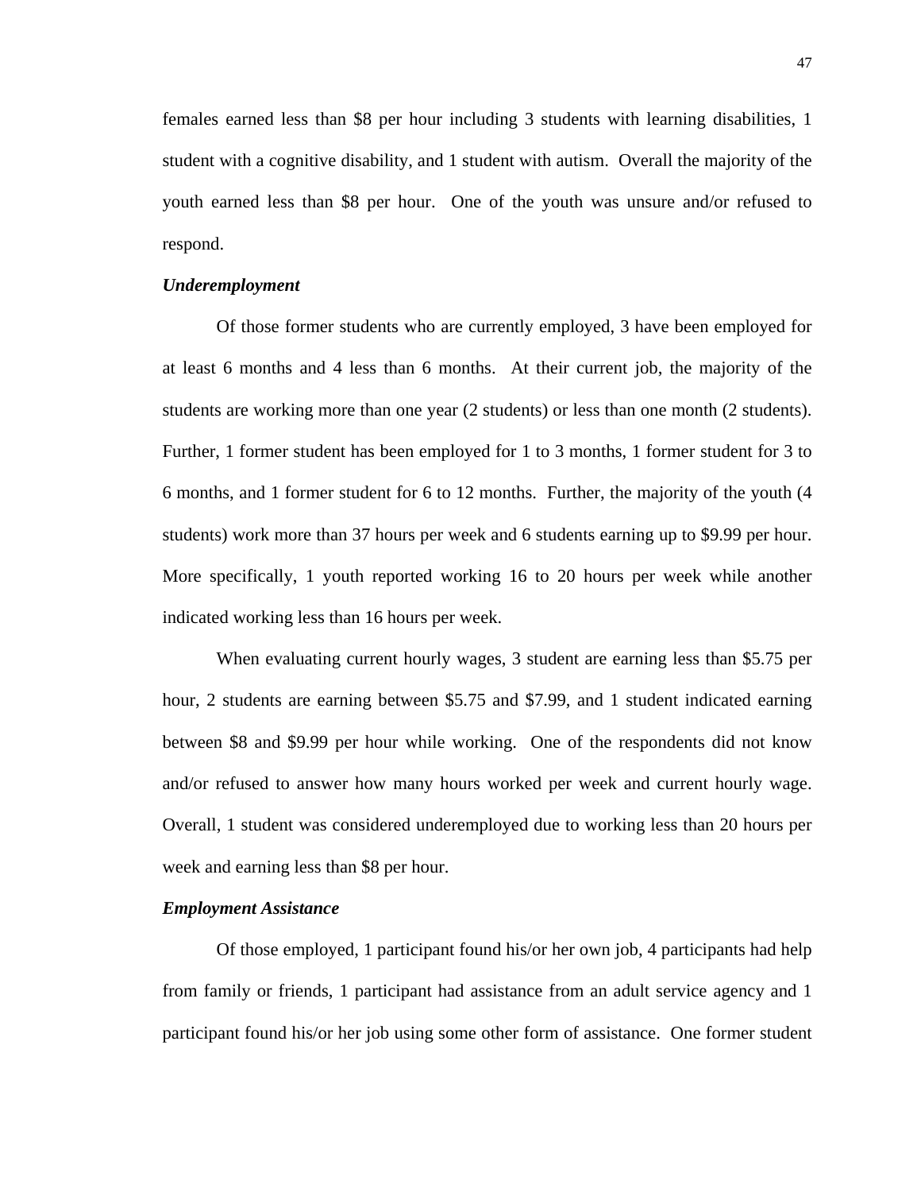females earned less than $8 per hour including 3 students with learning disabilities, 1 student with a cognitive disability, and 1 student with autism. Overall the majority of the youth earned less than $8 per hour. One of the youth was unsure and/or refused to respond.

***Underemployment***

Of those former students who are currently employed, 3 have been employed for at least 6 months and 4 less than 6 months. At their current job, the majority of the students are working more than one year (2 students) or less than one month (2 students). Further, 1 former student has been employed for 1 to 3 months, 1 former student for 3 to 6 months, and 1 former student for 6 to 12 months. Further, the majority of the youth (4 students) work more than 37 hours per week and 6 students earning up to $9.99 per hour. More specifically, 1 youth reported working 16 to 20 hours per week while another indicated working less than 16 hours per week.

When evaluating current hourly wages, 3 student are earning less than $5.75 per hour, 2 students are earning between $5.75 and $7.99, and 1 student indicated earning between $8 and $9.99 per hour while working. One of the respondents did not know and/or refused to answer how many hours worked per week and current hourly wage. Overall, 1 student was considered underemployed due to working less than 20 hours per week and earning less than $8 per hour.

***Employment Assistance***

Of those employed, 1 participant found his/or her own job, 4 participants had help from family or friends, 1 participant had assistance from an adult service agency and 1 participant found his/or her job using some other form of assistance. One former student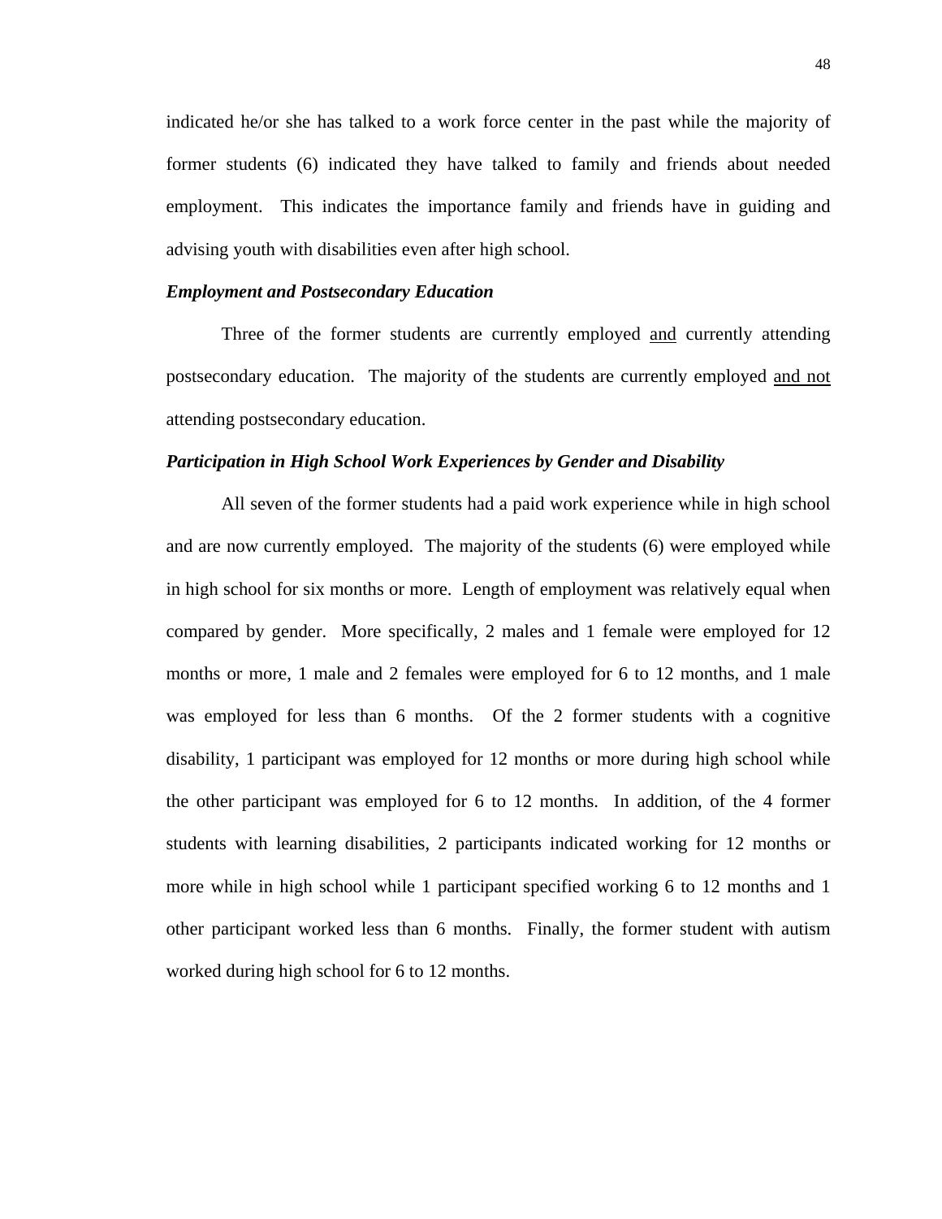indicated he/or she has talked to a work force center in the past while the majority of former students (6) indicated they have talked to family and friends about needed employment. This indicates the importance family and friends have in guiding and advising youth with disabilities even after high school.

***Employment and Postsecondary Education***

Three of the former students are currently employed <u>and</u> currently attending postsecondary education. The majority of the students are currently employed <u>and not</u> attending postsecondary education.

***Participation in High School Work Experiences by Gender and Disability***

All seven of the former students had a paid work experience while in high school and are now currently employed. The majority of the students (6) were employed while in high school for six months or more. Length of employment was relatively equal when compared by gender. More specifically, 2 males and 1 female were employed for 12 months or more, 1 male and 2 females were employed for 6 to 12 months, and 1 male was employed for less than 6 months. Of the 2 former students with a cognitive disability, 1 participant was employed for 12 months or more during high school while the other participant was employed for 6 to 12 months. In addition, of the 4 former students with learning disabilities, 2 participants indicated working for 12 months or more while in high school while 1 participant specified working 6 to 12 months and 1 other participant worked less than 6 months. Finally, the former student with autism worked during high school for 6 to 12 months.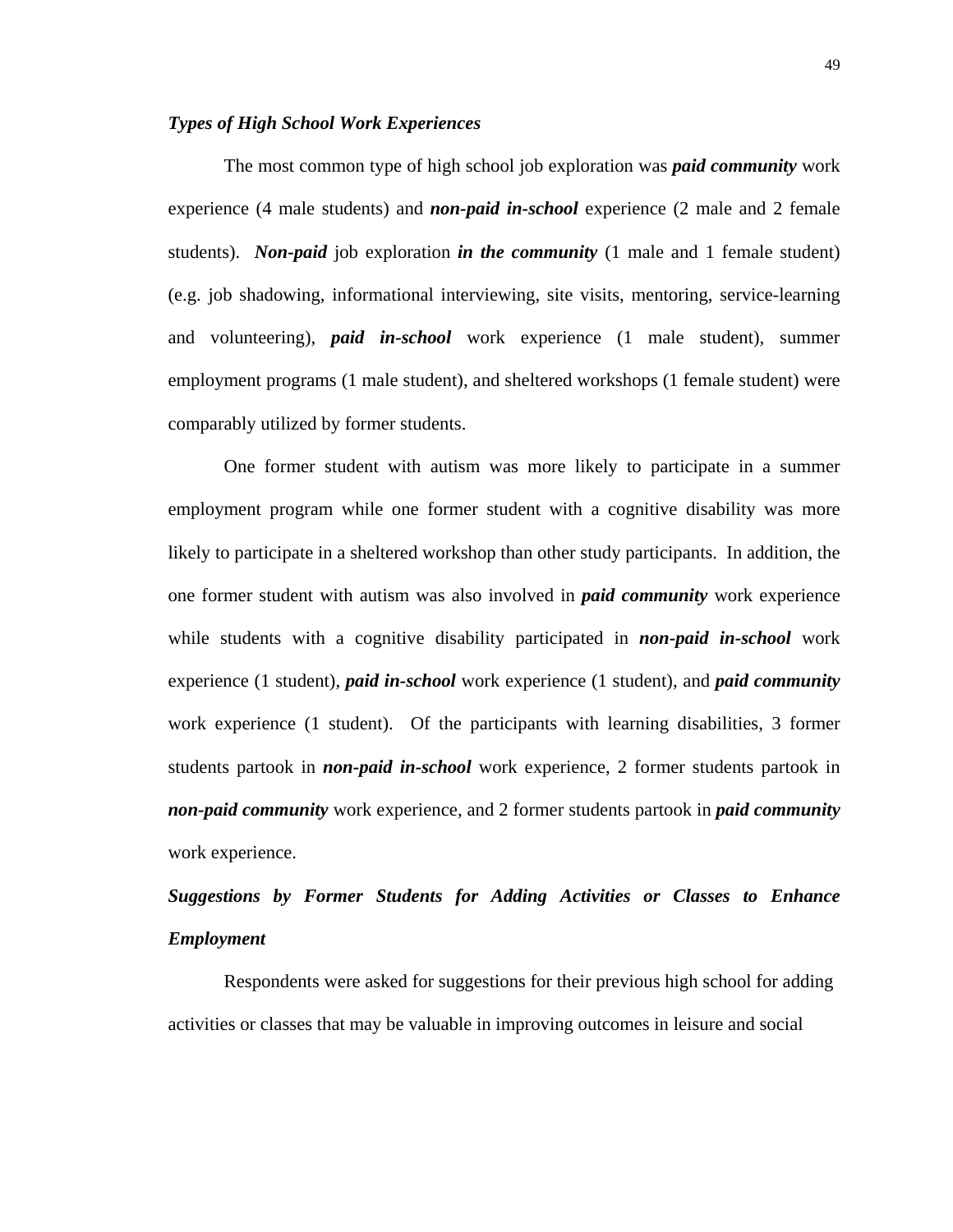### *Types of High School Work Experiences*

The most common type of high school job exploration was ***paid community*** work experience (4 male students) and ***non-paid in-school*** experience (2 male and 2 female students). ***Non-paid*** job exploration ***in the community*** (1 male and 1 female student) (e.g. job shadowing, informational interviewing, site visits, mentoring, service-learning and volunteering), ***paid in-school*** work experience (1 male student), summer employment programs (1 male student), and sheltered workshops (1 female student) were comparably utilized by former students.

One former student with autism was more likely to participate in a summer employment program while one former student with a cognitive disability was more likely to participate in a sheltered workshop than other study participants. In addition, the one former student with autism was also involved in ***paid community*** work experience while students with a cognitive disability participated in ***non-paid in-school*** work experience (1 student), ***paid in-school*** work experience (1 student), and ***paid community*** work experience (1 student). Of the participants with learning disabilities, 3 former students partook in ***non-paid in-school*** work experience, 2 former students partook in ***non-paid community*** work experience, and 2 former students partook in ***paid community*** work experience.

### *Suggestions by Former Students for Adding Activities or Classes to Enhance Employment*

Respondents were asked for suggestions for their previous high school for adding activities or classes that may be valuable in improving outcomes in leisure and social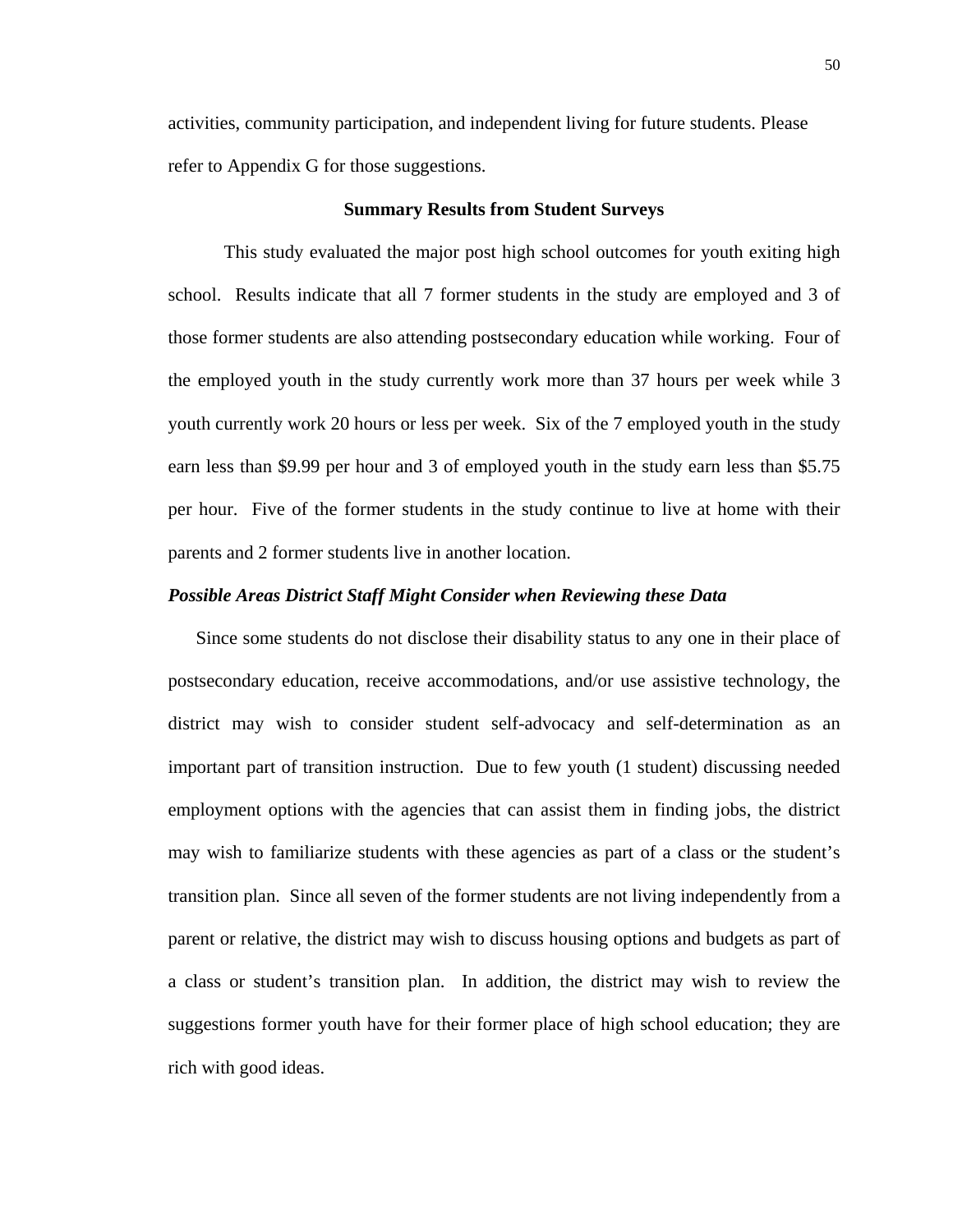activities, community participation, and independent living for future students. Please refer to Appendix G for those suggestions.

## Summary Results from Student Surveys

This study evaluated the major post high school outcomes for youth exiting high school. Results indicate that all 7 former students in the study are employed and 3 of those former students are also attending postsecondary education while working. Four of the employed youth in the study currently work more than 37 hours per week while 3 youth currently work 20 hours or less per week. Six of the 7 employed youth in the study earn less than $9.99 per hour and 3 of employed youth in the study earn less than $5.75 per hour. Five of the former students in the study continue to live at home with their parents and 2 former students live in another location.

### *Possible Areas District Staff Might Consider when Reviewing these Data*

Since some students do not disclose their disability status to any one in their place of postsecondary education, receive accommodations, and/or use assistive technology, the district may wish to consider student self-advocacy and self-determination as an important part of transition instruction. Due to few youth (1 student) discussing needed employment options with the agencies that can assist them in finding jobs, the district may wish to familiarize students with these agencies as part of a class or the student's transition plan. Since all seven of the former students are not living independently from a parent or relative, the district may wish to discuss housing options and budgets as part of a class or student's transition plan. In addition, the district may wish to review the suggestions former youth have for their former place of high school education; they are rich with good ideas.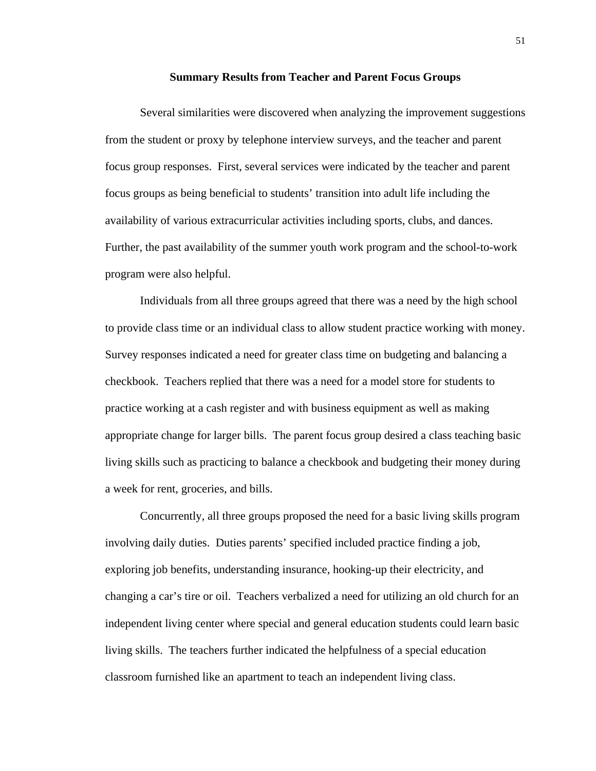## Summary Results from Teacher and Parent Focus Groups

Several similarities were discovered when analyzing the improvement suggestions from the student or proxy by telephone interview surveys, and the teacher and parent focus group responses. First, several services were indicated by the teacher and parent focus groups as being beneficial to students' transition into adult life including the availability of various extracurricular activities including sports, clubs, and dances. Further, the past availability of the summer youth work program and the school-to-work program were also helpful.

Individuals from all three groups agreed that there was a need by the high school to provide class time or an individual class to allow student practice working with money. Survey responses indicated a need for greater class time on budgeting and balancing a checkbook. Teachers replied that there was a need for a model store for students to practice working at a cash register and with business equipment as well as making appropriate change for larger bills. The parent focus group desired a class teaching basic living skills such as practicing to balance a checkbook and budgeting their money during a week for rent, groceries, and bills.

Concurrently, all three groups proposed the need for a basic living skills program involving daily duties. Duties parents' specified included practice finding a job, exploring job benefits, understanding insurance, hooking-up their electricity, and changing a car's tire or oil. Teachers verbalized a need for utilizing an old church for an independent living center where special and general education students could learn basic living skills. The teachers further indicated the helpfulness of a special education classroom furnished like an apartment to teach an independent living class.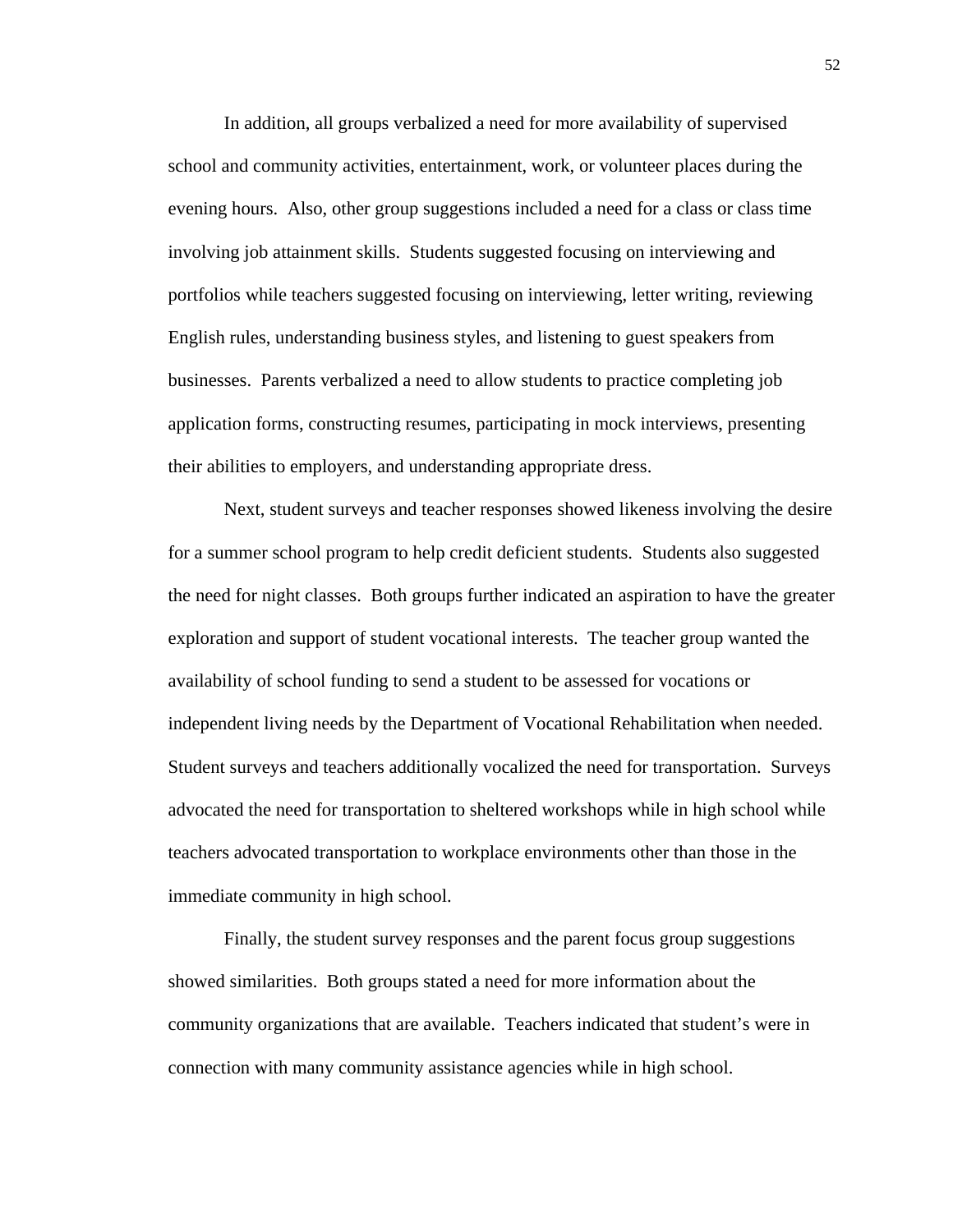In addition, all groups verbalized a need for more availability of supervised school and community activities, entertainment, work, or volunteer places during the evening hours. Also, other group suggestions included a need for a class or class time involving job attainment skills. Students suggested focusing on interviewing and portfolios while teachers suggested focusing on interviewing, letter writing, reviewing English rules, understanding business styles, and listening to guest speakers from businesses. Parents verbalized a need to allow students to practice completing job application forms, constructing resumes, participating in mock interviews, presenting their abilities to employers, and understanding appropriate dress.

Next, student surveys and teacher responses showed likeness involving the desire for a summer school program to help credit deficient students. Students also suggested the need for night classes. Both groups further indicated an aspiration to have the greater exploration and support of student vocational interests. The teacher group wanted the availability of school funding to send a student to be assessed for vocations or independent living needs by the Department of Vocational Rehabilitation when needed. Student surveys and teachers additionally vocalized the need for transportation. Surveys advocated the need for transportation to sheltered workshops while in high school while teachers advocated transportation to workplace environments other than those in the immediate community in high school.

Finally, the student survey responses and the parent focus group suggestions showed similarities. Both groups stated a need for more information about the community organizations that are available. Teachers indicated that student's were in connection with many community assistance agencies while in high school.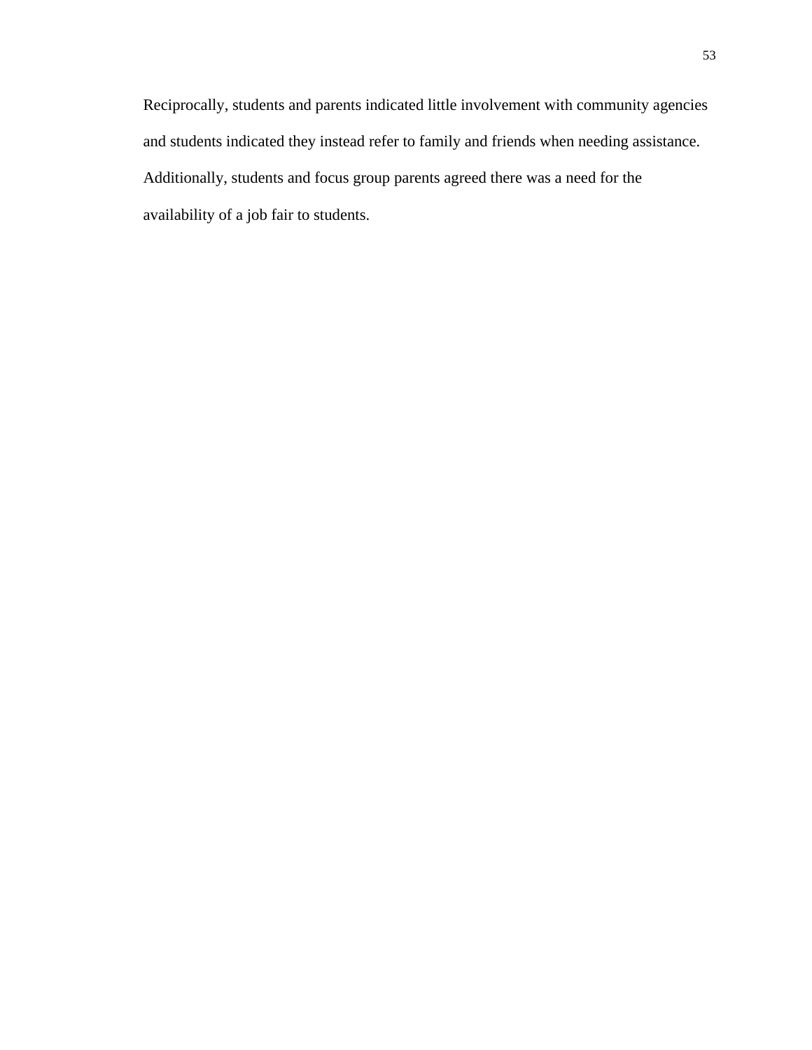Reciprocally, students and parents indicated little involvement with community agencies and students indicated they instead refer to family and friends when needing assistance. Additionally, students and focus group parents agreed there was a need for the availability of a job fair to students.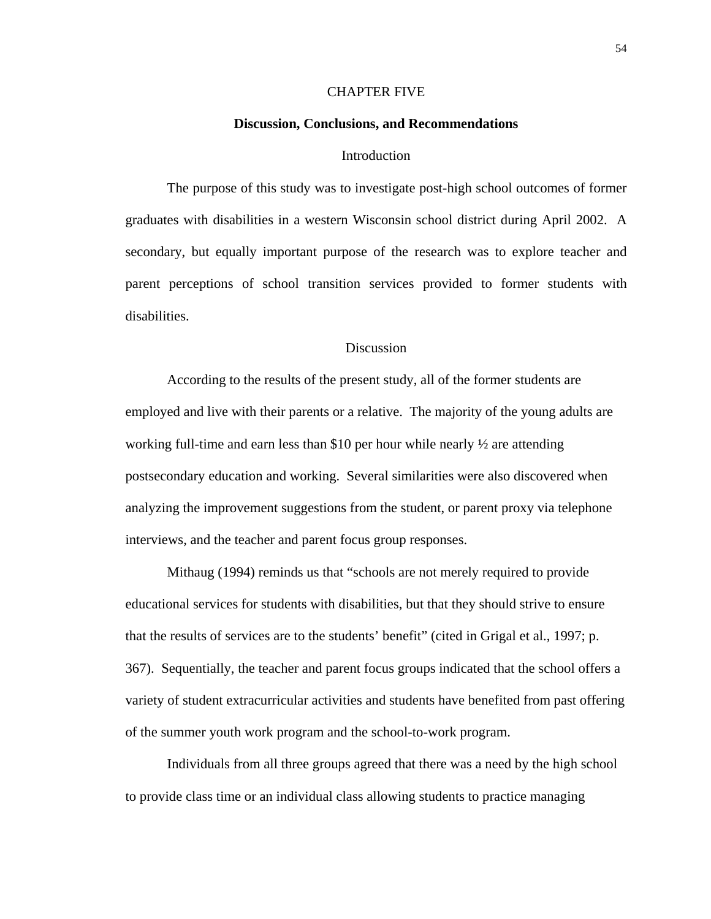# CHAPTER FIVE

## Discussion, Conclusions, and Recommendations

### Introduction

The purpose of this study was to investigate post-high school outcomes of former graduates with disabilities in a western Wisconsin school district during April 2002. A secondary, but equally important purpose of the research was to explore teacher and parent perceptions of school transition services provided to former students with disabilities.

### Discussion

According to the results of the present study, all of the former students are employed and live with their parents or a relative. The majority of the young adults are working full-time and earn less than $10 per hour while nearly ½ are attending postsecondary education and working. Several similarities were also discovered when analyzing the improvement suggestions from the student, or parent proxy via telephone interviews, and the teacher and parent focus group responses.

Mithaug (1994) reminds us that “schools are not merely required to provide educational services for students with disabilities, but that they should strive to ensure that the results of services are to the students’ benefit” (cited in Grigal et al., 1997; p. 367). Sequentially, the teacher and parent focus groups indicated that the school offers a variety of student extracurricular activities and students have benefited from past offering of the summer youth work program and the school-to-work program.

Individuals from all three groups agreed that there was a need by the high school to provide class time or an individual class allowing students to practice managing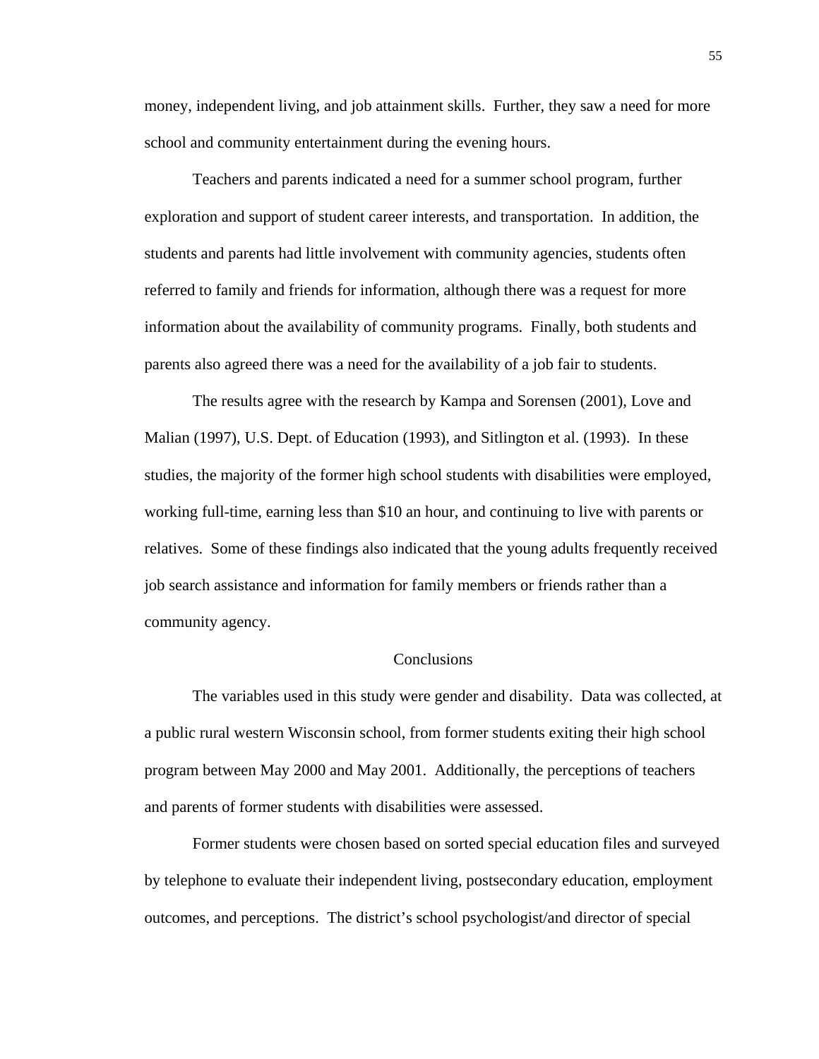money, independent living, and job attainment skills. Further, they saw a need for more school and community entertainment during the evening hours.

Teachers and parents indicated a need for a summer school program, further exploration and support of student career interests, and transportation. In addition, the students and parents had little involvement with community agencies, students often referred to family and friends for information, although there was a request for more information about the availability of community programs. Finally, both students and parents also agreed there was a need for the availability of a job fair to students.

The results agree with the research by Kampa and Sorensen (2001), Love and Malian (1997), U.S. Dept. of Education (1993), and Sitlington et al. (1993). In these studies, the majority of the former high school students with disabilities were employed, working full-time, earning less than $10 an hour, and continuing to live with parents or relatives. Some of these findings also indicated that the young adults frequently received job search assistance and information for family members or friends rather than a community agency.

## Conclusions

The variables used in this study were gender and disability. Data was collected, at a public rural western Wisconsin school, from former students exiting their high school program between May 2000 and May 2001. Additionally, the perceptions of teachers and parents of former students with disabilities were assessed.

Former students were chosen based on sorted special education files and surveyed by telephone to evaluate their independent living, postsecondary education, employment outcomes, and perceptions. The district's school psychologist/and director of special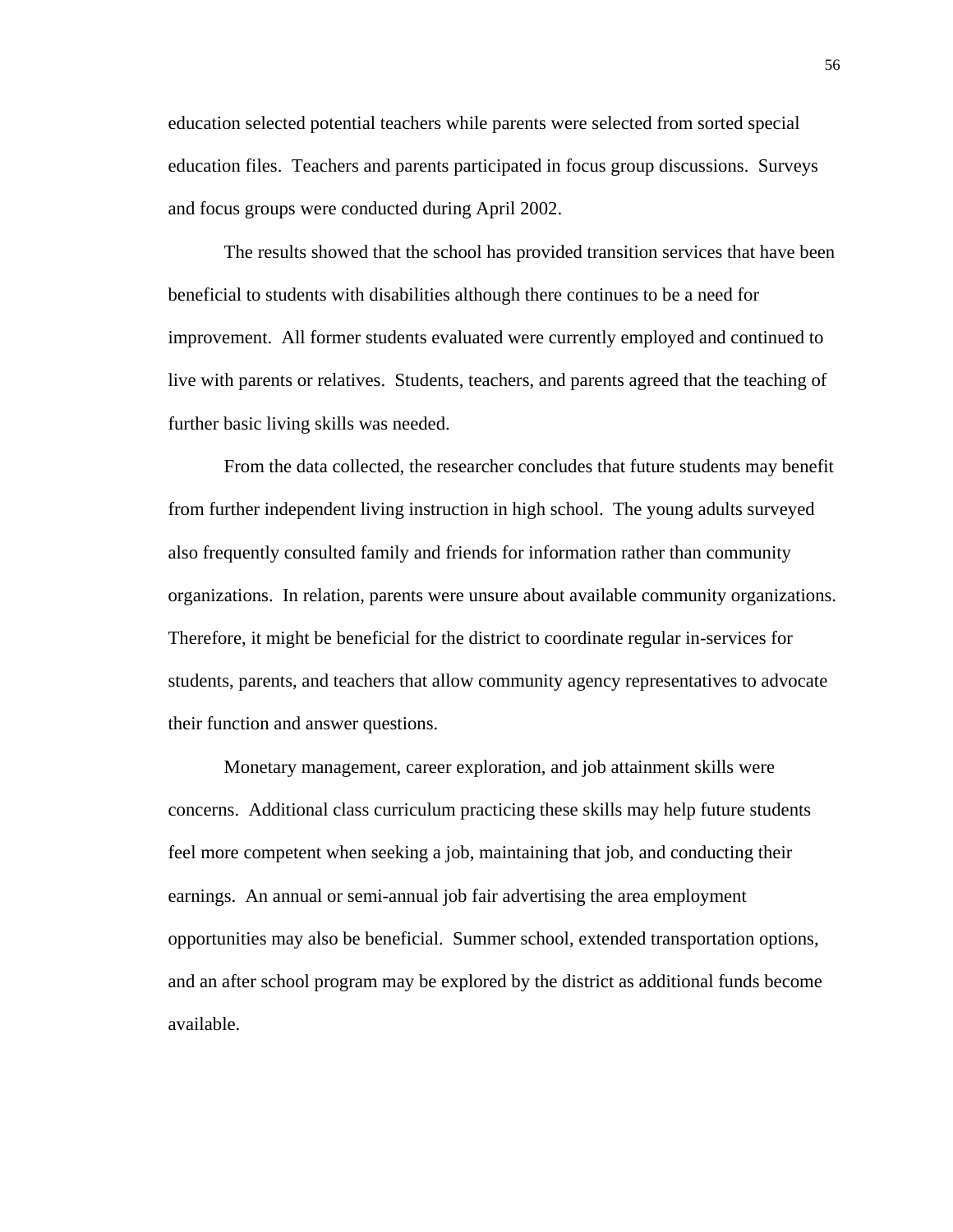education selected potential teachers while parents were selected from sorted special education files. Teachers and parents participated in focus group discussions. Surveys and focus groups were conducted during April 2002.

The results showed that the school has provided transition services that have been beneficial to students with disabilities although there continues to be a need for improvement. All former students evaluated were currently employed and continued to live with parents or relatives. Students, teachers, and parents agreed that the teaching of further basic living skills was needed.

From the data collected, the researcher concludes that future students may benefit from further independent living instruction in high school. The young adults surveyed also frequently consulted family and friends for information rather than community organizations. In relation, parents were unsure about available community organizations. Therefore, it might be beneficial for the district to coordinate regular in-services for students, parents, and teachers that allow community agency representatives to advocate their function and answer questions.

Monetary management, career exploration, and job attainment skills were concerns. Additional class curriculum practicing these skills may help future students feel more competent when seeking a job, maintaining that job, and conducting their earnings. An annual or semi-annual job fair advertising the area employment opportunities may also be beneficial. Summer school, extended transportation options, and an after school program may be explored by the district as additional funds become available.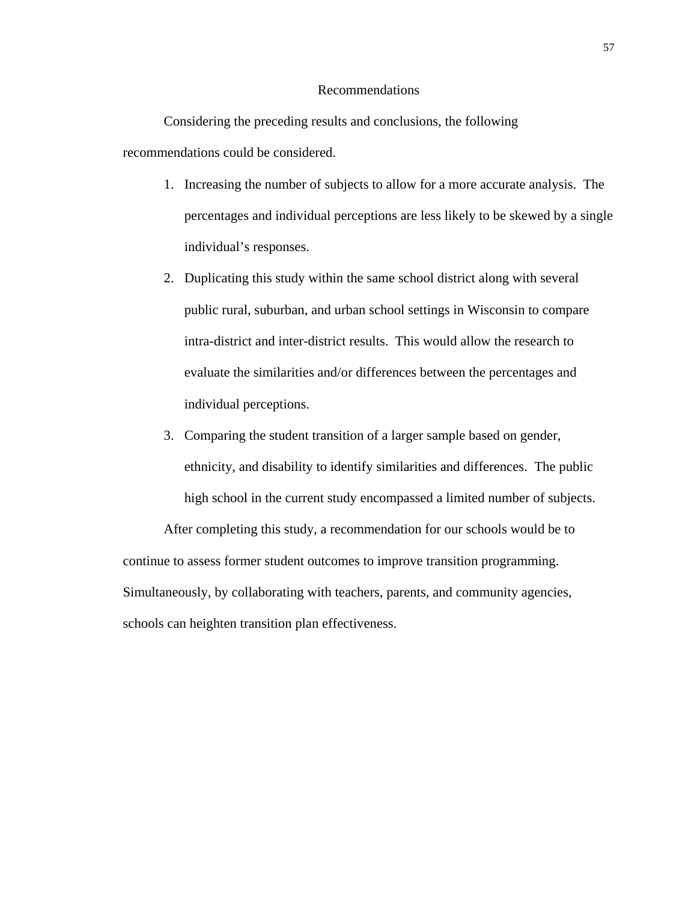## Recommendations

Considering the preceding results and conclusions, the following recommendations could be considered.

1. Increasing the number of subjects to allow for a more accurate analysis. The percentages and individual perceptions are less likely to be skewed by a single individual's responses.
2. Duplicating this study within the same school district along with several public rural, suburban, and urban school settings in Wisconsin to compare intra-district and inter-district results. This would allow the research to evaluate the similarities and/or differences between the percentages and individual perceptions.
3. Comparing the student transition of a larger sample based on gender, ethnicity, and disability to identify similarities and differences. The public high school in the current study encompassed a limited number of subjects.

After completing this study, a recommendation for our schools would be to continue to assess former student outcomes to improve transition programming. Simultaneously, by collaborating with teachers, parents, and community agencies, schools can heighten transition plan effectiveness.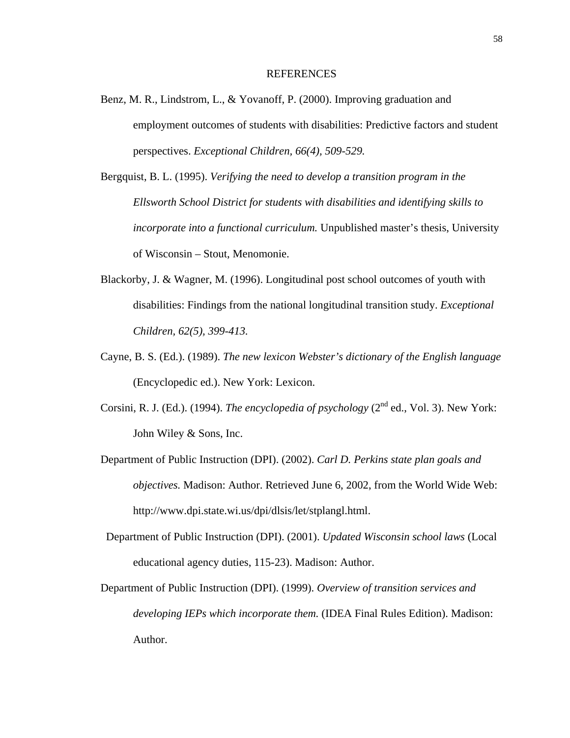# REFERENCES

Benz, M. R., Lindstrom, L., & Yovanoff, P. (2000). Improving graduation and employment outcomes of students with disabilities: Predictive factors and student perspectives. *Exceptional Children, 66(4), 509-529.*

Bergquist, B. L. (1995). *Verifying the need to develop a transition program in the Ellsworth School District for students with disabilities and identifying skills to incorporate into a functional curriculum.* Unpublished master's thesis, University of Wisconsin – Stout, Menomonie.

Blackorby, J. & Wagner, M. (1996). Longitudinal post school outcomes of youth with disabilities: Findings from the national longitudinal transition study. *Exceptional Children, 62(5), 399-413.*

Cayne, B. S. (Ed.). (1989). *The new lexicon Webster's dictionary of the English language* (Encyclopedic ed.). New York: Lexicon.

Corsini, R. J. (Ed.). (1994). *The encyclopedia of psychology* (2nd ed., Vol. 3). New York: John Wiley & Sons, Inc.

Department of Public Instruction (DPI). (2002). *Carl D. Perkins state plan goals and objectives.* Madison: Author. Retrieved June 6, 2002, from the World Wide Web: http://www.dpi.state.wi.us/dpi/dlsis/let/stplangl.html.

Department of Public Instruction (DPI). (2001). *Updated Wisconsin school laws* (Local educational agency duties, 115-23). Madison: Author.

Department of Public Instruction (DPI). (1999). *Overview of transition services and developing IEPs which incorporate them.* (IDEA Final Rules Edition). Madison: Author.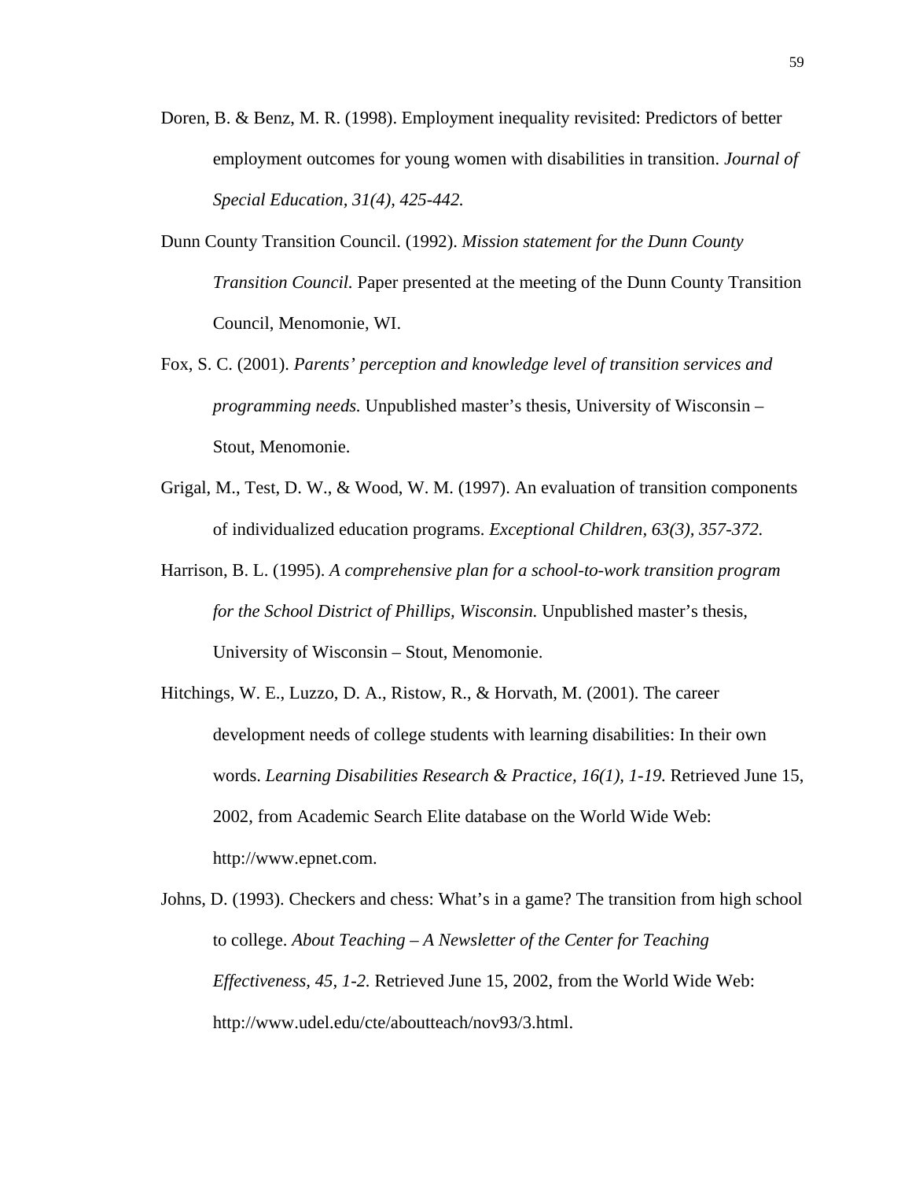Doren, B. & Benz, M. R. (1998). Employment inequality revisited: Predictors of better employment outcomes for young women with disabilities in transition. *Journal of Special Education, 31(4), 425-442.*

Dunn County Transition Council. (1992). *Mission statement for the Dunn County Transition Council.* Paper presented at the meeting of the Dunn County Transition Council, Menomonie, WI.

Fox, S. C. (2001). *Parents' perception and knowledge level of transition services and programming needs.* Unpublished master's thesis, University of Wisconsin – Stout, Menomonie.

Grigal, M., Test, D. W., & Wood, W. M. (1997). An evaluation of transition components of individualized education programs. *Exceptional Children, 63(3), 357-372.*

Harrison, B. L. (1995). *A comprehensive plan for a school-to-work transition program for the School District of Phillips, Wisconsin.* Unpublished master's thesis, University of Wisconsin – Stout, Menomonie.

Hitchings, W. E., Luzzo, D. A., Ristow, R., & Horvath, M. (2001). The career development needs of college students with learning disabilities: In their own words. *Learning Disabilities Research & Practice, 16(1), 1-19.* Retrieved June 15, 2002, from Academic Search Elite database on the World Wide Web: http://www.epnet.com.

Johns, D. (1993). Checkers and chess: What's in a game? The transition from high school to college. *About Teaching – A Newsletter of the Center for Teaching Effectiveness, 45, 1-2.* Retrieved June 15, 2002, from the World Wide Web: http://www.udel.edu/cte/aboutteach/nov93/3.html.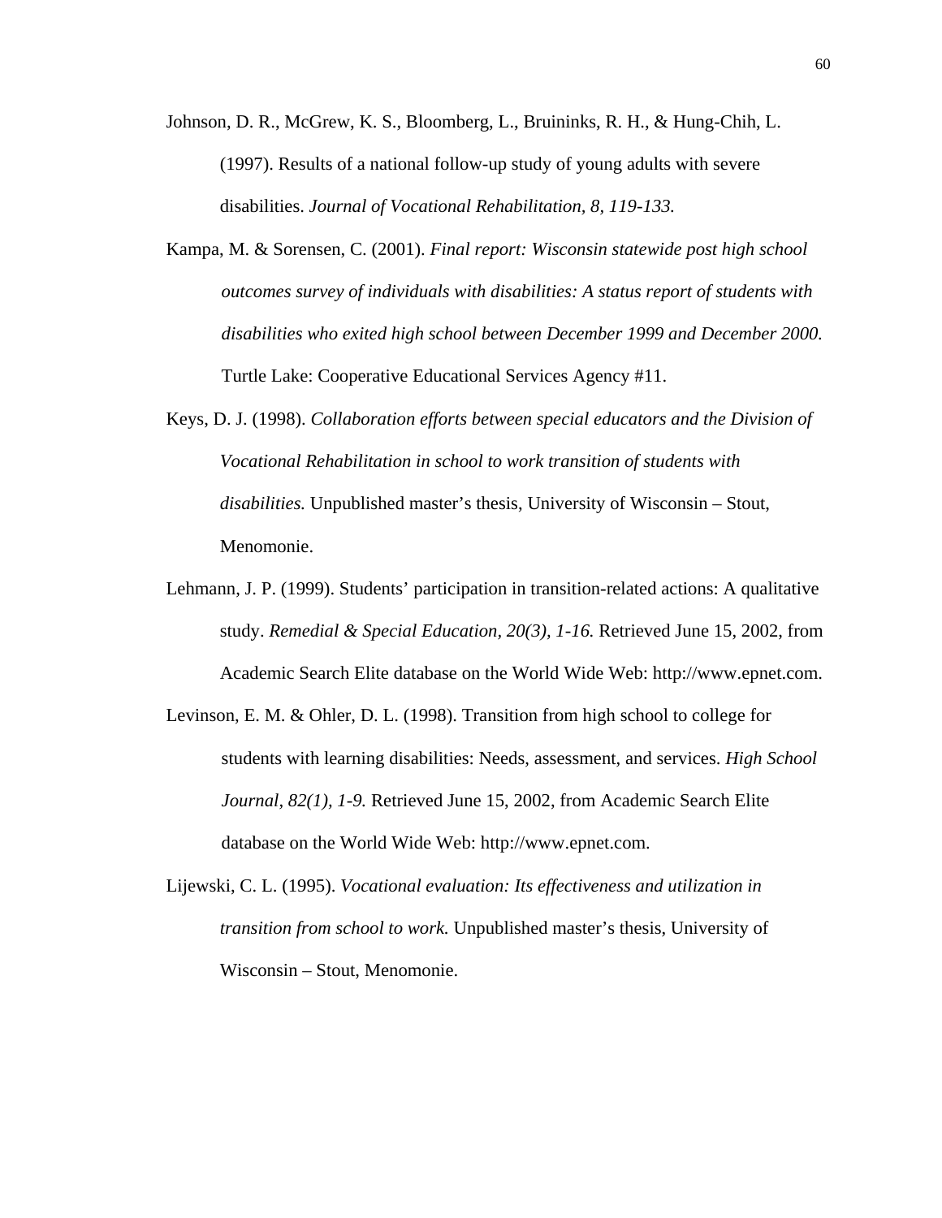Johnson, D. R., McGrew, K. S., Bloomberg, L., Bruininks, R. H., & Hung-Chih, L. (1997). Results of a national follow-up study of young adults with severe disabilities. *Journal of Vocational Rehabilitation, 8, 119-133.*

Kampa, M. & Sorensen, C. (2001). *Final report: Wisconsin statewide post high school outcomes survey of individuals with disabilities: A status report of students with disabilities who exited high school between December 1999 and December 2000.* Turtle Lake: Cooperative Educational Services Agency #11.

Keys, D. J. (1998). *Collaboration efforts between special educators and the Division of Vocational Rehabilitation in school to work transition of students with disabilities.* Unpublished master's thesis, University of Wisconsin – Stout, Menomonie.

Lehmann, J. P. (1999). Students' participation in transition-related actions: A qualitative study. *Remedial & Special Education, 20(3), 1-16.* Retrieved June 15, 2002, from Academic Search Elite database on the World Wide Web: http://www.epnet.com.

Levinson, E. M. & Ohler, D. L. (1998). Transition from high school to college for students with learning disabilities: Needs, assessment, and services. *High School Journal, 82(1), 1-9.* Retrieved June 15, 2002, from Academic Search Elite database on the World Wide Web: http://www.epnet.com.

Lijewski, C. L. (1995). *Vocational evaluation: Its effectiveness and utilization in transition from school to work.* Unpublished master's thesis, University of Wisconsin – Stout, Menomonie.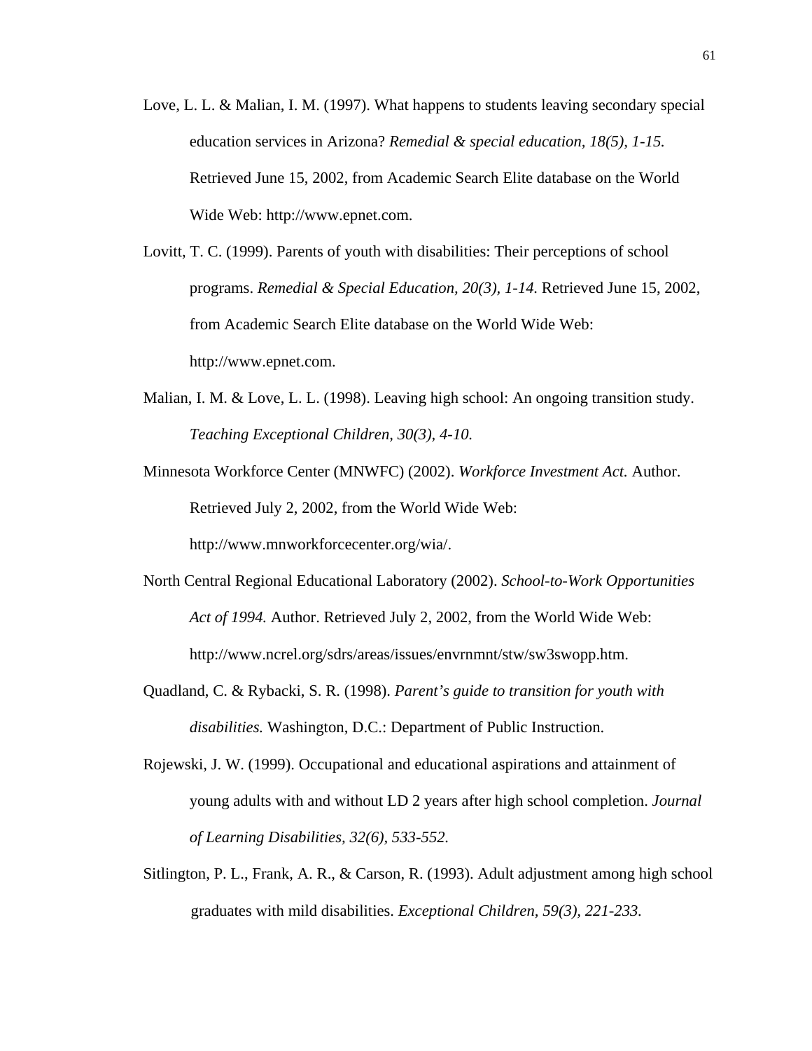Love, L. L. & Malian, I. M. (1997). What happens to students leaving secondary special education services in Arizona? *Remedial & special education, 18(5), 1-15.* Retrieved June 15, 2002, from Academic Search Elite database on the World Wide Web: http://www.epnet.com.

Lovitt, T. C. (1999). Parents of youth with disabilities: Their perceptions of school programs. *Remedial & Special Education, 20(3), 1-14.* Retrieved June 15, 2002, from Academic Search Elite database on the World Wide Web: http://www.epnet.com.

Malian, I. M. & Love, L. L. (1998). Leaving high school: An ongoing transition study. *Teaching Exceptional Children, 30(3), 4-10.*

Minnesota Workforce Center (MNWFC) (2002). *Workforce Investment Act.* Author. Retrieved July 2, 2002, from the World Wide Web: http://www.mnworkforcecenter.org/wia/.

North Central Regional Educational Laboratory (2002). *School-to-Work Opportunities Act of 1994.* Author. Retrieved July 2, 2002, from the World Wide Web: http://www.ncrel.org/sdrs/areas/issues/envrnmnt/stw/sw3swopp.htm.

Quadland, C. & Rybacki, S. R. (1998). *Parent's guide to transition for youth with disabilities.* Washington, D.C.: Department of Public Instruction.

Rojewski, J. W. (1999). Occupational and educational aspirations and attainment of young adults with and without LD 2 years after high school completion. *Journal of Learning Disabilities, 32(6), 533-552.*

Sitlington, P. L., Frank, A. R., & Carson, R. (1993). Adult adjustment among high school graduates with mild disabilities. *Exceptional Children, 59(3), 221-233.*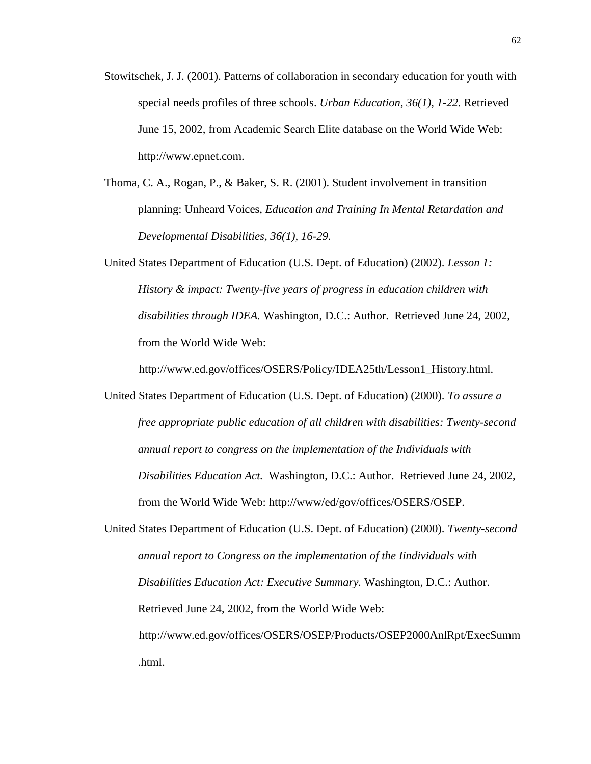Stowitschek, J. J. (2001). Patterns of collaboration in secondary education for youth with special needs profiles of three schools. *Urban Education, 36(1), 1-22.* Retrieved June 15, 2002, from Academic Search Elite database on the World Wide Web: http://www.epnet.com.

Thoma, C. A., Rogan, P., & Baker, S. R. (2001). Student involvement in transition planning: Unheard Voices, *Education and Training In Mental Retardation and Developmental Disabilities, 36(1), 16-29.*

United States Department of Education (U.S. Dept. of Education) (2002). *Lesson 1: History & impact: Twenty-five years of progress in education children with disabilities through IDEA.* Washington, D.C.: Author. Retrieved June 24, 2002, from the World Wide Web: http://www.ed.gov/offices/OSERS/Policy/IDEA25th/Lesson1_History.html.

United States Department of Education (U.S. Dept. of Education) (2000). *To assure a free appropriate public education of all children with disabilities: Twenty-second annual report to congress on the implementation of the Individuals with Disabilities Education Act.* Washington, D.C.: Author. Retrieved June 24, 2002, from the World Wide Web: http://www/ed/gov/offices/OSERS/OSEP.

United States Department of Education (U.S. Dept. of Education) (2000). *Twenty-second annual report to Congress on the implementation of the Iindividuals with Disabilities Education Act: Executive Summary.* Washington, D.C.: Author. Retrieved June 24, 2002, from the World Wide Web: http://www.ed.gov/offices/OSERS/OSEP/Products/OSEP2000AnlRpt/ExecSumm.html.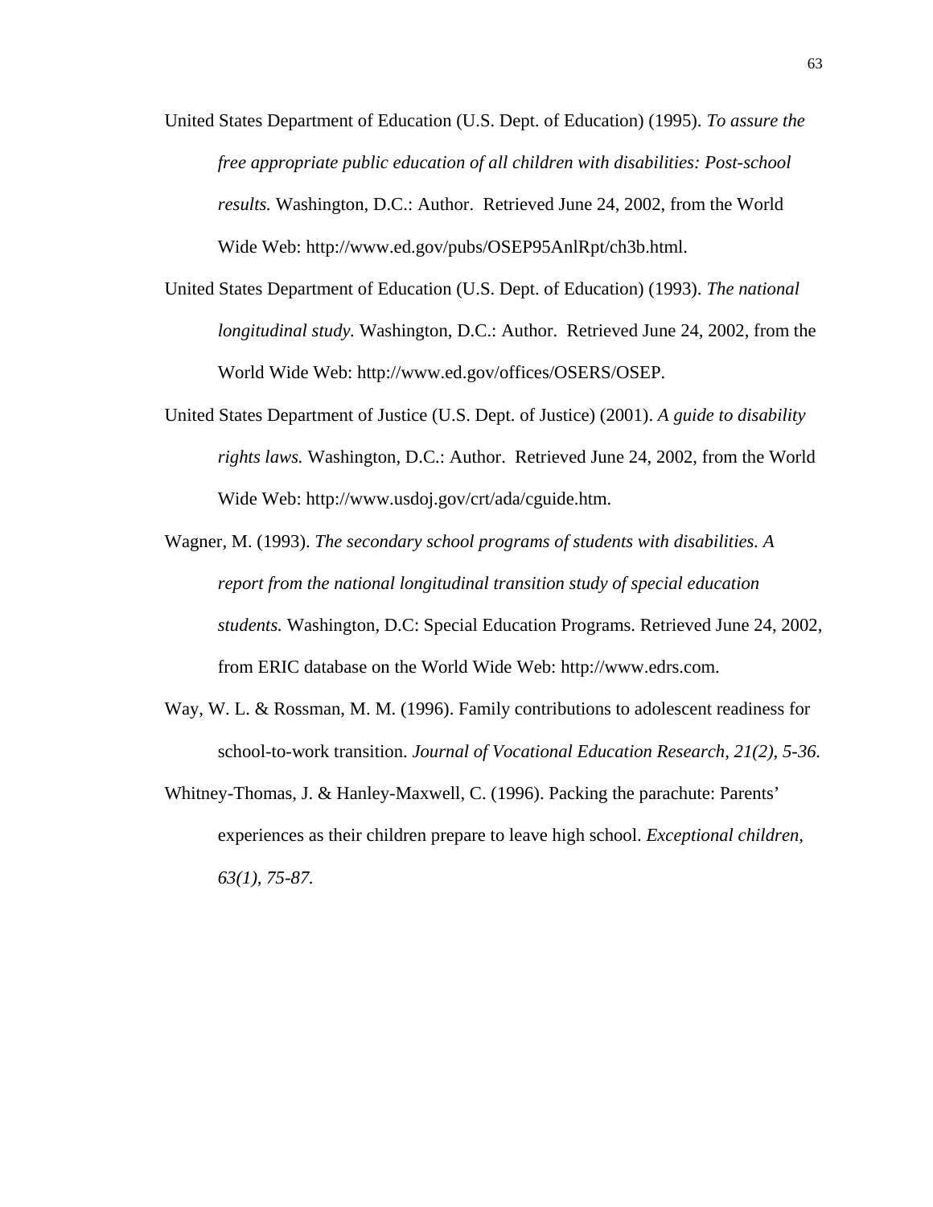United States Department of Education (U.S. Dept. of Education) (1995). *To assure the free appropriate public education of all children with disabilities: Post-school results.* Washington, D.C.: Author. Retrieved June 24, 2002, from the World Wide Web: http://www.ed.gov/pubs/OSEP95AnlRpt/ch3b.html.

United States Department of Education (U.S. Dept. of Education) (1993). *The national longitudinal study.* Washington, D.C.: Author. Retrieved June 24, 2002, from the World Wide Web: http://www.ed.gov/offices/OSERS/OSEP.

United States Department of Justice (U.S. Dept. of Justice) (2001). *A guide to disability rights laws.* Washington, D.C.: Author. Retrieved June 24, 2002, from the World Wide Web: http://www.usdoj.gov/crt/ada/cguide.htm.

Wagner, M. (1993). *The secondary school programs of students with disabilities. A report from the national longitudinal transition study of special education students.* Washington, D.C: Special Education Programs. Retrieved June 24, 2002, from ERIC database on the World Wide Web: http://www.edrs.com.

Way, W. L. & Rossman, M. M. (1996). Family contributions to adolescent readiness for school-to-work transition. *Journal of Vocational Education Research, 21(2), 5-36.*

Whitney-Thomas, J. & Hanley-Maxwell, C. (1996). Packing the parachute: Parents' experiences as their children prepare to leave high school. *Exceptional children, 63(1), 75-87.*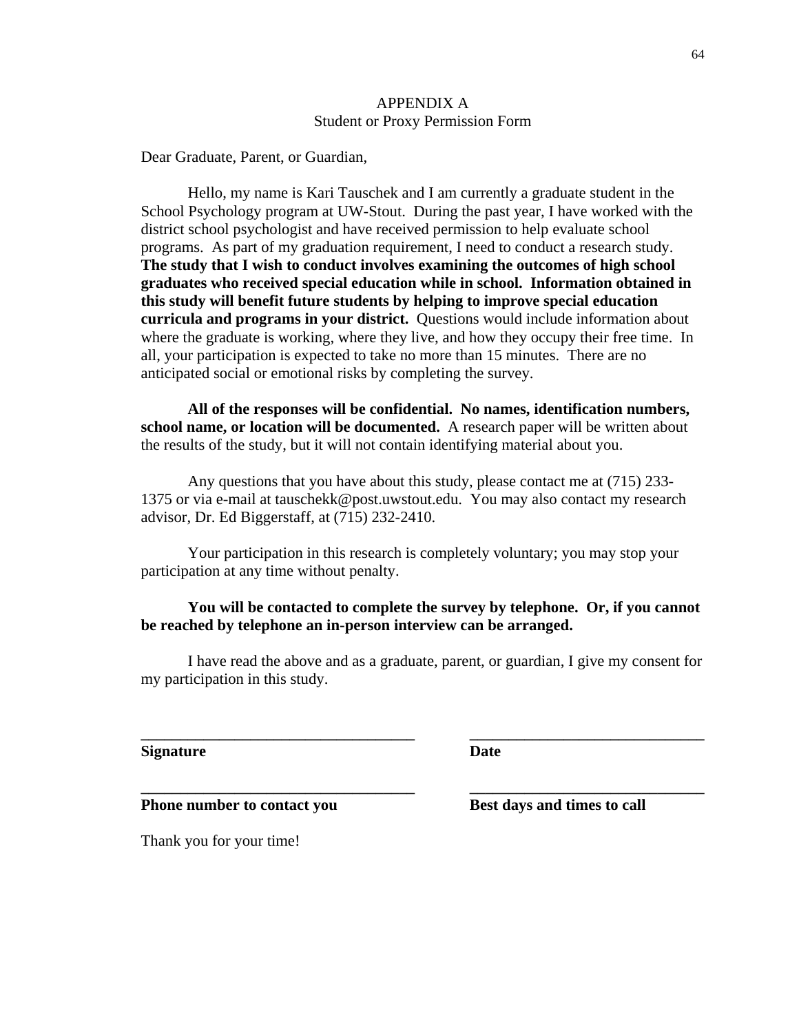# APPENDIX A

## Student or Proxy Permission Form

Dear Graduate, Parent, or Guardian,

Hello, my name is Kari Tauschek and I am currently a graduate student in the School Psychology program at UW-Stout. During the past year, I have worked with the district school psychologist and have received permission to help evaluate school programs. As part of my graduation requirement, I need to conduct a research study. **The study that I wish to conduct involves examining the outcomes of high school graduates who received special education while in school. Information obtained in this study will benefit future students by helping to improve special education curricula and programs in your district.** Questions would include information about where the graduate is working, where they live, and how they occupy their free time. In all, your participation is expected to take no more than 15 minutes. There are no anticipated social or emotional risks by completing the survey.

**All of the responses will be confidential. No names, identification numbers, school name, or location will be documented.** A research paper will be written about the results of the study, but it will not contain identifying material about you.

Any questions that you have about this study, please contact me at (715) 233-1375 or via e-mail at tauschekk@post.uwstout.edu. You may also contact my research advisor, Dr. Ed Biggerstaff, at (715) 232-2410.

Your participation in this research is completely voluntary; you may stop your participation at any time without penalty.

**You will be contacted to complete the survey by telephone. Or, if you cannot be reached by telephone an in-person interview can be arranged.**

I have read the above and as a graduate, parent, or guardian, I give my consent for my participation in this study.

______________________________ ______________________________

**Signature** **Date**

______________________________ ______________________________

**Phone number to contact you** **Best days and times to call**

Thank you for your time!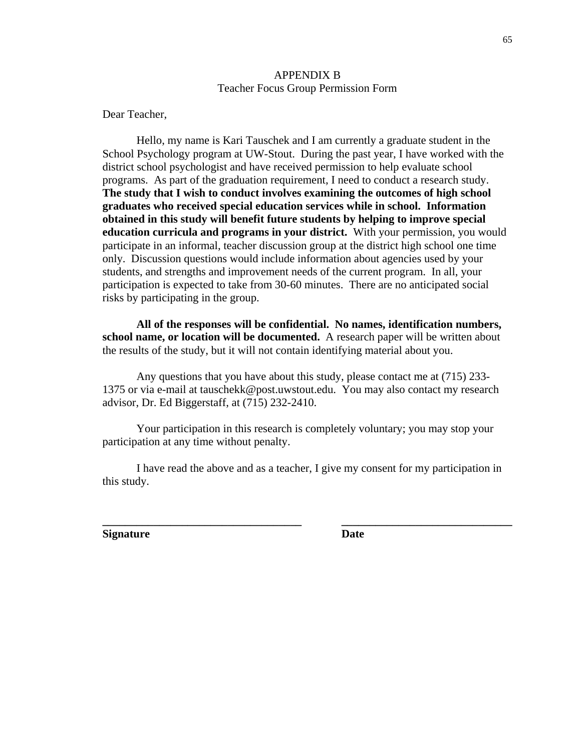## APPENDIX B
### Teacher Focus Group Permission Form

Dear Teacher,

Hello, my name is Kari Tauschek and I am currently a graduate student in the School Psychology program at UW-Stout. During the past year, I have worked with the district school psychologist and have received permission to help evaluate school programs. As part of the graduation requirement, I need to conduct a research study. **The study that I wish to conduct involves examining the outcomes of high school graduates who received special education services while in school. Information obtained in this study will benefit future students by helping to improve special education curricula and programs in your district.** With your permission, you would participate in an informal, teacher discussion group at the district high school one time only. Discussion questions would include information about agencies used by your students, and strengths and improvement needs of the current program. In all, your participation is expected to take from 30-60 minutes. There are no anticipated social risks by participating in the group.

**All of the responses will be confidential. No names, identification numbers, school name, or location will be documented.** A research paper will be written about the results of the study, but it will not contain identifying material about you.

Any questions that you have about this study, please contact me at (715) 233-1375 or via e-mail at tauschekk@post.uwstout.edu. You may also contact my research advisor, Dr. Ed Biggerstaff, at (715) 232-2410.

Your participation in this research is completely voluntary; you may stop your participation at any time without penalty.

I have read the above and as a teacher, I give my consent for my participation in this study.

**___________________________________** **______________________________**

**Signature** **Date**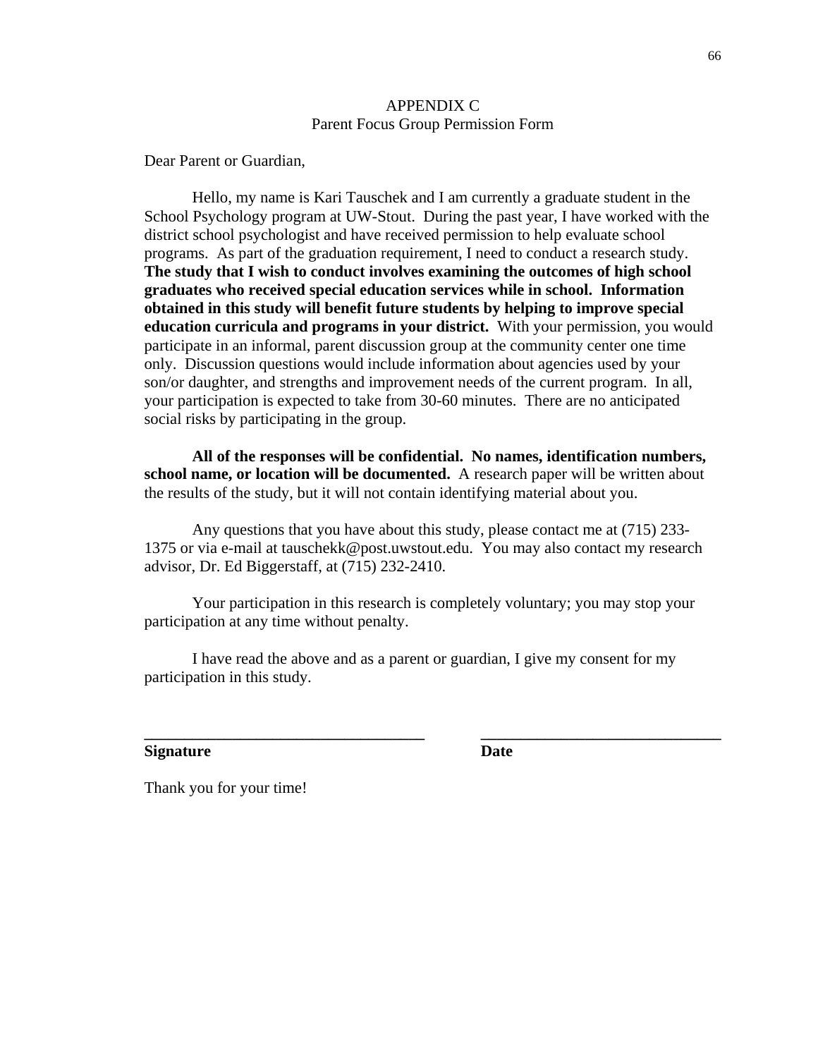# APPENDIX C

## Parent Focus Group Permission Form

Dear Parent or Guardian,

Hello, my name is Kari Tauschek and I am currently a graduate student in the School Psychology program at UW-Stout. During the past year, I have worked with the district school psychologist and have received permission to help evaluate school programs. As part of the graduation requirement, I need to conduct a research study. **The study that I wish to conduct involves examining the outcomes of high school graduates who received special education services while in school. Information obtained in this study will benefit future students by helping to improve special education curricula and programs in your district.** With your permission, you would participate in an informal, parent discussion group at the community center one time only. Discussion questions would include information about agencies used by your son/or daughter, and strengths and improvement needs of the current program. In all, your participation is expected to take from 30-60 minutes. There are no anticipated social risks by participating in the group.

**All of the responses will be confidential. No names, identification numbers, school name, or location will be documented.** A research paper will be written about the results of the study, but it will not contain identifying material about you.

Any questions that you have about this study, please contact me at (715) 233-1375 or via e-mail at tauschekk@post.uwstout.edu. You may also contact my research advisor, Dr. Ed Biggerstaff, at (715) 232-2410.

Your participation in this research is completely voluntary; you may stop your participation at any time without penalty.

I have read the above and as a parent or guardian, I give my consent for my participation in this study.

**___________________________________ &nbsp;&nbsp;&nbsp;&nbsp; ______________________________**

**Signature &nbsp;&nbsp;&nbsp;&nbsp; Date**

Thank you for your time!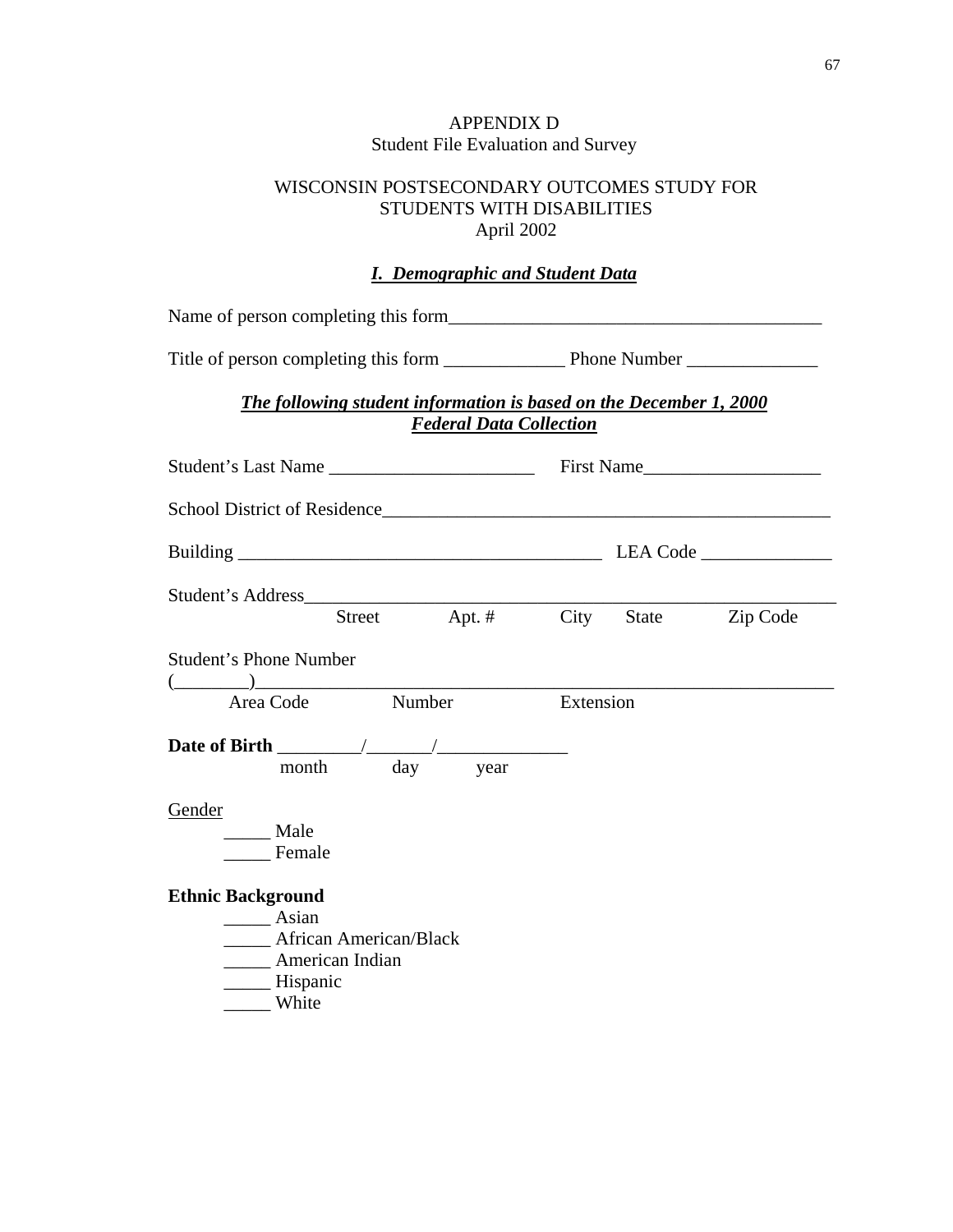APPENDIX D
Student File Evaluation and Survey

WISCONSIN POSTSECONDARY OUTCOMES STUDY FOR STUDENTS WITH DISABILITIES
April 2002

## *I. Demographic and Student Data*

Name of person completing this form________________________________________

Title of person completing this form _____________ Phone Number ______________

***The following student information is based on the December 1, 2000 Federal Data Collection***

Student's Last Name ______________________ First Name___________________

School District of Residence________________________________________________

Building _______________________________________ LEA Code ______________

Student's Address__________________________________________________________
Street Apt. # City State Zip Code

Student's Phone Number
(________)_______________________________________________________________
Area Code Number Extension

**Date of Birth** _________/_______/______________
month day year

Gender
_____ Male
_____ Female

**Ethnic Background**
_____ Asian
_____ African American/Black
_____ American Indian
_____ Hispanic
_____ White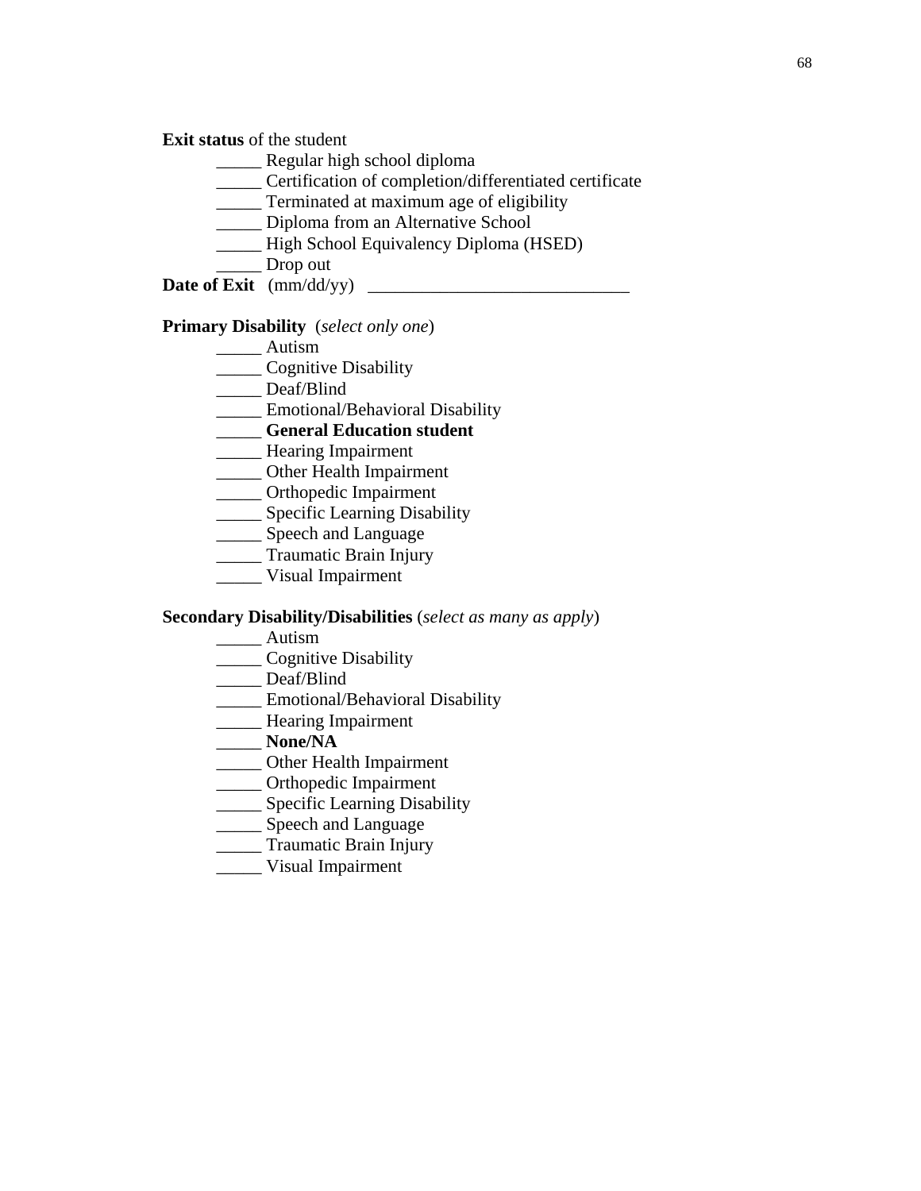**Exit status** of the student

_____ Regular high school diploma
_____ Certification of completion/differentiated certificate
_____ Terminated at maximum age of eligibility
_____ Diploma from an Alternative School
_____ High School Equivalency Diploma (HSED)
_____ Drop out

**Date of Exit** (mm/dd/yy) _____________________________

**Primary Disability** (*select only one*)

_____ Autism
_____ Cognitive Disability
_____ Deaf/Blind
_____ Emotional/Behavioral Disability
_____ **General Education student**
_____ Hearing Impairment
_____ Other Health Impairment
_____ Orthopedic Impairment
_____ Specific Learning Disability
_____ Speech and Language
_____ Traumatic Brain Injury
_____ Visual Impairment

**Secondary Disability/Disabilities** (*select as many as apply*)

_____ Autism
_____ Cognitive Disability
_____ Deaf/Blind
_____ Emotional/Behavioral Disability
_____ Hearing Impairment
_____ **None/NA**
_____ Other Health Impairment
_____ Orthopedic Impairment
_____ Specific Learning Disability
_____ Speech and Language
_____ Traumatic Brain Injury
_____ Visual Impairment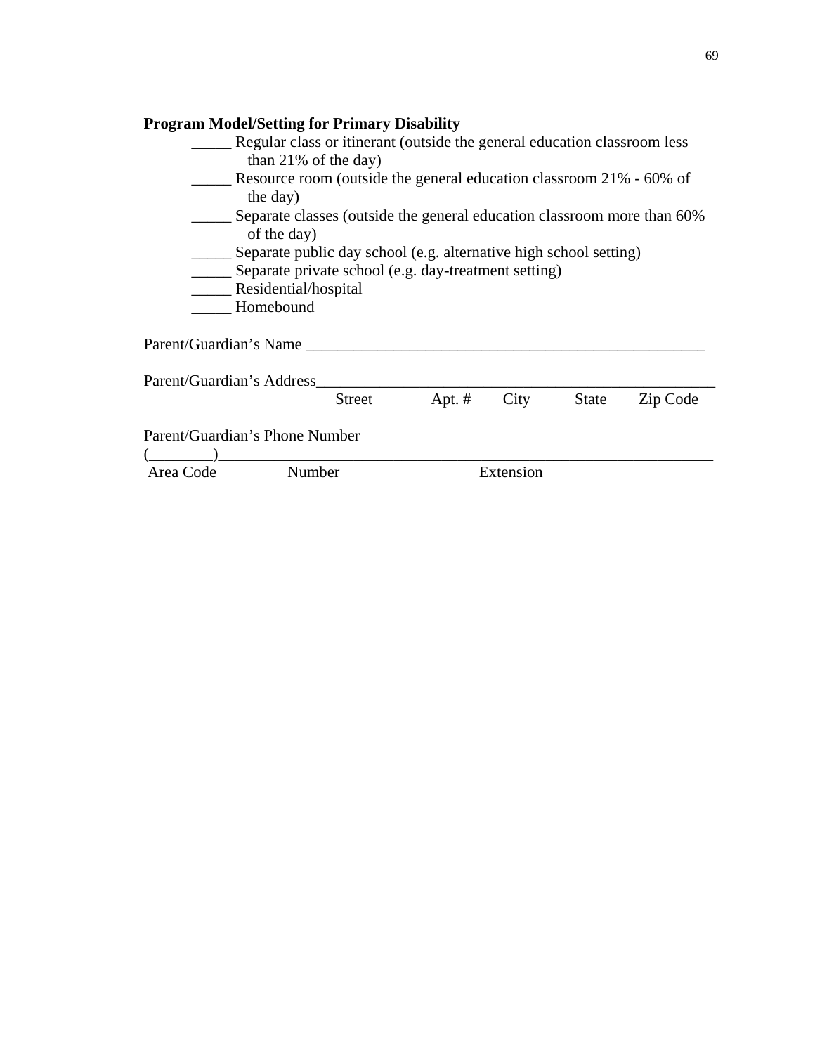**Program Model/Setting for Primary Disability**

_____ Regular class or itinerant (outside the general education classroom less than 21% of the day)
_____ Resource room (outside the general education classroom 21% - 60% of the day)
_____ Separate classes (outside the general education classroom more than 60% of the day)
_____ Separate public day school (e.g. alternative high school setting)
_____ Separate private school (e.g. day-treatment setting)
_____ Residential/hospital
_____ Homebound

Parent/Guardian's Name ___________________________________________________

Parent/Guardian's Address___________________________________________________
Street Apt. # City State Zip Code

Parent/Guardian's Phone Number
(________)_________________________________________________________________
Area Code Number Extension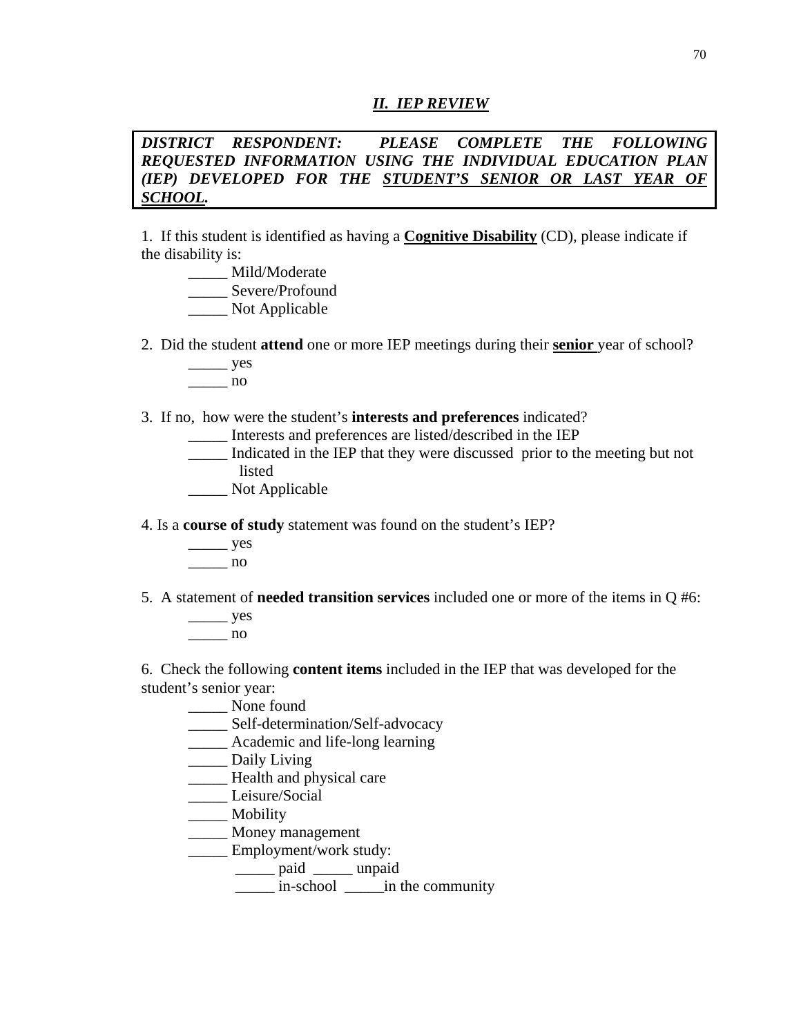## ***II. IEP REVIEW***

***DISTRICT RESPONDENT: PLEASE COMPLETE THE FOLLOWING REQUESTED INFORMATION USING THE INDIVIDUAL EDUCATION PLAN (IEP) DEVELOPED FOR THE <u>STUDENT'S SENIOR OR LAST YEAR OF SCHOOL</u>.***

1. If this student is identified as having a **<u>Cognitive Disability</u>** (CD), please indicate if the disability is:

   _____ Mild/Moderate
   _____ Severe/Profound
   _____ Not Applicable

2. Did the student **attend** one or more IEP meetings during their **<u>senior</u>** year of school?

   _____ yes
   _____ no

3. If no, how were the student's **interests and preferences** indicated?

   _____ Interests and preferences are listed/described in the IEP
   _____ Indicated in the IEP that they were discussed prior to the meeting but not listed
   _____ Not Applicable

4. Is a **course of study** statement was found on the student's IEP?

   _____ yes
   _____ no

5. A statement of **needed transition services** included one or more of the items in Q #6:

   _____ yes
   _____ no

6. Check the following **content items** included in the IEP that was developed for the student's senior year:

   _____ None found
   _____ Self-determination/Self-advocacy
   _____ Academic and life-long learning
   _____ Daily Living
   _____ Health and physical care
   _____ Leisure/Social
   _____ Mobility
   _____ Money management
   _____ Employment/work study:
      _____ paid _____ unpaid
      _____ in-school _____in the community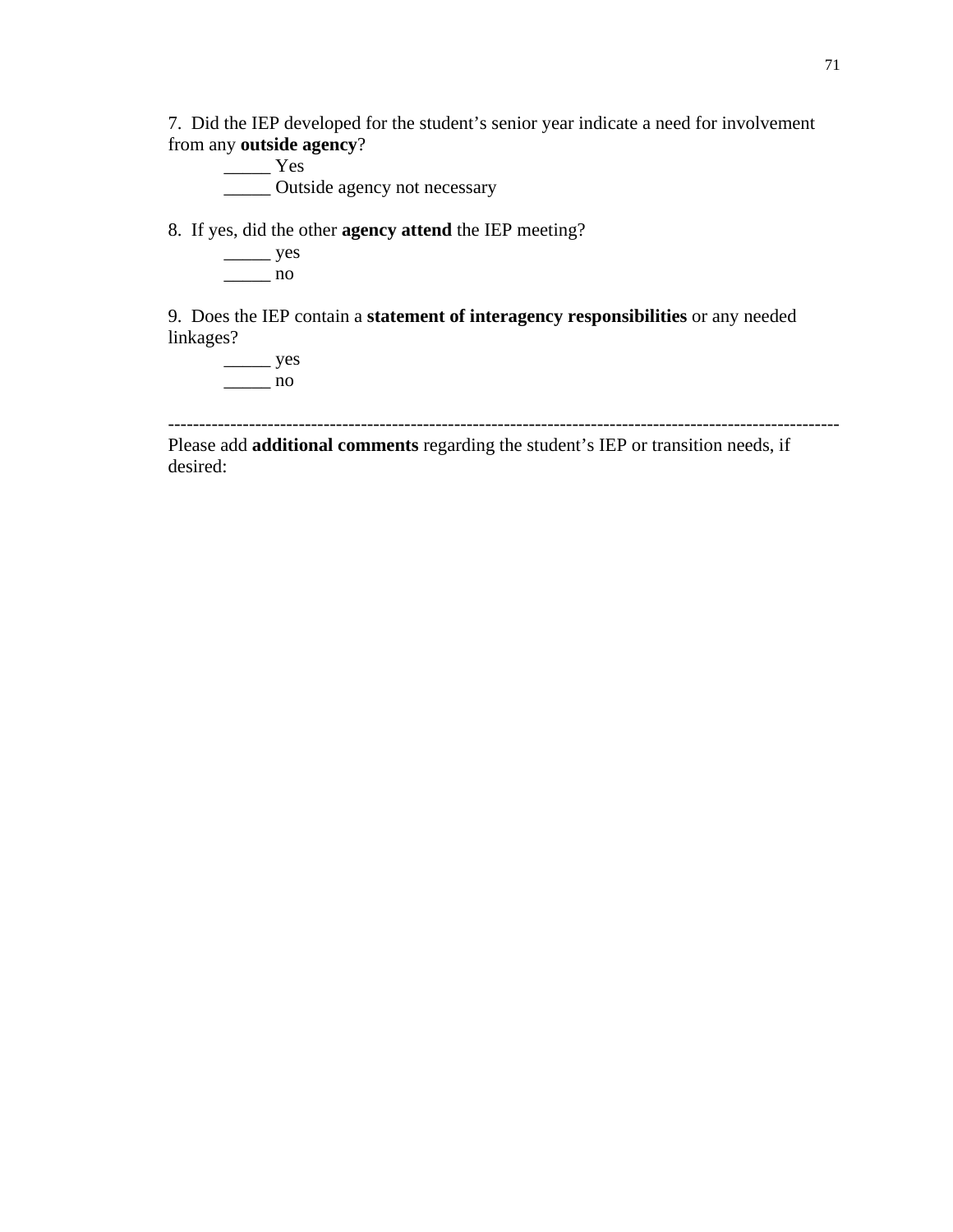7. Did the IEP developed for the student's senior year indicate a need for involvement from any **outside agency**?

_____ Yes
_____ Outside agency not necessary

8. If yes, did the other **agency attend** the IEP meeting?

_____ yes
_____ no

9. Does the IEP contain a **statement of interagency responsibilities** or any needed linkages?

_____ yes
_____ no

---

Please add **additional comments** regarding the student's IEP or transition needs, if desired: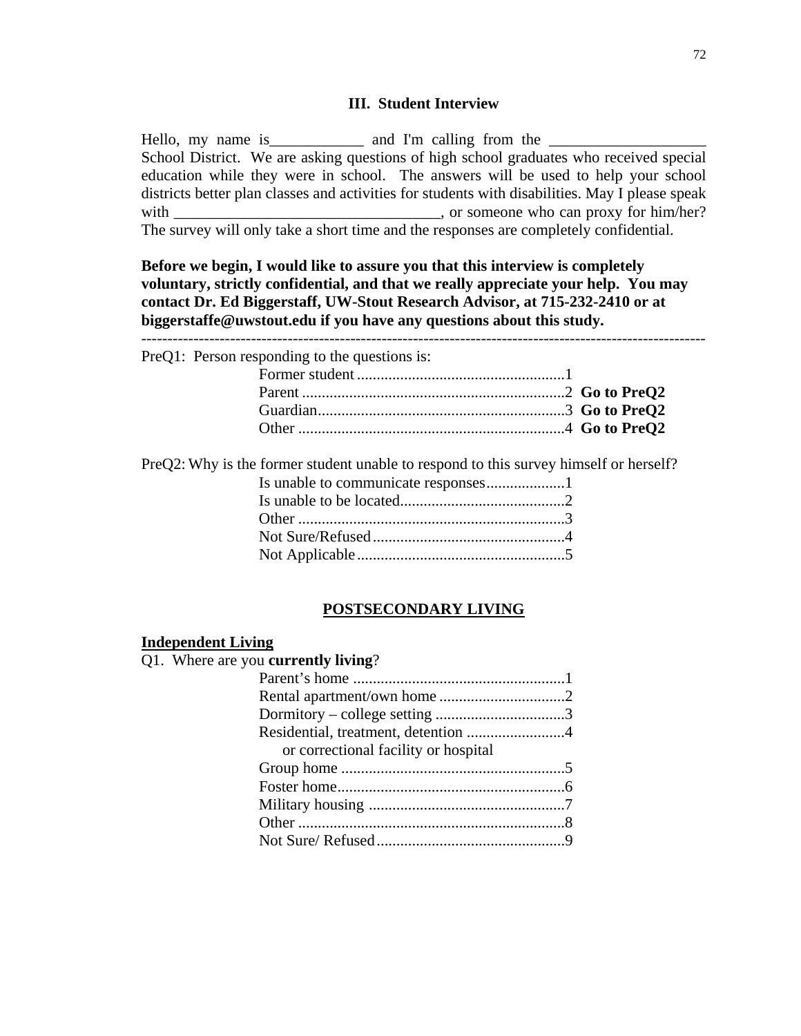### III. Student Interview

Hello, my name is____________ and I'm calling from the ___________________ School District. We are asking questions of high school graduates who received special education while they were in school. The answers will be used to help your school districts better plan classes and activities for students with disabilities. May I please speak with _________________________________, or someone who can proxy for him/her? The survey will only take a short time and the responses are completely confidential.

**Before we begin, I would like to assure you that this interview is completely voluntary, strictly confidential, and that we really appreciate your help. You may contact Dr. Ed Biggerstaff, UW-Stout Research Advisor, at 715-232-2410 or at biggerstaffe@uwstout.edu if you have any questions about this study.**

---

PreQ1: Person responding to the questions is:

- Former student .....................................................1
- Parent ...................................................................2 **Go to PreQ2**
- Guardian...............................................................3 **Go to PreQ2**
- Other ....................................................................4 **Go to PreQ2**

PreQ2: Why is the former student unable to respond to this survey himself or herself?

- Is unable to communicate responses....................1
- Is unable to be located..........................................2
- Other ....................................................................3
- Not Sure/Refused.................................................4
- Not Applicable.....................................................5

## POSTSECONDARY LIVING

**Independent Living**

Q1. Where are you **currently living**?

- Parent's home ......................................................1
- Rental apartment/own home ................................2
- Dormitory – college setting .................................3
- Residential, treatment, detention .........................4
  or correctional facility or hospital
- Group home .........................................................5
- Foster home..........................................................6
- Military housing ..................................................7
- Other ....................................................................8
- Not Sure/ Refused................................................9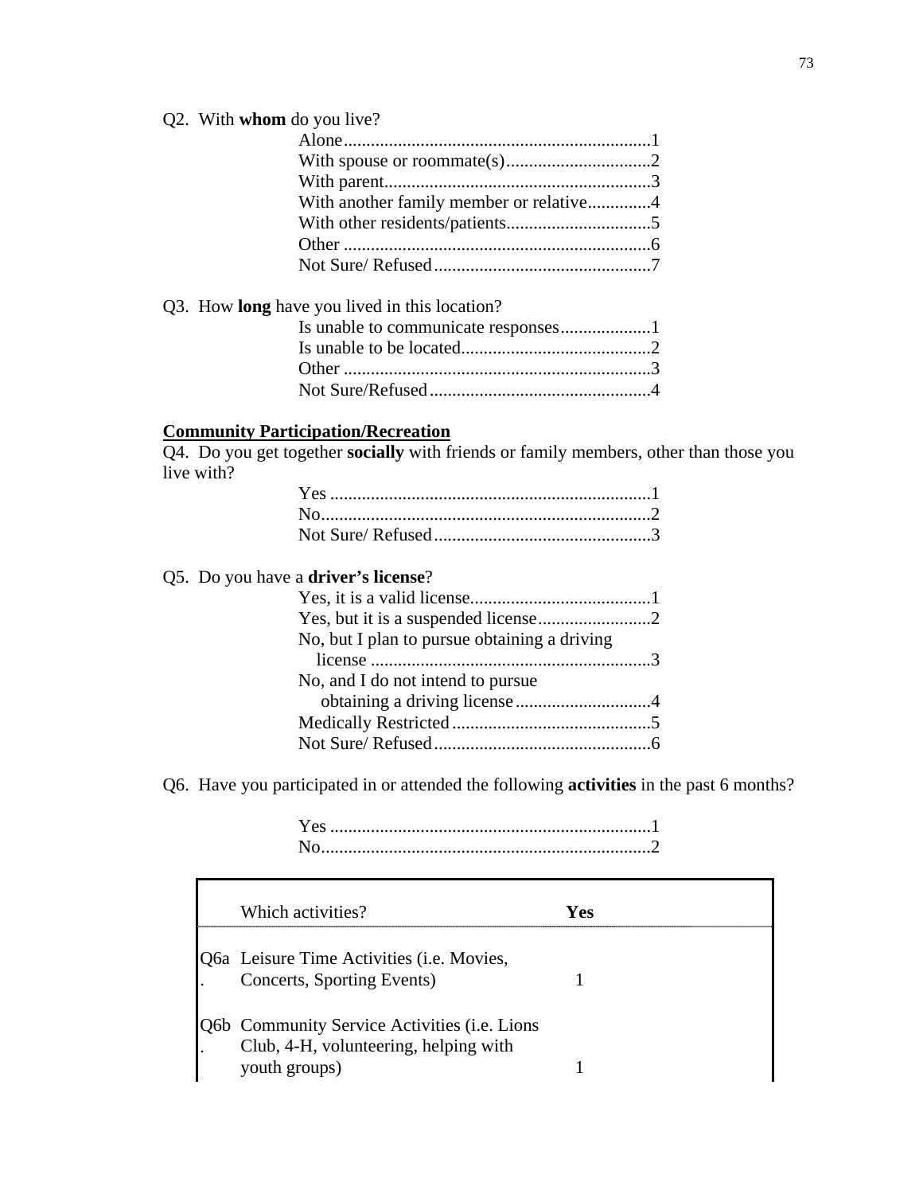Q2. With **whom** do you live?

- Alone....................................................................1
- With spouse or roommate(s)................................2
- With parent...........................................................3
- With another family member or relative.............4
- With other residents/patients................................5
- Other ....................................................................6
- Not Sure/ Refused................................................7

Q3. How **long** have you lived in this location?

- Is unable to communicate responses....................1
- Is unable to be located..........................................2
- Other ....................................................................3
- Not Sure/Refused.................................................4

**Community Participation/Recreation**

Q4. Do you get together **socially** with friends or family members, other than those you live with?

- Yes .......................................................................1
- No.........................................................................2
- Not Sure/ Refused................................................3

Q5. Do you have a **driver's license**?

- Yes, it is a valid license........................................1
- Yes, but it is a suspended license.........................2
- No, but I plan to pursue obtaining a driving license ..............................................................3
- No, and I do not intend to pursue obtaining a driving license..............................4
- Medically Restricted............................................5
- Not Sure/ Refused................................................6

Q6. Have you participated in or attended the following **activities** in the past 6 months?

- Yes .......................................................................1
- No.........................................................................2

| | Which activities? | **Yes** |
|---|---|---|
| Q6a. | Leisure Time Activities (i.e. Movies, Concerts, Sporting Events) | 1 |
| Q6b. | Community Service Activities (i.e. Lions Club, 4-H, volunteering, helping with youth groups) | 1 |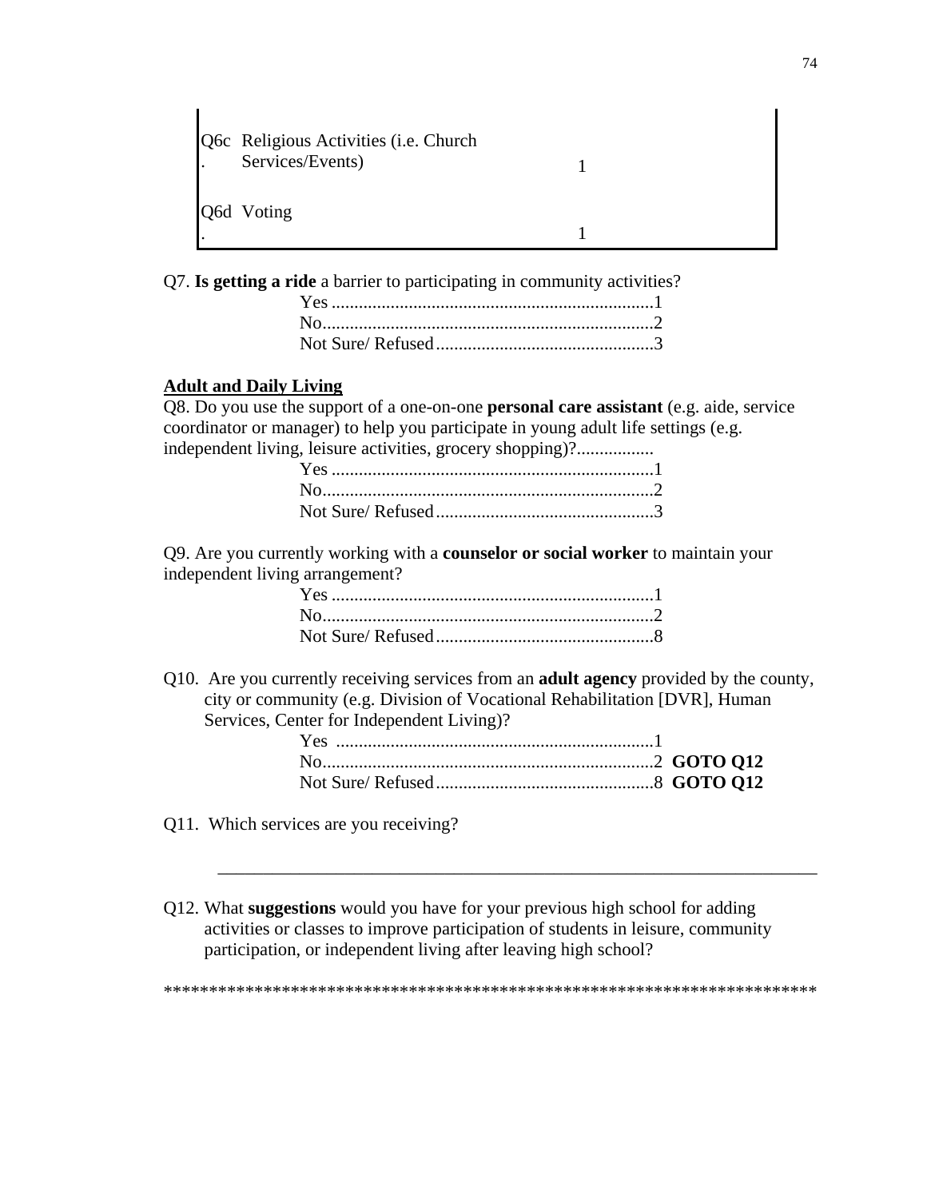| | |
|---|---|
| Q6c. Religious Activities (i.e. Church Services/Events) | 1 |
| Q6d. Voting | 1 |

Q7. **Is getting a ride** a barrier to participating in community activities?

Yes ......................................................................1
No.........................................................................2
Not Sure/ Refused................................................3

**Adult and Daily Living**

Q8. Do you use the support of a one-on-one **personal care assistant** (e.g. aide, service coordinator or manager) to help you participate in young adult life settings (e.g. independent living, leisure activities, grocery shopping)?.................

Yes ......................................................................1
No.........................................................................2
Not Sure/ Refused................................................3

Q9. Are you currently working with a **counselor or social worker** to maintain your independent living arrangement?

Yes ......................................................................1
No.........................................................................2
Not Sure/ Refused................................................8

Q10. Are you currently receiving services from an **adult agency** provided by the county, city or community (e.g. Division of Vocational Rehabilitation [DVR], Human Services, Center for Independent Living)?

Yes ......................................................................1
No.........................................................................2 **GOTO Q12**
Not Sure/ Refused................................................8 **GOTO Q12**

Q11. Which services are you receiving?

_____________________________________________________________________

Q12. What **suggestions** would you have for your previous high school for adding activities or classes to improve participation of students in leisure, community participation, or independent living after leaving high school?

***************************************************************************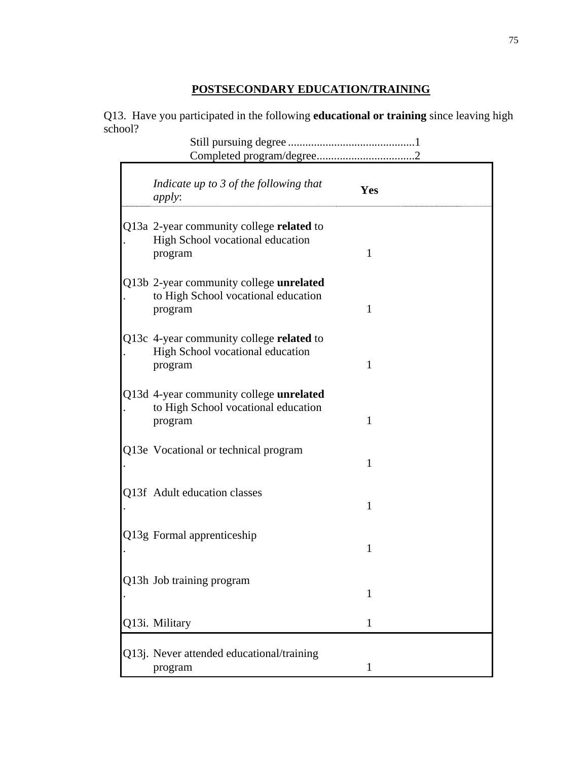## POSTSECONDARY EDUCATION/TRAINING

Q13. Have you participated in the following **educational or training** since leaving high school?

Still pursuing degree ............................................1
Completed program/degree..................................2

| | *Indicate up to 3 of the following that apply*: | **Yes** |
|---|---|---|
| Q13a. | 2-year community college **related** to High School vocational education program | 1 |
| Q13b. | 2-year community college **unrelated** to High School vocational education program | 1 |
| Q13c. | 4-year community college **related** to High School vocational education program | 1 |
| Q13d. | 4-year community college **unrelated** to High School vocational education program | 1 |
| Q13e. | Vocational or technical program | 1 |
| Q13f. | Adult education classes | 1 |
| Q13g. | Formal apprenticeship | 1 |
| Q13h. | Job training program | 1 |
| Q13i. | Military | 1 |
| Q13j. | Never attended educational/training program | 1 |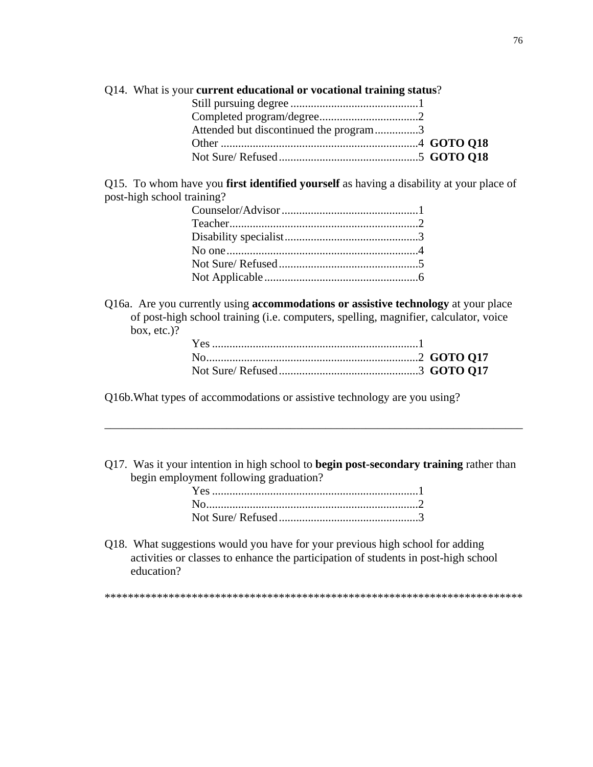Q14. What is your **current educational or vocational training status**?

Still pursuing degree ............................................1
Completed program/degree..................................2
Attended but discontinued the program...............3
Other ....................................................................4 **GOTO Q18**
Not Sure/ Refused................................................5 **GOTO Q18**

Q15. To whom have you **first identified yourself** as having a disability at your place of post-high school training?

Counselor/Advisor...............................................1
Teacher.................................................................2
Disability specialist..............................................3
No one..................................................................4
Not Sure/ Refused................................................5
Not Applicable.....................................................6

Q16a. Are you currently using **accommodations or assistive technology** at your place of post-high school training (i.e. computers, spelling, magnifier, calculator, voice box, etc.)?

Yes .......................................................................1
No.........................................................................2 **GOTO Q17**
Not Sure/ Refused................................................3 **GOTO Q17**

Q16b.What types of accommodations or assistive technology are you using?

___________________________________________________________________________

Q17. Was it your intention in high school to **begin post-secondary training** rather than begin employment following graduation?

Yes .......................................................................1
No.........................................................................2
Not Sure/ Refused................................................3

Q18. What suggestions would you have for your previous high school for adding activities or classes to enhance the participation of students in post-high school education?

*************************************************************************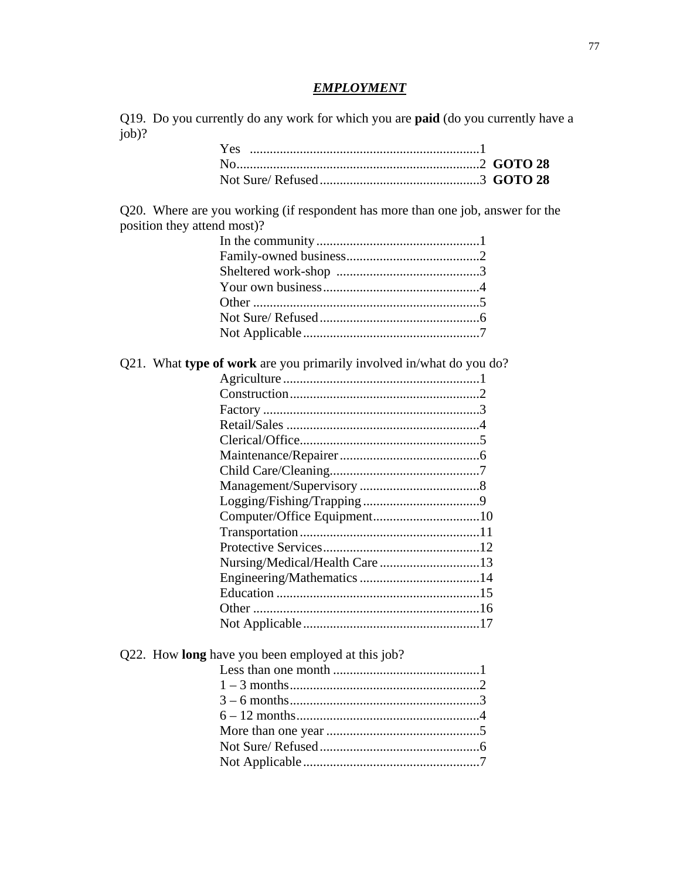## ***EMPLOYMENT***

Q19. Do you currently do any work for which you are **paid** (do you currently have a job)?

Yes ....................................................................1
No........................................................................2 **GOTO 28**
Not Sure/ Refused................................................3 **GOTO 28**

Q20. Where are you working (if respondent has more than one job, answer for the position they attend most)?

In the community.................................................1
Family-owned business........................................2
Sheltered work-shop ..........................................3
Your own business..............................................4
Other ....................................................................5
Not Sure/ Refused................................................6
Not Applicable.....................................................7

Q21. What **type of work** are you primarily involved in/what do you do?

Agriculture...........................................................1
Construction.........................................................2
Factory .................................................................3
Retail/Sales ..........................................................4
Clerical/Office......................................................5
Maintenance/Repairer..........................................6
Child Care/Cleaning.............................................7
Management/Supervisory ....................................8
Logging/Fishing/Trapping...................................9
Computer/Office Equipment................................10
Transportation......................................................11
Protective Services...............................................12
Nursing/Medical/Health Care..............................13
Engineering/Mathematics ....................................14
Education .............................................................15
Other ....................................................................16
Not Applicable.....................................................17

Q22. How **long** have you been employed at this job?

Less than one month ............................................1
1 – 3 months.........................................................2
3 – 6 months.........................................................3
6 – 12 months.......................................................4
More than one year ..............................................5
Not Sure/ Refused................................................6
Not Applicable.....................................................7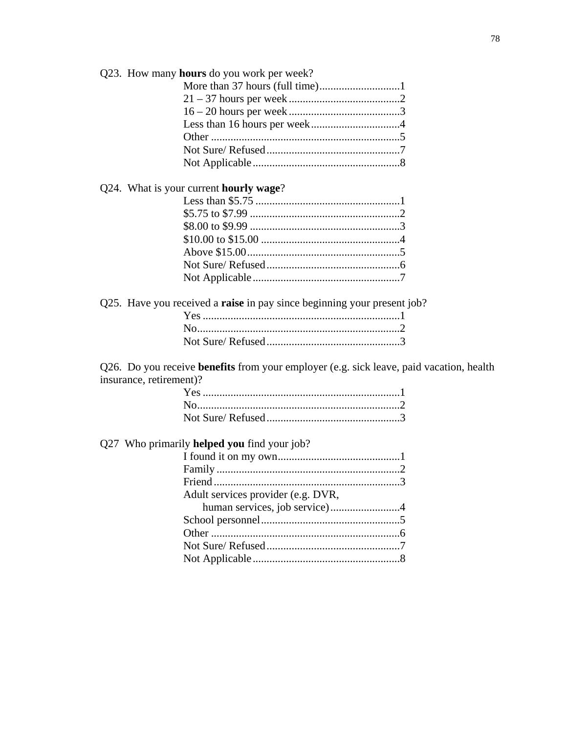Q23. How many **hours** do you work per week?

- More than 37 hours (full time).............................1
- 21 – 37 hours per week........................................2
- 16 – 20 hours per week........................................3
- Less than 16 hours per week................................4
- Other ....................................................................5
- Not Sure/ Refused................................................7
- Not Applicable.....................................................8

Q24. What is your current **hourly wage**?

- Less than $5.75 ....................................................1
- $5.75 to $7.99 ......................................................2
- $8.00 to $9.99 ......................................................3
- $10.00 to $15.00 ..................................................4
- Above $15.00.......................................................5
- Not Sure/ Refused................................................6
- Not Applicable.....................................................7

Q25. Have you received a **raise** in pay since beginning your present job?

- Yes .......................................................................1
- No.........................................................................2
- Not Sure/ Refused................................................3

Q26. Do you receive **benefits** from your employer (e.g. sick leave, paid vacation, health insurance, retirement)?

- Yes .......................................................................1
- No.........................................................................2
- Not Sure/ Refused................................................3

Q27 Who primarily **helped you** find your job?

- I found it on my own............................................1
- Family ..................................................................2
- Friend ...................................................................3
- Adult services provider (e.g. DVR, human services, job service).........................4
- School personnel..................................................5
- Other ....................................................................6
- Not Sure/ Refused................................................7
- Not Applicable.....................................................8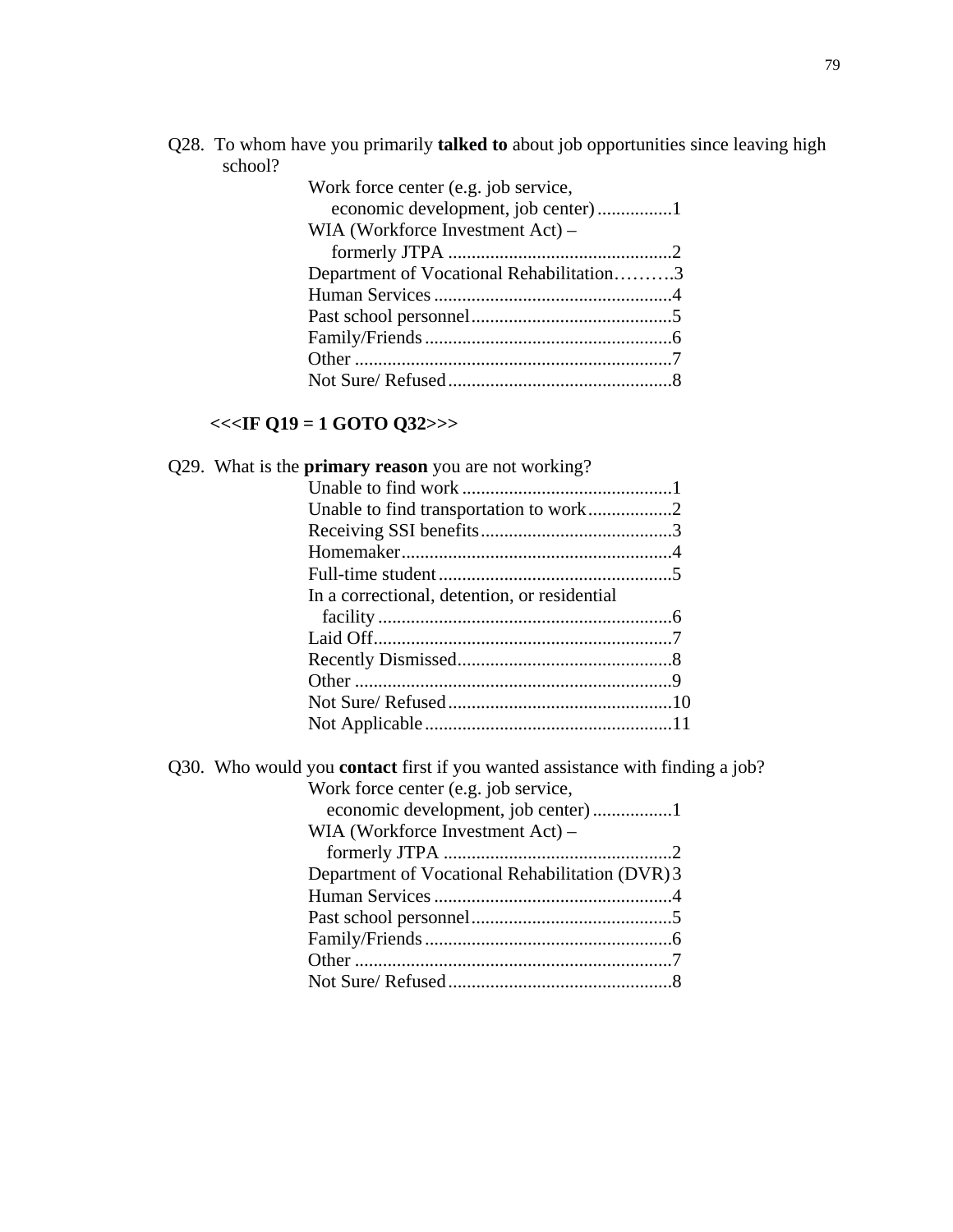Q28. To whom have you primarily **talked to** about job opportunities since leaving high school?

- Work force center (e.g. job service, economic development, job center) ................1
- WIA (Workforce Investment Act) – formerly JTPA ................................................2
- Department of Vocational Rehabilitation……….3
- Human Services ...................................................4
- Past school personnel...........................................5
- Family/Friends.....................................................6
- Other ....................................................................7
- Not Sure/ Refused................................................8

**<<<IF Q19 = 1 GOTO Q32>>>**

Q29. What is the **primary reason** you are not working?

- Unable to find work .............................................1
- Unable to find transportation to work..................2
- Receiving SSI benefits.........................................3
- Homemaker..........................................................4
- Full-time student..................................................5
- In a correctional, detention, or residential facility ..............................................................6
- Laid Off................................................................7
- Recently Dismissed..............................................8
- Other ....................................................................9
- Not Sure/ Refused................................................10
- Not Applicable.....................................................11

Q30. Who would you **contact** first if you wanted assistance with finding a job?

- Work force center (e.g. job service, economic development, job center) .................1
- WIA (Workforce Investment Act) – formerly JTPA .................................................2
- Department of Vocational Rehabilitation (DVR) 3
- Human Services ...................................................4
- Past school personnel...........................................5
- Family/Friends.....................................................6
- Other ....................................................................7
- Not Sure/ Refused................................................8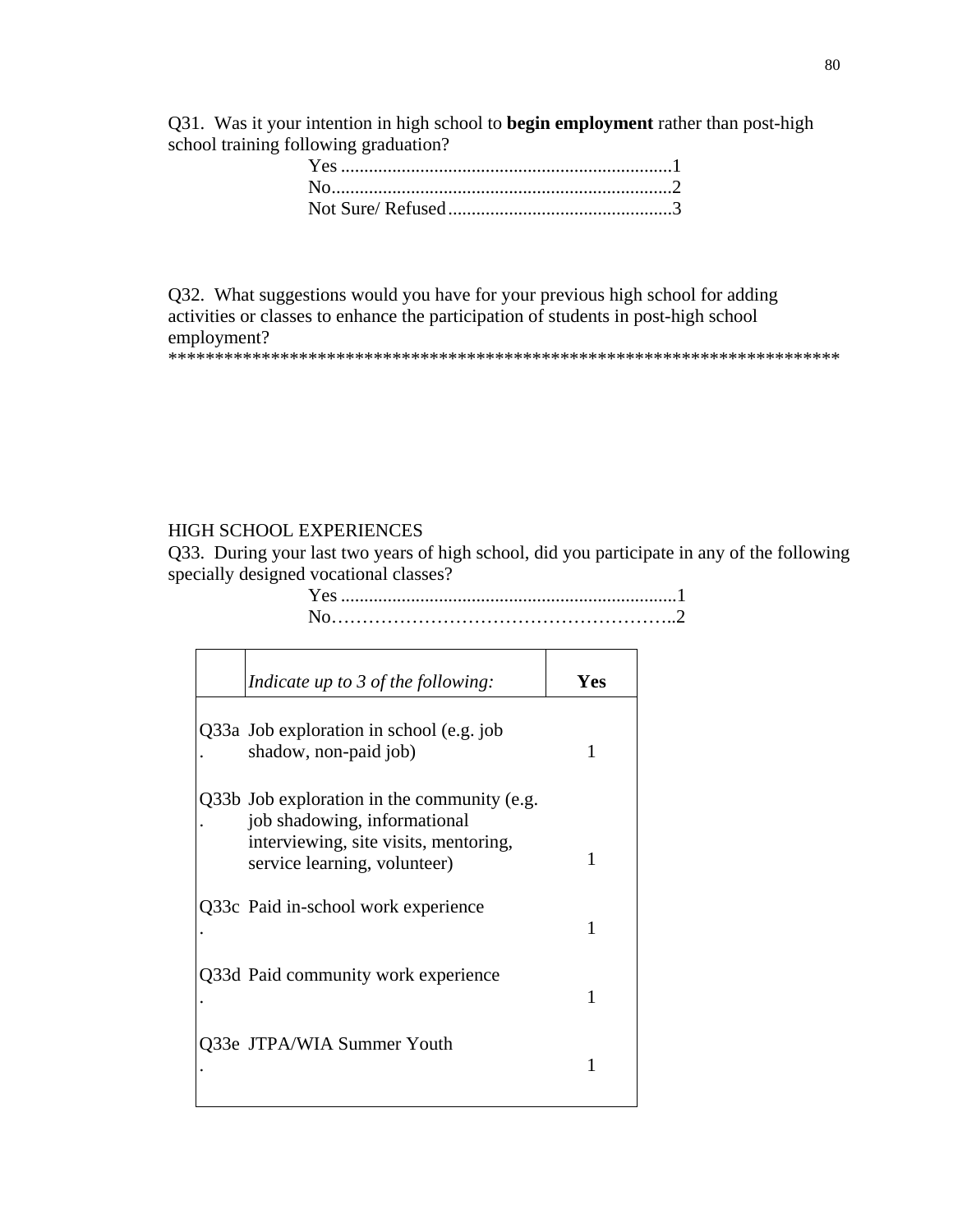Q31. Was it your intention in high school to **begin employment** rather than post-high school training following graduation?

Yes .......................................................................1
No.........................................................................2
Not Sure/ Refused................................................3

Q32. What suggestions would you have for your previous high school for adding activities or classes to enhance the participation of students in post-high school employment?
*************************************************************************

HIGH SCHOOL EXPERIENCES

Q33. During your last two years of high school, did you participate in any of the following specially designed vocational classes?

Yes .......................................................................1
No……………………………………………..2

| | *Indicate up to 3 of the following:* | **Yes** |
|---|---|---|
| Q33a. | Job exploration in school (e.g. job shadow, non-paid job) | 1 |
| Q33b. | Job exploration in the community (e.g. job shadowing, informational interviewing, site visits, mentoring, service learning, volunteer) | 1 |
| Q33c. | Paid in-school work experience | 1 |
| Q33d. | Paid community work experience | 1 |
| Q33e. | JTPA/WIA Summer Youth | 1 |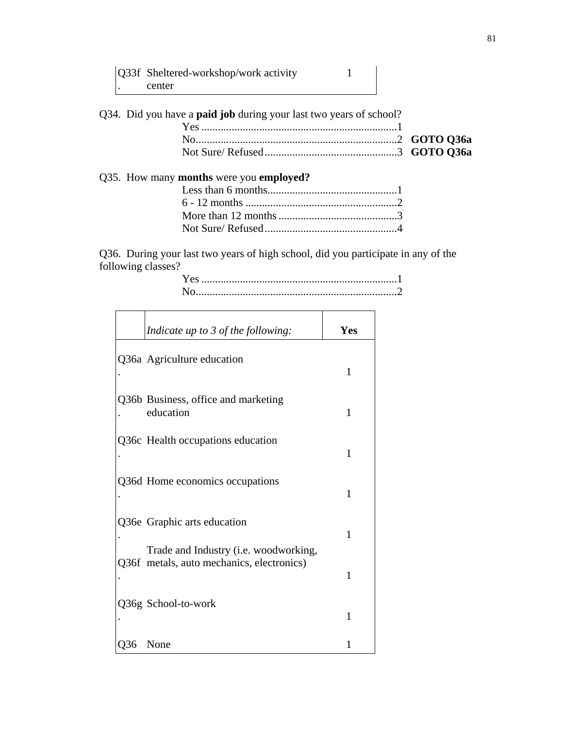| | | |
|---|---|---|
| Q33f. | Sheltered-workshop/work activity center | 1 |

Q34. Did you have a **paid job** during your last two years of school?

Yes ........................................................................1
No..........................................................................2 **GOTO Q36a**
Not Sure/ Refused ................................................3 **GOTO Q36a**

Q35. How many **months** were you **employed?**

Less than 6 months...............................................1
6 - 12 months .......................................................2
More than 12 months ...........................................3
Not Sure/ Refused ................................................4

Q36. During your last two years of high school, did you participate in any of the following classes?

Yes ........................................................................1
No..........................................................................2

| | *Indicate up to 3 of the following:* | **Yes** |
|---|---|---|
| Q36a. | Agriculture education | 1 |
| Q36b. | Business, office and marketing education | 1 |
| Q36c. | Health occupations education | 1 |
| Q36d. | Home economics occupations | 1 |
| Q36e. | Graphic arts education | 1 |
| Q36f. | Trade and Industry (i.e. woodworking, metals, auto mechanics, electronics) | 1 |
| Q36g. | School-to-work | 1 |
| Q36 | None | 1 |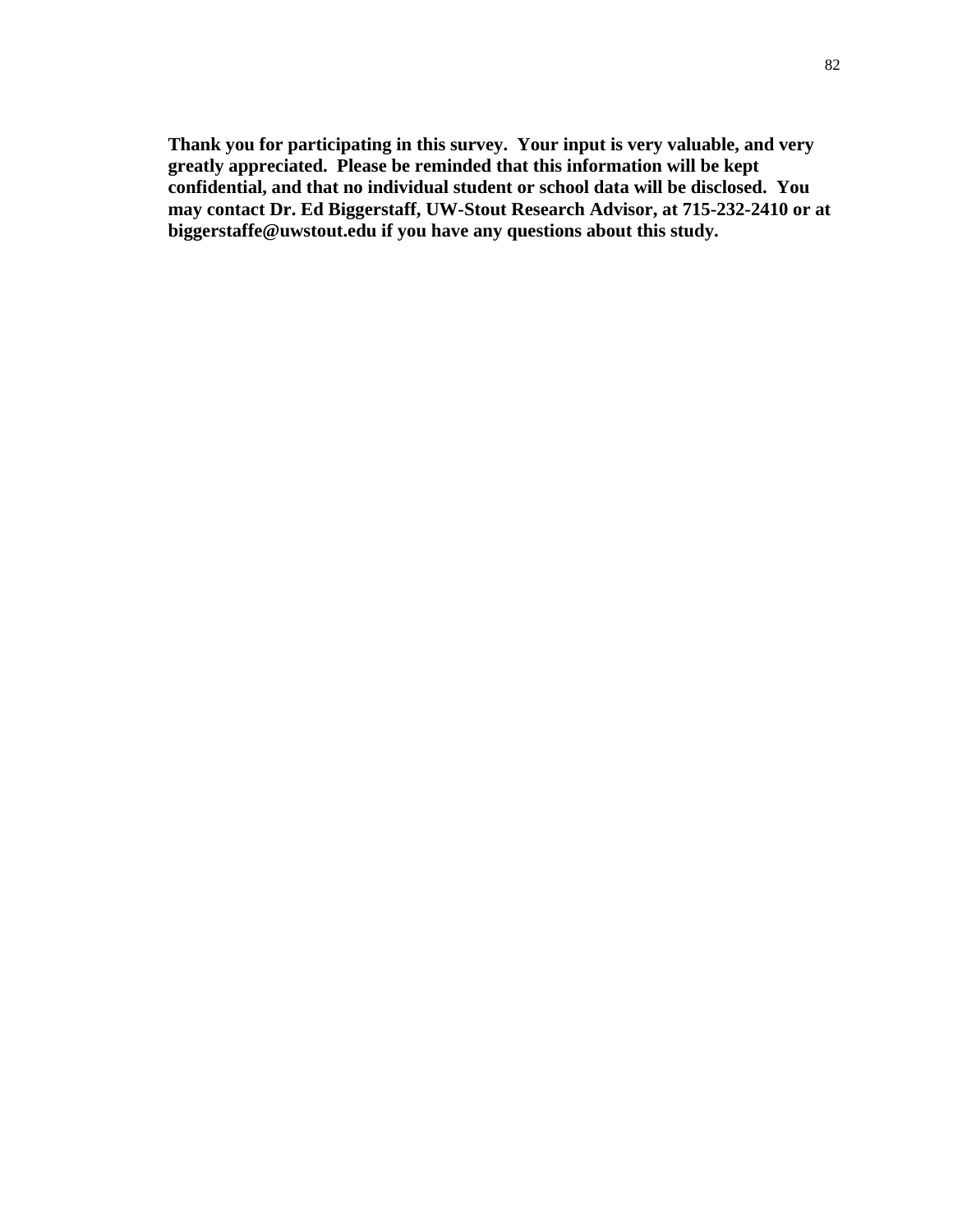**Thank you for participating in this survey. Your input is very valuable, and very greatly appreciated. Please be reminded that this information will be kept confidential, and that no individual student or school data will be disclosed. You may contact Dr. Ed Biggerstaff, UW-Stout Research Advisor, at 715-232-2410 or at biggerstaffe@uwstout.edu if you have any questions about this study.**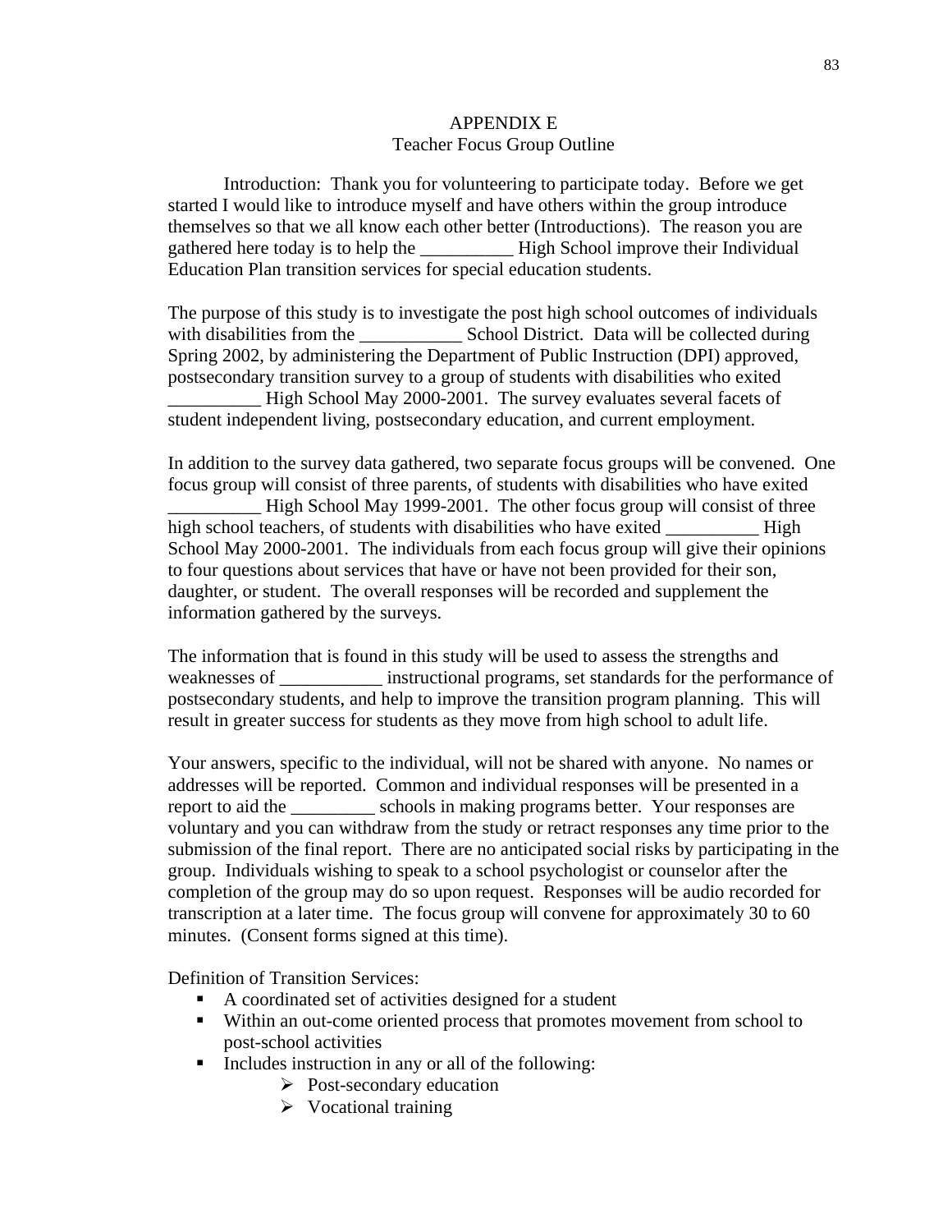# APPENDIX E
## Teacher Focus Group Outline

Introduction: Thank you for volunteering to participate today. Before we get started I would like to introduce myself and have others within the group introduce themselves so that we all know each other better (Introductions). The reason you are gathered here today is to help the __________ High School improve their Individual Education Plan transition services for special education students.

The purpose of this study is to investigate the post high school outcomes of individuals with disabilities from the ___________ School District. Data will be collected during Spring 2002, by administering the Department of Public Instruction (DPI) approved, postsecondary transition survey to a group of students with disabilities who exited __________ High School May 2000-2001. The survey evaluates several facets of student independent living, postsecondary education, and current employment.

In addition to the survey data gathered, two separate focus groups will be convened. One focus group will consist of three parents, of students with disabilities who have exited __________ High School May 1999-2001. The other focus group will consist of three high school teachers, of students with disabilities who have exited __________ High School May 2000-2001. The individuals from each focus group will give their opinions to four questions about services that have or have not been provided for their son, daughter, or student. The overall responses will be recorded and supplement the information gathered by the surveys.

The information that is found in this study will be used to assess the strengths and weaknesses of ___________ instructional programs, set standards for the performance of postsecondary students, and help to improve the transition program planning. This will result in greater success for students as they move from high school to adult life.

Your answers, specific to the individual, will not be shared with anyone. No names or addresses will be reported. Common and individual responses will be presented in a report to aid the _________ schools in making programs better. Your responses are voluntary and you can withdraw from the study or retract responses any time prior to the submission of the final report. There are no anticipated social risks by participating in the group. Individuals wishing to speak to a school psychologist or counselor after the completion of the group may do so upon request. Responses will be audio recorded for transcription at a later time. The focus group will convene for approximately 30 to 60 minutes. (Consent forms signed at this time).

Definition of Transition Services:

- A coordinated set of activities designed for a student
- Within an out-come oriented process that promotes movement from school to post-school activities
- Includes instruction in any or all of the following:
  - Post-secondary education
  - Vocational training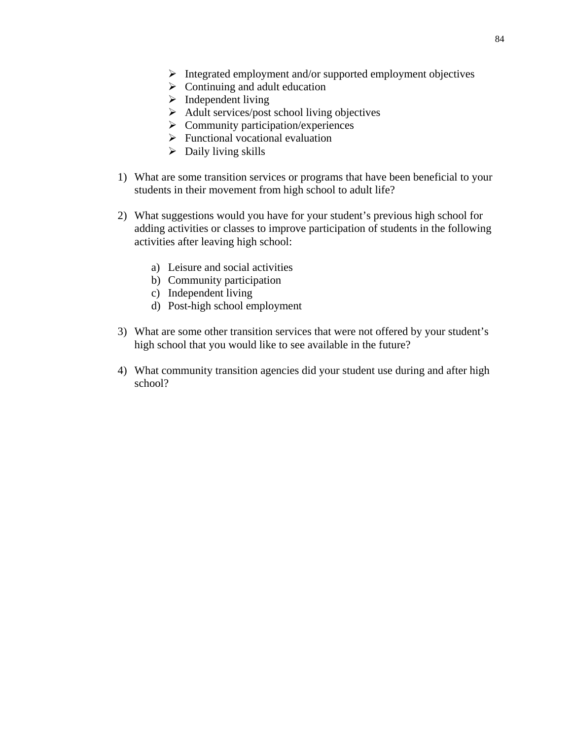- Integrated employment and/or supported employment objectives
- Continuing and adult education
- Independent living
- Adult services/post school living objectives
- Community participation/experiences
- Functional vocational evaluation
- Daily living skills

1) What are some transition services or programs that have been beneficial to your students in their movement from high school to adult life?

2) What suggestions would you have for your student's previous high school for adding activities or classes to improve participation of students in the following activities after leaving high school:

    a) Leisure and social activities
    b) Community participation
    c) Independent living
    d) Post-high school employment

3) What are some other transition services that were not offered by your student's high school that you would like to see available in the future?

4) What community transition agencies did your student use during and after high school?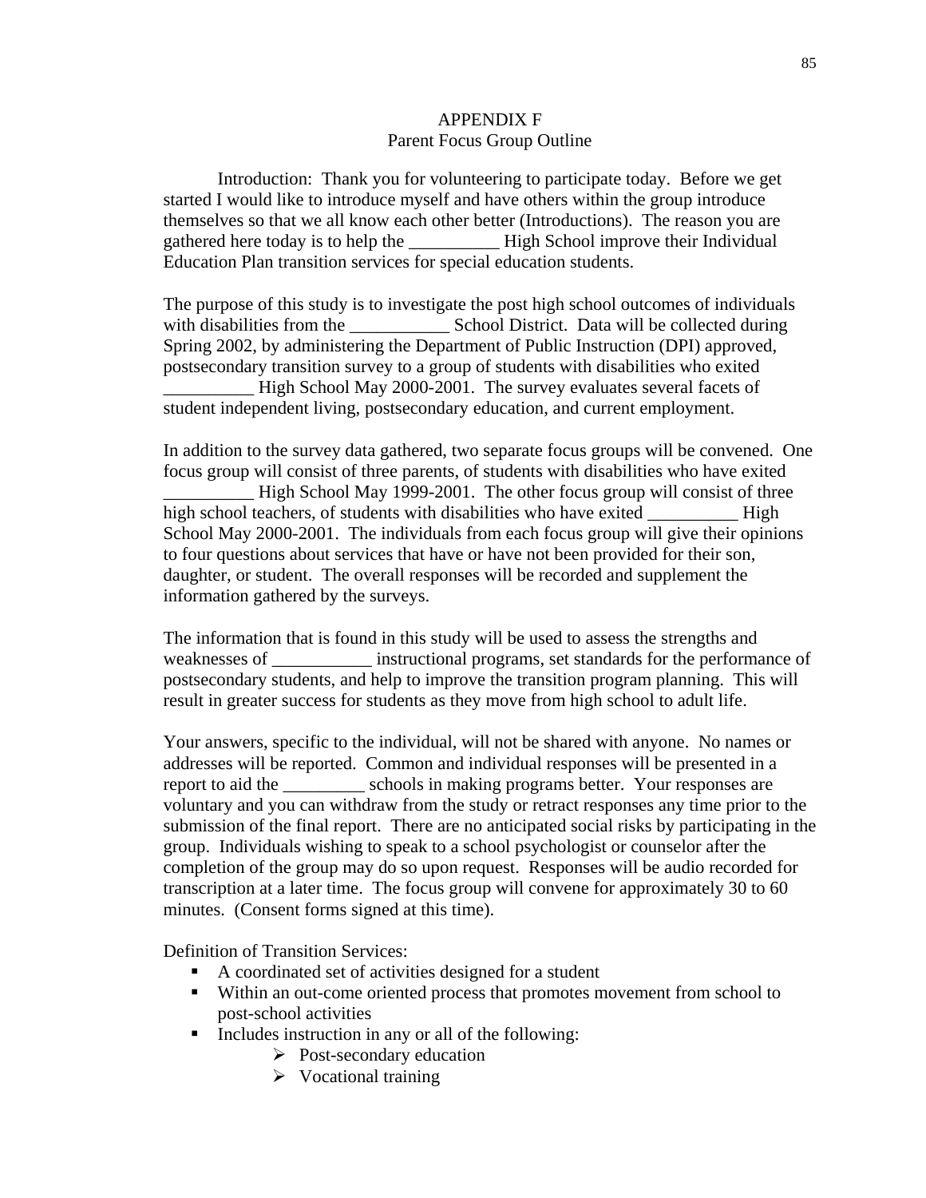# APPENDIX F
## Parent Focus Group Outline

Introduction: Thank you for volunteering to participate today. Before we get started I would like to introduce myself and have others within the group introduce themselves so that we all know each other better (Introductions). The reason you are gathered here today is to help the __________ High School improve their Individual Education Plan transition services for special education students.

The purpose of this study is to investigate the post high school outcomes of individuals with disabilities from the ___________ School District. Data will be collected during Spring 2002, by administering the Department of Public Instruction (DPI) approved, postsecondary transition survey to a group of students with disabilities who exited __________ High School May 2000-2001. The survey evaluates several facets of student independent living, postsecondary education, and current employment.

In addition to the survey data gathered, two separate focus groups will be convened. One focus group will consist of three parents, of students with disabilities who have exited __________ High School May 1999-2001. The other focus group will consist of three high school teachers, of students with disabilities who have exited __________ High School May 2000-2001. The individuals from each focus group will give their opinions to four questions about services that have or have not been provided for their son, daughter, or student. The overall responses will be recorded and supplement the information gathered by the surveys.

The information that is found in this study will be used to assess the strengths and weaknesses of ___________ instructional programs, set standards for the performance of postsecondary students, and help to improve the transition program planning. This will result in greater success for students as they move from high school to adult life.

Your answers, specific to the individual, will not be shared with anyone. No names or addresses will be reported. Common and individual responses will be presented in a report to aid the _________ schools in making programs better. Your responses are voluntary and you can withdraw from the study or retract responses any time prior to the submission of the final report. There are no anticipated social risks by participating in the group. Individuals wishing to speak to a school psychologist or counselor after the completion of the group may do so upon request. Responses will be audio recorded for transcription at a later time. The focus group will convene for approximately 30 to 60 minutes. (Consent forms signed at this time).

Definition of Transition Services:

- A coordinated set of activities designed for a student
- Within an out-come oriented process that promotes movement from school to post-school activities
- Includes instruction in any or all of the following:
  - Post-secondary education
  - Vocational training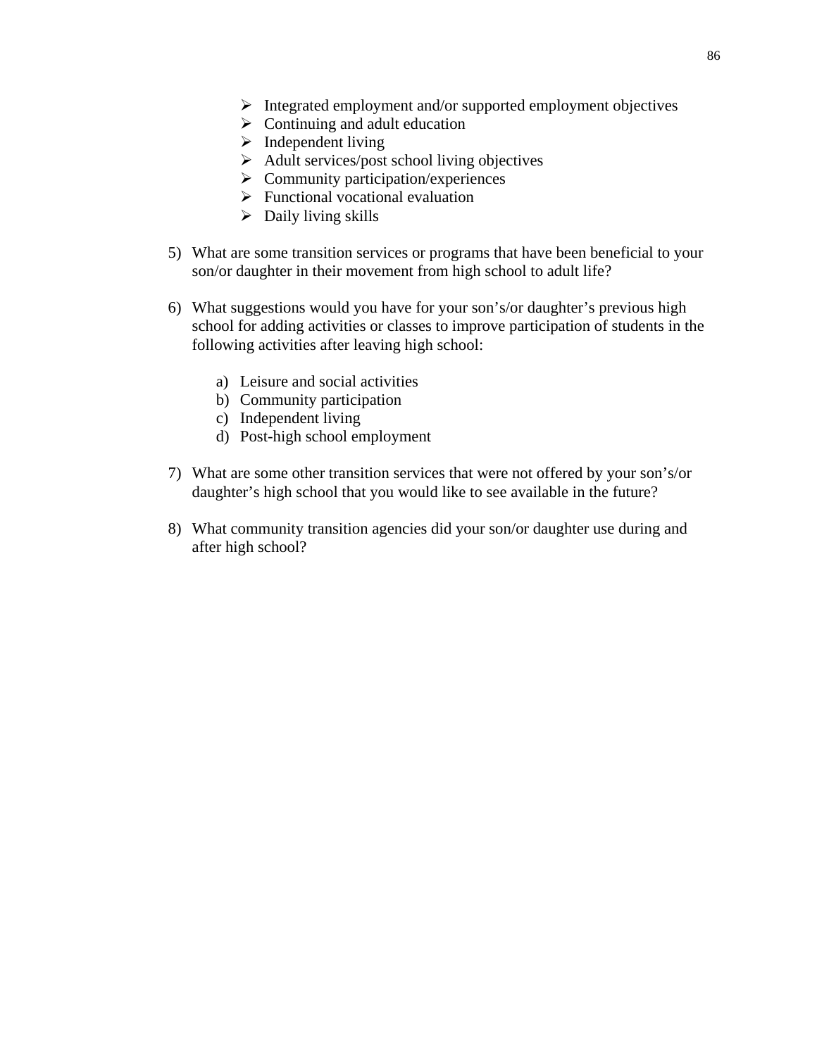- Integrated employment and/or supported employment objectives
- Continuing and adult education
- Independent living
- Adult services/post school living objectives
- Community participation/experiences
- Functional vocational evaluation
- Daily living skills

5) What are some transition services or programs that have been beneficial to your son/or daughter in their movement from high school to adult life?

6) What suggestions would you have for your son's/or daughter's previous high school for adding activities or classes to improve participation of students in the following activities after leaving high school:

   a) Leisure and social activities
   b) Community participation
   c) Independent living
   d) Post-high school employment

7) What are some other transition services that were not offered by your son's/or daughter's high school that you would like to see available in the future?

8) What community transition agencies did your son/or daughter use during and after high school?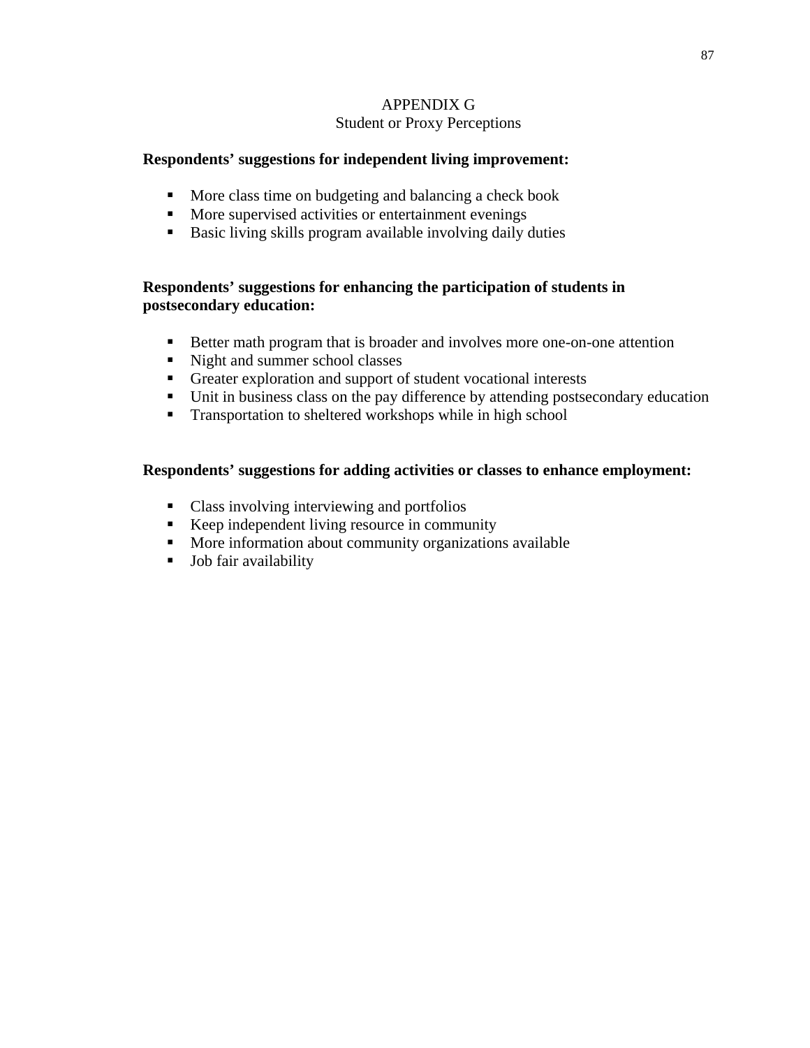# APPENDIX G

## Student or Proxy Perceptions

**Respondents' suggestions for independent living improvement:**

- More class time on budgeting and balancing a check book
- More supervised activities or entertainment evenings
- Basic living skills program available involving daily duties

**Respondents' suggestions for enhancing the participation of students in postsecondary education:**

- Better math program that is broader and involves more one-on-one attention
- Night and summer school classes
- Greater exploration and support of student vocational interests
- Unit in business class on the pay difference by attending postsecondary education
- Transportation to sheltered workshops while in high school

**Respondents' suggestions for adding activities or classes to enhance employment:**

- Class involving interviewing and portfolios
- Keep independent living resource in community
- More information about community organizations available
- Job fair availability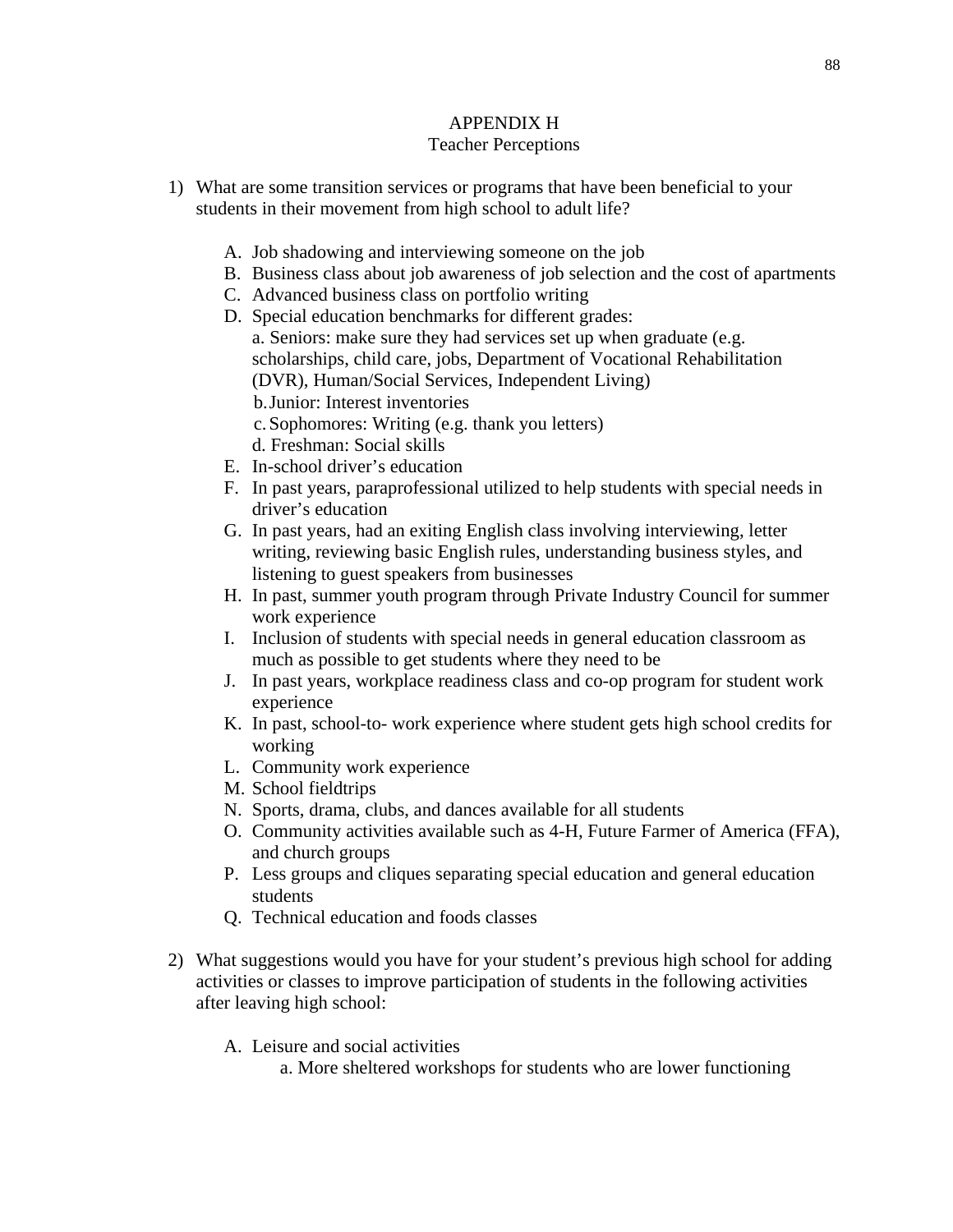# APPENDIX H
## Teacher Perceptions

1) What are some transition services or programs that have been beneficial to your students in their movement from high school to adult life?

   A. Job shadowing and interviewing someone on the job
   B. Business class about job awareness of job selection and the cost of apartments
   C. Advanced business class on portfolio writing
   D. Special education benchmarks for different grades:
      a. Seniors: make sure they had services set up when graduate (e.g. scholarships, child care, jobs, Department of Vocational Rehabilitation (DVR), Human/Social Services, Independent Living)
      b. Junior: Interest inventories
      c. Sophomores: Writing (e.g. thank you letters)
      d. Freshman: Social skills
   E. In-school driver's education
   F. In past years, paraprofessional utilized to help students with special needs in driver's education
   G. In past years, had an exiting English class involving interviewing, letter writing, reviewing basic English rules, understanding business styles, and listening to guest speakers from businesses
   H. In past, summer youth program through Private Industry Council for summer work experience
   I. Inclusion of students with special needs in general education classroom as much as possible to get students where they need to be
   J. In past years, workplace readiness class and co-op program for student work experience
   K. In past, school-to- work experience where student gets high school credits for working
   L. Community work experience
   M. School fieldtrips
   N. Sports, drama, clubs, and dances available for all students
   O. Community activities available such as 4-H, Future Farmer of America (FFA), and church groups
   P. Less groups and cliques separating special education and general education students
   Q. Technical education and foods classes

2) What suggestions would you have for your student's previous high school for adding activities or classes to improve participation of students in the following activities after leaving high school:

   A. Leisure and social activities
      a. More sheltered workshops for students who are lower functioning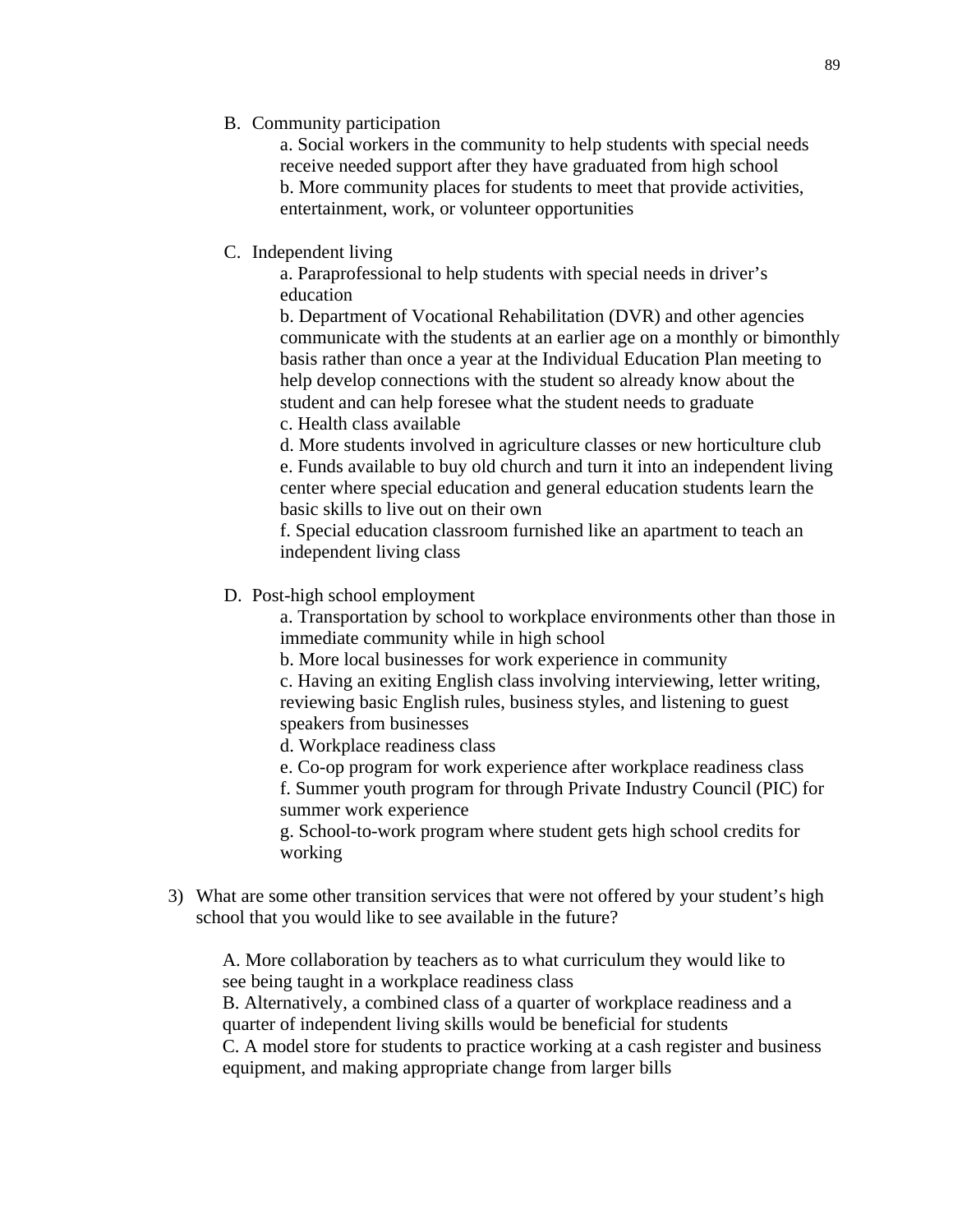B. Community participation

a. Social workers in the community to help students with special needs receive needed support after they have graduated from high school
b. More community places for students to meet that provide activities, entertainment, work, or volunteer opportunities

C. Independent living

a. Paraprofessional to help students with special needs in driver's education
b. Department of Vocational Rehabilitation (DVR) and other agencies communicate with the students at an earlier age on a monthly or bimonthly basis rather than once a year at the Individual Education Plan meeting to help develop connections with the student so already know about the student and can help foresee what the student needs to graduate
c. Health class available
d. More students involved in agriculture classes or new horticulture club
e. Funds available to buy old church and turn it into an independent living center where special education and general education students learn the basic skills to live out on their own
f. Special education classroom furnished like an apartment to teach an independent living class

D. Post-high school employment

a. Transportation by school to workplace environments other than those in immediate community while in high school
b. More local businesses for work experience in community
c. Having an exiting English class involving interviewing, letter writing, reviewing basic English rules, business styles, and listening to guest speakers from businesses
d. Workplace readiness class
e. Co-op program for work experience after workplace readiness class
f. Summer youth program for through Private Industry Council (PIC) for summer work experience
g. School-to-work program where student gets high school credits for working

3) What are some other transition services that were not offered by your student's high school that you would like to see available in the future?

A. More collaboration by teachers as to what curriculum they would like to see being taught in a workplace readiness class
B. Alternatively, a combined class of a quarter of workplace readiness and a quarter of independent living skills would be beneficial for students
C. A model store for students to practice working at a cash register and business equipment, and making appropriate change from larger bills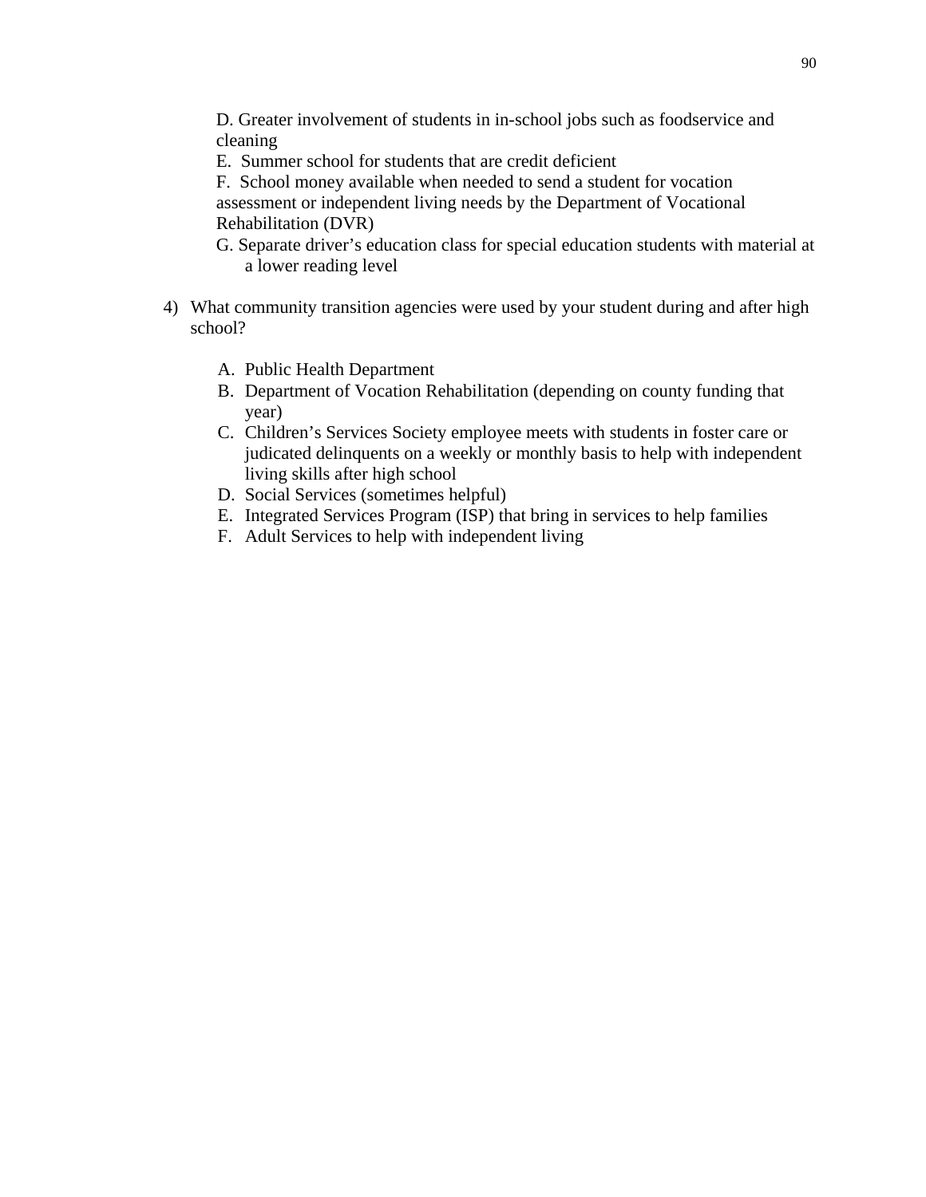D. Greater involvement of students in in-school jobs such as foodservice and cleaning

E. Summer school for students that are credit deficient

F. School money available when needed to send a student for vocation assessment or independent living needs by the Department of Vocational Rehabilitation (DVR)

G. Separate driver's education class for special education students with material at a lower reading level

4) What community transition agencies were used by your student during and after high school?

   A. Public Health Department
   B. Department of Vocation Rehabilitation (depending on county funding that year)
   C. Children's Services Society employee meets with students in foster care or judicated delinquents on a weekly or monthly basis to help with independent living skills after high school
   D. Social Services (sometimes helpful)
   E. Integrated Services Program (ISP) that bring in services to help families
   F. Adult Services to help with independent living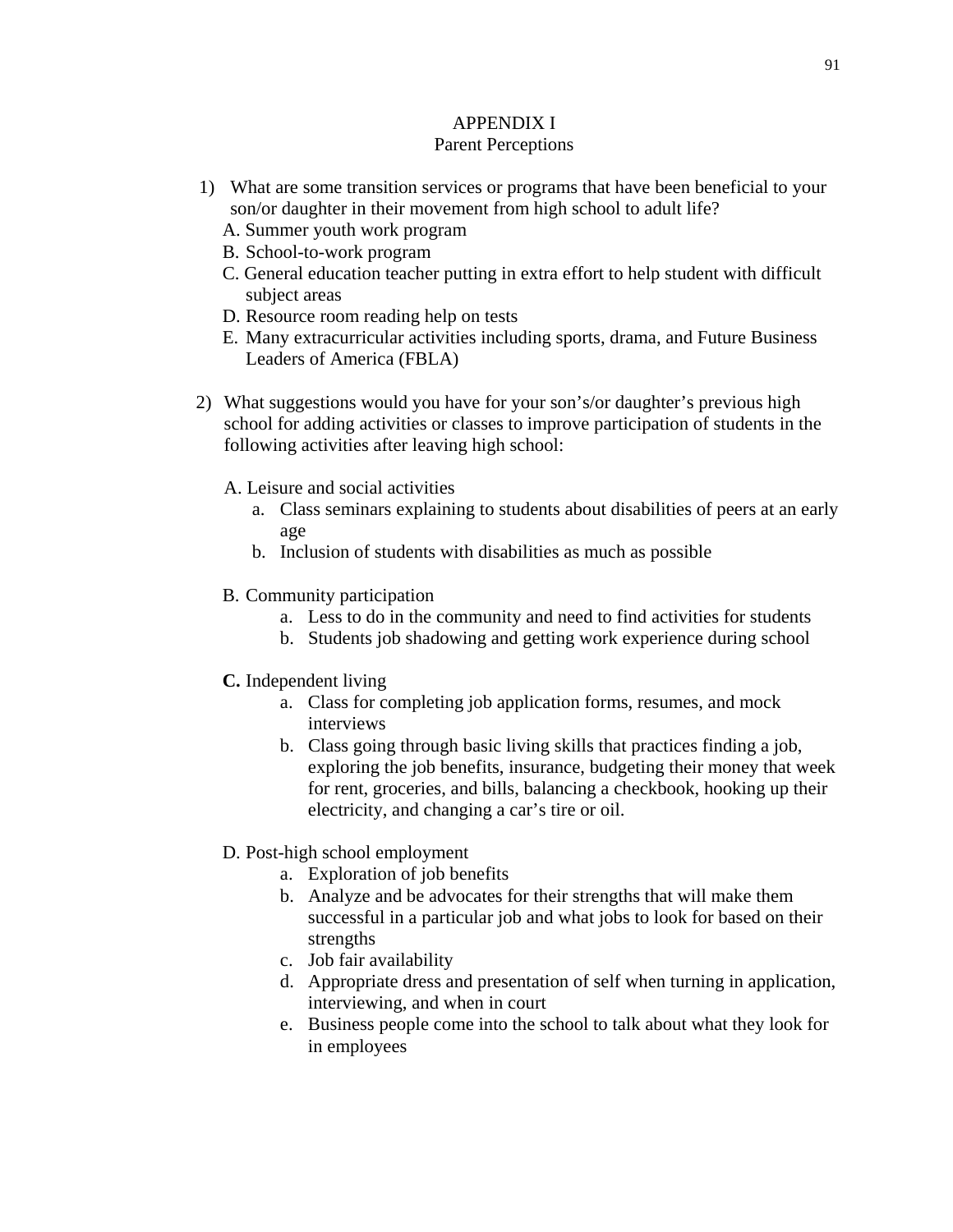# APPENDIX I
## Parent Perceptions

1) What are some transition services or programs that have been beneficial to your son/or daughter in their movement from high school to adult life?
   A. Summer youth work program
   B. School-to-work program
   C. General education teacher putting in extra effort to help student with difficult subject areas
   D. Resource room reading help on tests
   E. Many extracurricular activities including sports, drama, and Future Business Leaders of America (FBLA)

2) What suggestions would you have for your son's/or daughter's previous high school for adding activities or classes to improve participation of students in the following activities after leaving high school:

   A. Leisure and social activities
      a. Class seminars explaining to students about disabilities of peers at an early age
      b. Inclusion of students with disabilities as much as possible

   B. Community participation
      a. Less to do in the community and need to find activities for students
      b. Students job shadowing and getting work experience during school

   **C.** Independent living
      a. Class for completing job application forms, resumes, and mock interviews
      b. Class going through basic living skills that practices finding a job, exploring the job benefits, insurance, budgeting their money that week for rent, groceries, and bills, balancing a checkbook, hooking up their electricity, and changing a car's tire or oil.

   D. Post-high school employment
      a. Exploration of job benefits
      b. Analyze and be advocates for their strengths that will make them successful in a particular job and what jobs to look for based on their strengths
      c. Job fair availability
      d. Appropriate dress and presentation of self when turning in application, interviewing, and when in court
      e. Business people come into the school to talk about what they look for in employees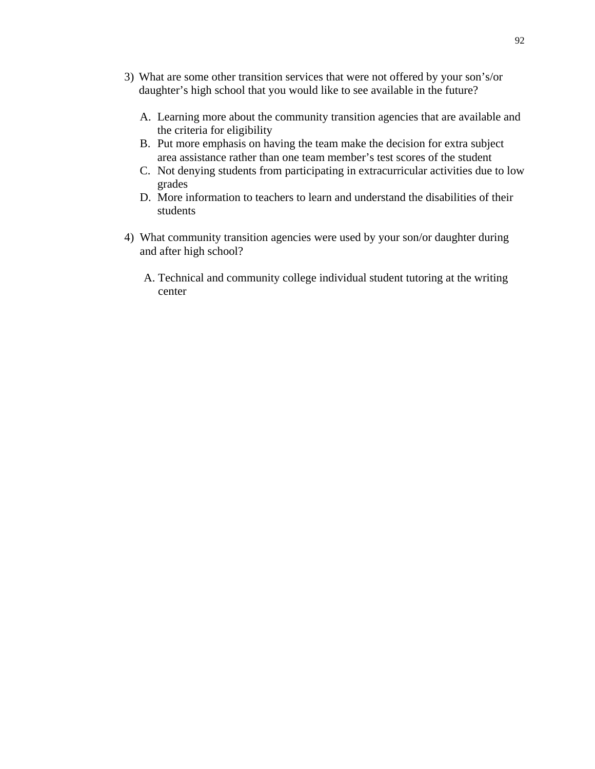3) What are some other transition services that were not offered by your son's/or daughter's high school that you would like to see available in the future?

   A. Learning more about the community transition agencies that are available and the criteria for eligibility
   B. Put more emphasis on having the team make the decision for extra subject area assistance rather than one team member's test scores of the student
   C. Not denying students from participating in extracurricular activities due to low grades
   D. More information to teachers to learn and understand the disabilities of their students

4) What community transition agencies were used by your son/or daughter during and after high school?

   A. Technical and community college individual student tutoring at the writing center